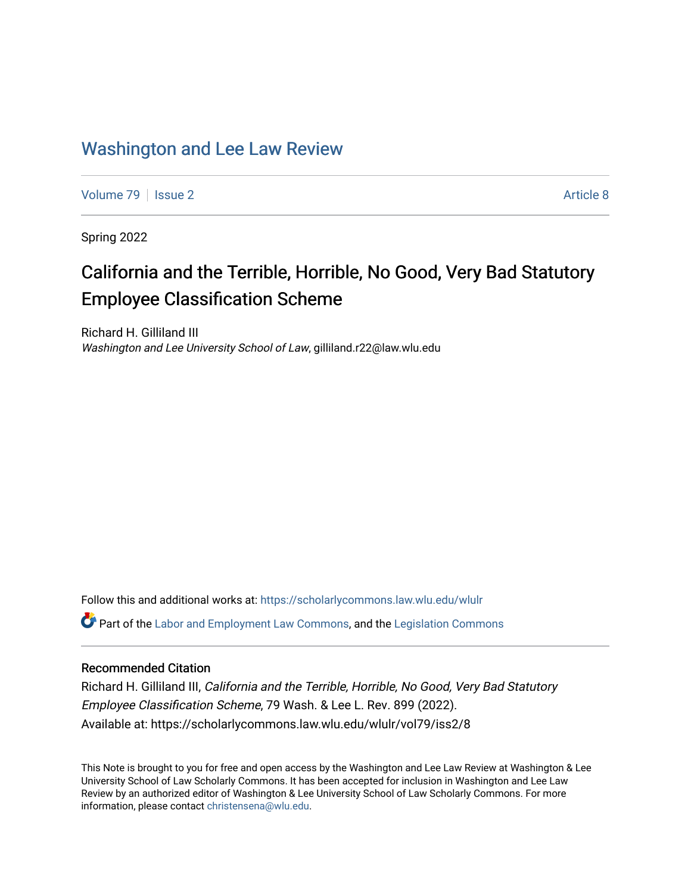# Washington and Lee Law Review

Volume 79 | Issue 2 Article 8

Spring 2022

## California and the Terrible, Horrible, No Good, Very Bad Statutory Employee Classification Scheme

Richard H. Gilliland III
*Washington and Lee University School of Law*, gilliland.r22@law.wlu.edu

Follow this and additional works at: https://scholarlycommons.law.wlu.edu/wlulr

Part of the Labor and Employment Law Commons, and the Legislation Commons

### Recommended Citation

Richard H. Gilliland III, *California and the Terrible, Horrible, No Good, Very Bad Statutory Employee Classification Scheme*, 79 Wash. & Lee L. Rev. 899 (2022).
Available at: https://scholarlycommons.law.wlu.edu/wlulr/vol79/iss2/8

This Note is brought to you for free and open access by the Washington and Lee Law Review at Washington & Lee University School of Law Scholarly Commons. It has been accepted for inclusion in Washington and Lee Law Review by an authorized editor of Washington & Lee University School of Law Scholarly Commons. For more information, please contact christensena@wlu.edu.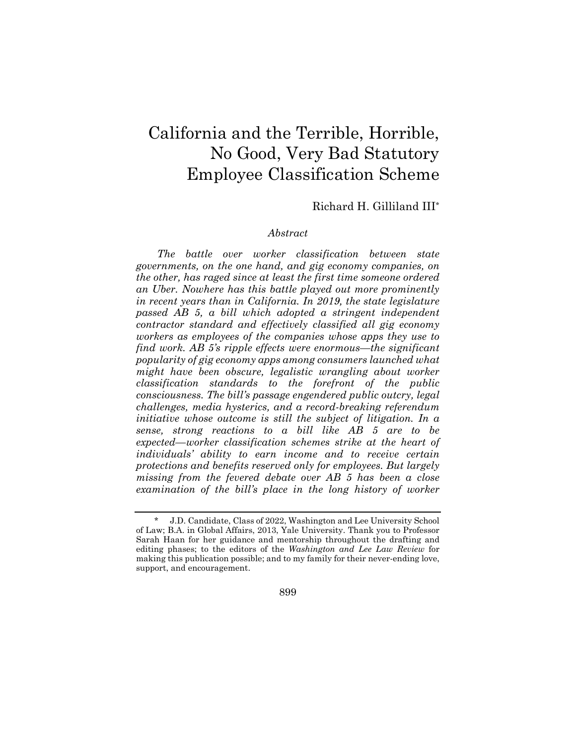# California and the Terrible, Horrible, No Good, Very Bad Statutory Employee Classification Scheme

Richard H. Gilliland III*

*Abstract*

*The battle over worker classification between state governments, on the one hand, and gig economy companies, on the other, has raged since at least the first time someone ordered an Uber. Nowhere has this battle played out more prominently in recent years than in California. In 2019, the state legislature passed AB 5, a bill which adopted a stringent independent contractor standard and effectively classified all gig economy workers as employees of the companies whose apps they use to find work. AB 5's ripple effects were enormous—the significant popularity of gig economy apps among consumers launched what might have been obscure, legalistic wrangling about worker classification standards to the forefront of the public consciousness. The bill's passage engendered public outcry, legal challenges, media hysterics, and a record-breaking referendum initiative whose outcome is still the subject of litigation. In a sense, strong reactions to a bill like AB 5 are to be expected—worker classification schemes strike at the heart of individuals' ability to earn income and to receive certain protections and benefits reserved only for employees. But largely missing from the fevered debate over AB 5 has been a close examination of the bill's place in the long history of worker*

---

\* J.D. Candidate, Class of 2022, Washington and Lee University School of Law; B.A. in Global Affairs, 2013, Yale University. Thank you to Professor Sarah Haan for her guidance and mentorship throughout the drafting and editing phases; to the editors of the *Washington and Lee Law Review* for making this publication possible; and to my family for their never-ending love, support, and encouragement.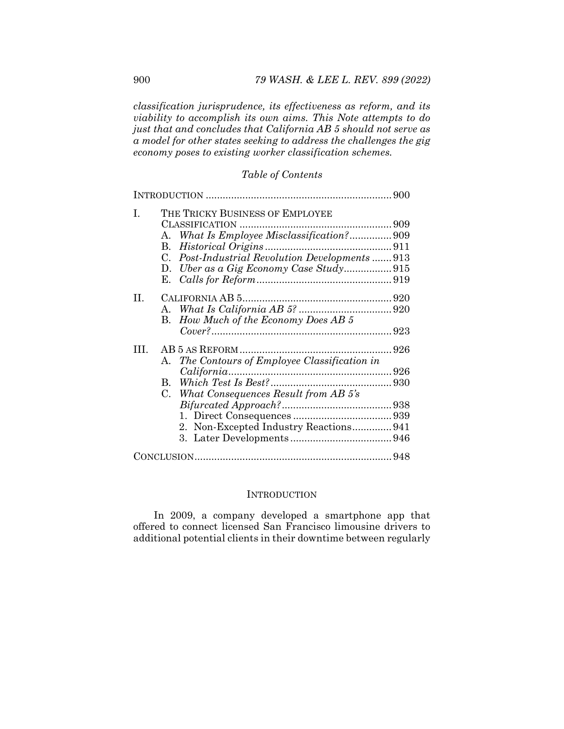*classification jurisprudence, its effectiveness as reform, and its viability to accomplish its own aims. This Note attempts to do just that and concludes that California AB 5 should not serve as a model for other states seeking to address the challenges the gig economy poses to existing worker classification schemes.*

*Table of Contents*

INTRODUCTION .................................................................. 900

I. THE TRICKY BUSINESS OF EMPLOYEE CLASSIFICATION ...................................................... 909
   - A. *What Is Employee Misclassification?*............... 909
   - B. *Historical Origins*............................................. 911
   - C. *Post-Industrial Revolution Developments* ....... 913
   - D. *Uber as a Gig Economy Case Study*................. 915
   - E. *Calls for Reform*................................................ 919

II. CALIFORNIA AB 5..................................................... 920
   - A. *What Is California AB 5?* ................................. 920
   - B. *How Much of the Economy Does AB 5 Cover?*................................................................ 923

III. AB 5 AS REFORM...................................................... 926
   - A. *The Contours of Employee Classification in California*.......................................................... 926
   - B. *Which Test Is Best?*........................................... 930
   - C. *What Consequences Result from AB 5's Bifurcated Approach?*....................................... 938
     1. Direct Consequences ................................... 939
     2. Non-Excepted Industry Reactions.............. 941
     3. Later Developments .................................... 946

CONCLUSION..................................................................... 948

## INTRODUCTION

In 2009, a company developed a smartphone app that offered to connect licensed San Francisco limousine drivers to additional potential clients in their downtime between regularly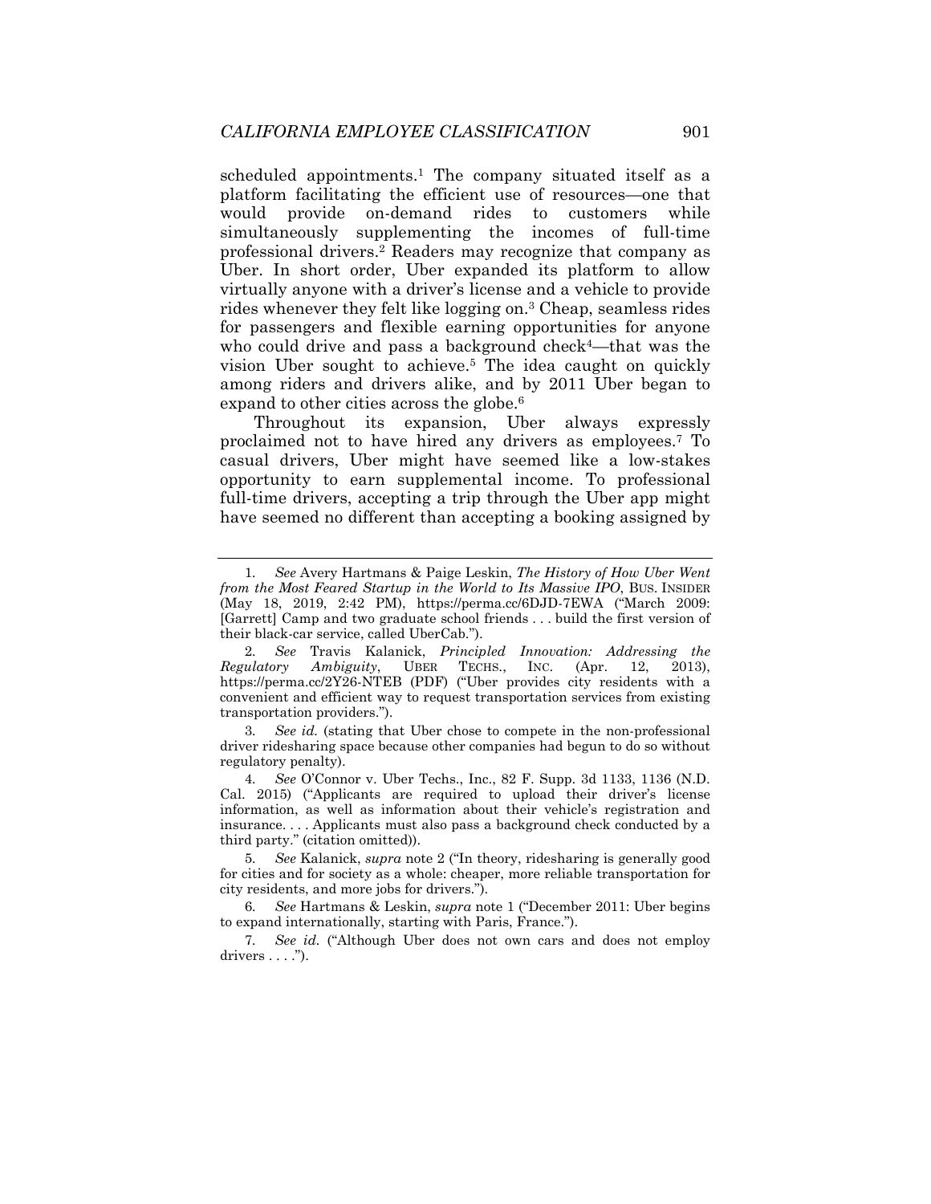scheduled appointments.[1] The company situated itself as a platform facilitating the efficient use of resources—one that would provide on-demand rides to customers while simultaneously supplementing the incomes of full-time professional drivers.[2] Readers may recognize that company as Uber. In short order, Uber expanded its platform to allow virtually anyone with a driver's license and a vehicle to provide rides whenever they felt like logging on.[3] Cheap, seamless rides for passengers and flexible earning opportunities for anyone who could drive and pass a background check[4]—that was the vision Uber sought to achieve.[5] The idea caught on quickly among riders and drivers alike, and by 2011 Uber began to expand to other cities across the globe.[6]

Throughout its expansion, Uber always expressly proclaimed not to have hired any drivers as employees.[7] To casual drivers, Uber might have seemed like a low-stakes opportunity to earn supplemental income. To professional full-time drivers, accepting a trip through the Uber app might have seemed no different than accepting a booking assigned by

---

1. *See* Avery Hartmans & Paige Leskin, *The History of How Uber Went from the Most Feared Startup in the World to Its Massive IPO*, BUS. INSIDER (May 18, 2019, 2:42 PM), https://perma.cc/6DJD-7EWA ("March 2009: [Garrett] Camp and two graduate school friends . . . build the first version of their black-car service, called UberCab.").

2. *See* Travis Kalanick, *Principled Innovation: Addressing the Regulatory Ambiguity*, UBER TECHS., INC. (Apr. 12, 2013), https://perma.cc/2Y26-NTEB (PDF) ("Uber provides city residents with a convenient and efficient way to request transportation services from existing transportation providers.").

3. *See id.* (stating that Uber chose to compete in the non-professional driver ridesharing space because other companies had begun to do so without regulatory penalty).

4. *See* O'Connor v. Uber Techs., Inc., 82 F. Supp. 3d 1133, 1136 (N.D. Cal. 2015) ("Applicants are required to upload their driver's license information, as well as information about their vehicle's registration and insurance. . . . Applicants must also pass a background check conducted by a third party." (citation omitted)).

5. *See* Kalanick, *supra* note 2 ("In theory, ridesharing is generally good for cities and for society as a whole: cheaper, more reliable transportation for city residents, and more jobs for drivers.").

6. *See* Hartmans & Leskin, *supra* note 1 ("December 2011: Uber begins to expand internationally, starting with Paris, France.").

7. *See id.* ("Although Uber does not own cars and does not employ drivers . . . .").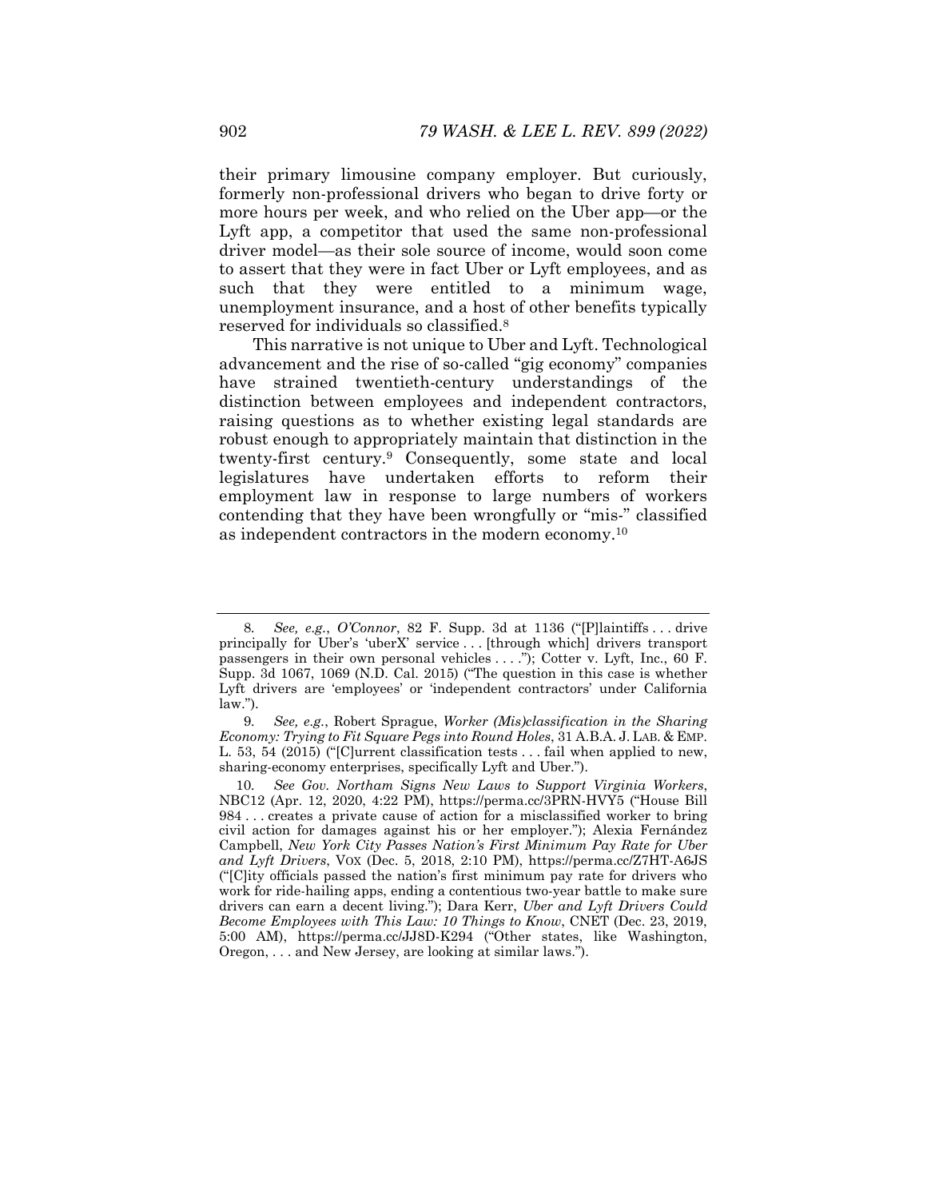their primary limousine company employer. But curiously, formerly non-professional drivers who began to drive forty or more hours per week, and who relied on the Uber app—or the Lyft app, a competitor that used the same non-professional driver model—as their sole source of income, would soon come to assert that they were in fact Uber or Lyft employees, and as such that they were entitled to a minimum wage, unemployment insurance, and a host of other benefits typically reserved for individuals so classified.[8]

This narrative is not unique to Uber and Lyft. Technological advancement and the rise of so-called "gig economy" companies have strained twentieth-century understandings of the distinction between employees and independent contractors, raising questions as to whether existing legal standards are robust enough to appropriately maintain that distinction in the twenty-first century.[9] Consequently, some state and local legislatures have undertaken efforts to reform their employment law in response to large numbers of workers contending that they have been wrongfully or "mis-" classified as independent contractors in the modern economy.[10]

---

8. *See, e.g.*, *O'Connor*, 82 F. Supp. 3d at 1136 ("[P]laintiffs . . . drive principally for Uber's 'uberX' service . . . [through which] drivers transport passengers in their own personal vehicles . . . ."); Cotter v. Lyft, Inc., 60 F. Supp. 3d 1067, 1069 (N.D. Cal. 2015) ("The question in this case is whether Lyft drivers are 'employees' or 'independent contractors' under California law.").

9. *See, e.g.*, Robert Sprague, *Worker (Mis)classification in the Sharing Economy: Trying to Fit Square Pegs into Round Holes*, 31 A.B.A. J. LAB. & EMP. L. 53, 54 (2015) ("[C]urrent classification tests . . . fail when applied to new, sharing-economy enterprises, specifically Lyft and Uber.").

10. *See Gov. Northam Signs New Laws to Support Virginia Workers*, NBC12 (Apr. 12, 2020, 4:22 PM), https://perma.cc/3PRN-HVY5 ("House Bill 984 . . . creates a private cause of action for a misclassified worker to bring civil action for damages against his or her employer."); Alexia Fernández Campbell, *New York City Passes Nation's First Minimum Pay Rate for Uber and Lyft Drivers*, VOX (Dec. 5, 2018, 2:10 PM), https://perma.cc/Z7HT-A6JS ("[C]ity officials passed the nation's first minimum pay rate for drivers who work for ride-hailing apps, ending a contentious two-year battle to make sure drivers can earn a decent living."); Dara Kerr, *Uber and Lyft Drivers Could Become Employees with This Law: 10 Things to Know*, CNET (Dec. 23, 2019, 5:00 AM), https://perma.cc/JJ8D-K294 ("Other states, like Washington, Oregon, . . . and New Jersey, are looking at similar laws.").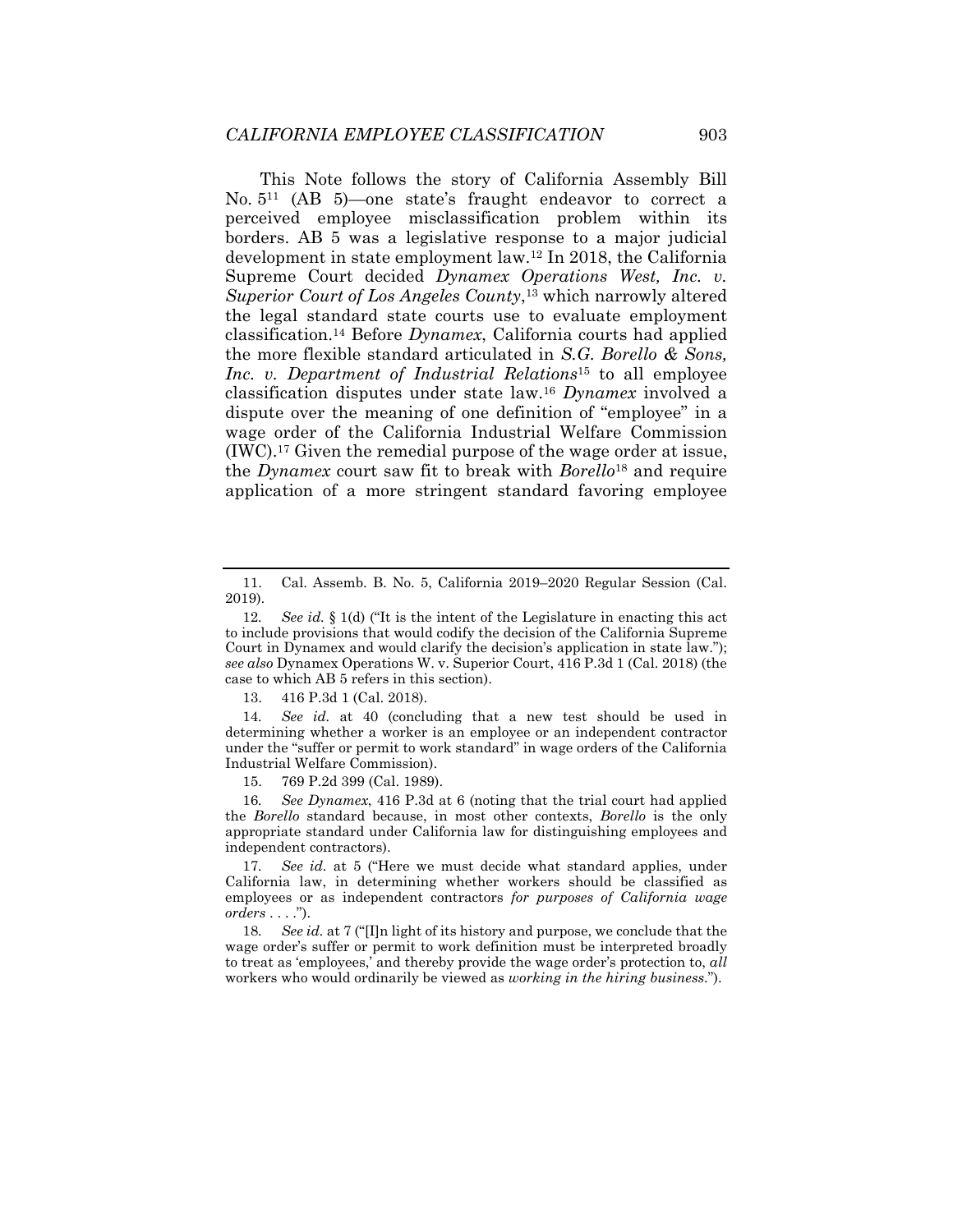This Note follows the story of California Assembly Bill No. 5[11] (AB 5)—one state's fraught endeavor to correct a perceived employee misclassification problem within its borders. AB 5 was a legislative response to a major judicial development in state employment law.[12] In 2018, the California Supreme Court decided *Dynamex Operations West, Inc. v. Superior Court of Los Angeles County*,[13] which narrowly altered the legal standard state courts use to evaluate employment classification.[14] Before *Dynamex*, California courts had applied the more flexible standard articulated in *S.G. Borello & Sons, Inc. v. Department of Industrial Relations*[15] to all employee classification disputes under state law.[16] *Dynamex* involved a dispute over the meaning of one definition of "employee" in a wage order of the California Industrial Welfare Commission (IWC).[17] Given the remedial purpose of the wage order at issue, the *Dynamex* court saw fit to break with *Borello*[18] and require application of a more stringent standard favoring employee

---

11. Cal. Assemb. B. No. 5, California 2019–2020 Regular Session (Cal. 2019).

12. *See id.* § 1(d) ("It is the intent of the Legislature in enacting this act to include provisions that would codify the decision of the California Supreme Court in Dynamex and would clarify the decision's application in state law."); *see also* Dynamex Operations W. v. Superior Court, 416 P.3d 1 (Cal. 2018) (the case to which AB 5 refers in this section).

13. 416 P.3d 1 (Cal. 2018).

14. *See id.* at 40 (concluding that a new test should be used in determining whether a worker is an employee or an independent contractor under the "suffer or permit to work standard" in wage orders of the California Industrial Welfare Commission).

15. 769 P.2d 399 (Cal. 1989).

16. *See Dynamex*, 416 P.3d at 6 (noting that the trial court had applied the *Borello* standard because, in most other contexts, *Borello* is the only appropriate standard under California law for distinguishing employees and independent contractors).

17. *See id.* at 5 ("Here we must decide what standard applies, under California law, in determining whether workers should be classified as employees or as independent contractors *for purposes of California wage orders* . . . .").

18. *See id.* at 7 ("[I]n light of its history and purpose, we conclude that the wage order's suffer or permit to work definition must be interpreted broadly to treat as 'employees,' and thereby provide the wage order's protection to, *all* workers who would ordinarily be viewed as *working in the hiring business*.").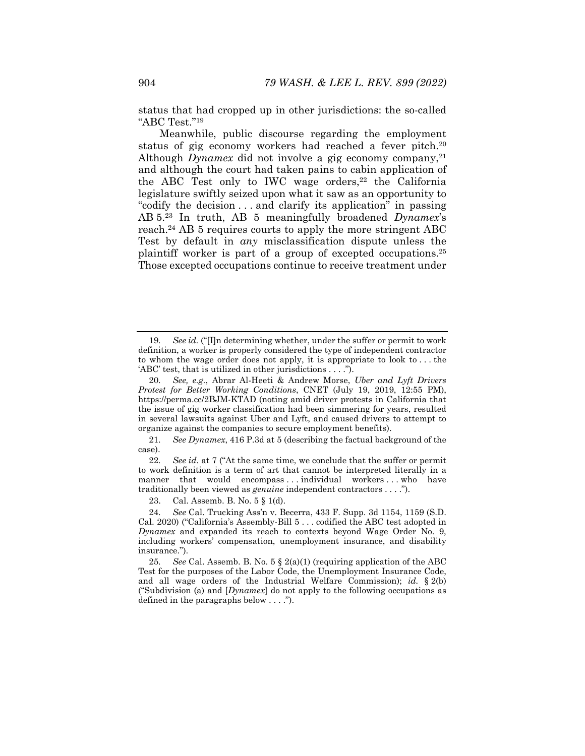status that had cropped up in other jurisdictions: the so-called "ABC Test."[19]

Meanwhile, public discourse regarding the employment status of gig economy workers had reached a fever pitch.[20] Although *Dynamex* did not involve a gig economy company,[21] and although the court had taken pains to cabin application of the ABC Test only to IWC wage orders,[22] the California legislature swiftly seized upon what it saw as an opportunity to "codify the decision . . . and clarify its application" in passing AB 5.[23] In truth, AB 5 meaningfully broadened *Dynamex*'s reach.[24] AB 5 requires courts to apply the more stringent ABC Test by default in *any* misclassification dispute unless the plaintiff worker is part of a group of excepted occupations.[25] Those excepted occupations continue to receive treatment under

---

19. *See id.* ("[I]n determining whether, under the suffer or permit to work definition, a worker is properly considered the type of independent contractor to whom the wage order does not apply, it is appropriate to look to . . . the 'ABC' test, that is utilized in other jurisdictions . . . .").

20. *See, e.g.*, Abrar Al-Heeti & Andrew Morse, *Uber and Lyft Drivers Protest for Better Working Conditions*, CNET (July 19, 2019, 12:55 PM), https://perma.cc/2BJM-KTAD (noting amid driver protests in California that the issue of gig worker classification had been simmering for years, resulted in several lawsuits against Uber and Lyft, and caused drivers to attempt to organize against the companies to secure employment benefits).

21. *See Dynamex*, 416 P.3d at 5 (describing the factual background of the case).

22. *See id.* at 7 ("At the same time, we conclude that the suffer or permit to work definition is a term of art that cannot be interpreted literally in a manner that would encompass . . . individual workers . . . who have traditionally been viewed as *genuine* independent contractors . . . .").

23. Cal. Assemb. B. No. 5 § 1(d).

24. *See* Cal. Trucking Ass'n v. Becerra, 433 F. Supp. 3d 1154, 1159 (S.D. Cal. 2020) ("California's Assembly-Bill 5 . . . codified the ABC test adopted in *Dynamex* and expanded its reach to contexts beyond Wage Order No. 9, including workers' compensation, unemployment insurance, and disability insurance.").

25. *See* Cal. Assemb. B. No. 5 § 2(a)(1) (requiring application of the ABC Test for the purposes of the Labor Code, the Unemployment Insurance Code, and all wage orders of the Industrial Welfare Commission); *id.* § 2(b) ("Subdivision (a) and [*Dynamex*] do not apply to the following occupations as defined in the paragraphs below . . . .").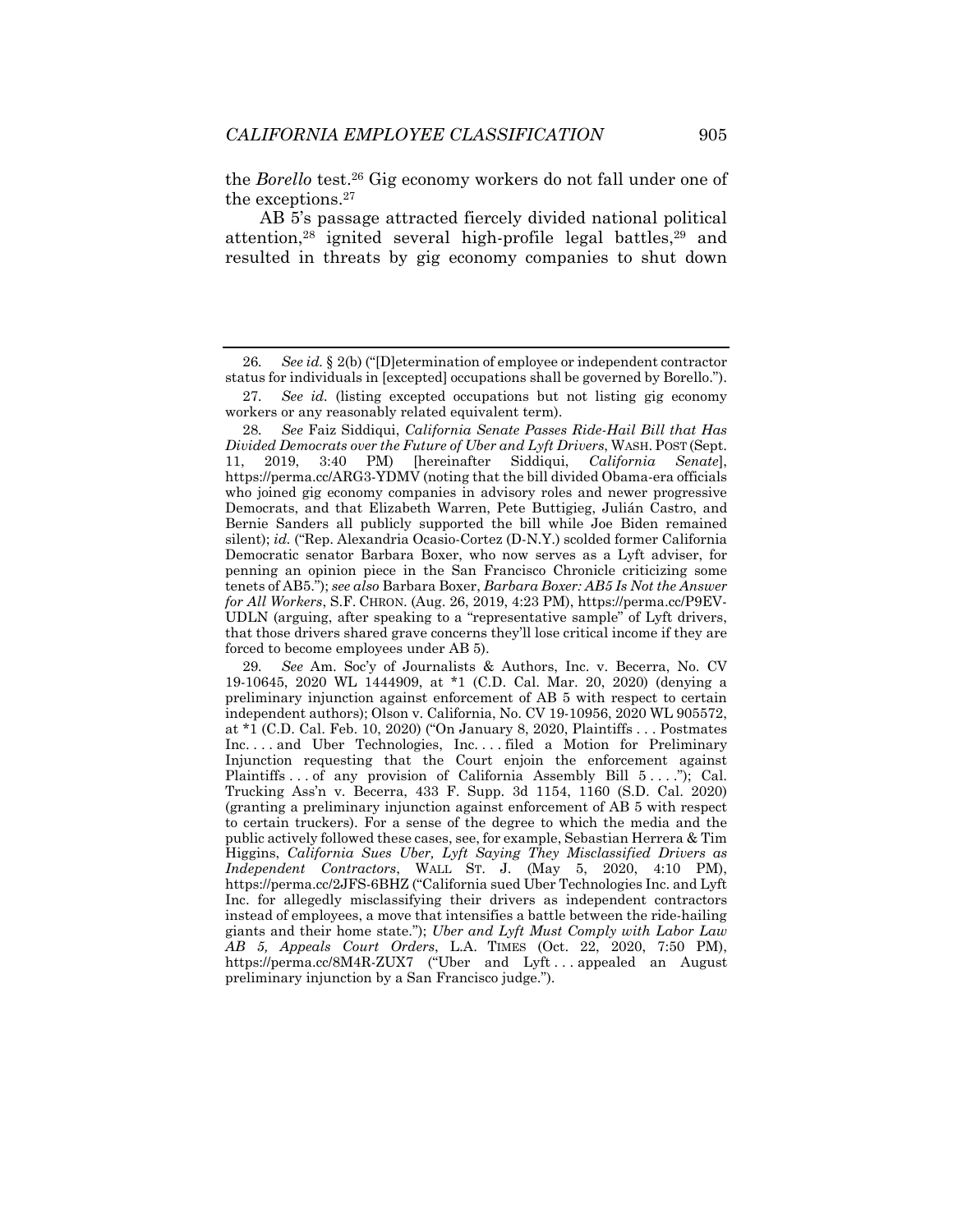the *Borello* test.[26] Gig economy workers do not fall under one of the exceptions.[27]

AB 5's passage attracted fiercely divided national political attention,[28] ignited several high-profile legal battles,[29] and resulted in threats by gig economy companies to shut down

---

26. *See id.* § 2(b) ("[D]etermination of employee or independent contractor status for individuals in [excepted] occupations shall be governed by Borello.").

27. *See id.* (listing excepted occupations but not listing gig economy workers or any reasonably related equivalent term).

28. *See* Faiz Siddiqui, *California Senate Passes Ride-Hail Bill that Has Divided Democrats over the Future of Uber and Lyft Drivers*, WASH. POST (Sept. 11, 2019, 3:40 PM) [hereinafter Siddiqui, *California Senate*], https://perma.cc/ARG3-YDMV (noting that the bill divided Obama-era officials who joined gig economy companies in advisory roles and newer progressive Democrats, and that Elizabeth Warren, Pete Buttigieg, Julián Castro, and Bernie Sanders all publicly supported the bill while Joe Biden remained silent); *id.* ("Rep. Alexandria Ocasio-Cortez (D-N.Y.) scolded former California Democratic senator Barbara Boxer, who now serves as a Lyft adviser, for penning an opinion piece in the San Francisco Chronicle criticizing some tenets of AB5."); *see also* Barbara Boxer, *Barbara Boxer: AB5 Is Not the Answer for All Workers*, S.F. CHRON. (Aug. 26, 2019, 4:23 PM), https://perma.cc/P9EV-UDLN (arguing, after speaking to a "representative sample" of Lyft drivers, that those drivers shared grave concerns they'll lose critical income if they are forced to become employees under AB 5).

29. *See* Am. Soc'y of Journalists & Authors, Inc. v. Becerra, No. CV 19-10645, 2020 WL 1444909, at \*1 (C.D. Cal. Mar. 20, 2020) (denying a preliminary injunction against enforcement of AB 5 with respect to certain independent authors); Olson v. California, No. CV 19-10956, 2020 WL 905572, at \*1 (C.D. Cal. Feb. 10, 2020) ("On January 8, 2020, Plaintiffs . . . Postmates Inc. . . . and Uber Technologies, Inc. . . . filed a Motion for Preliminary Injunction requesting that the Court enjoin the enforcement against Plaintiffs . . . of any provision of California Assembly Bill 5 . . . ."); Cal. Trucking Ass'n v. Becerra, 433 F. Supp. 3d 1154, 1160 (S.D. Cal. 2020) (granting a preliminary injunction against enforcement of AB 5 with respect to certain truckers). For a sense of the degree to which the media and the public actively followed these cases, see, for example, Sebastian Herrera & Tim Higgins, *California Sues Uber, Lyft Saying They Misclassified Drivers as Independent Contractors*, WALL ST. J. (May 5, 2020, 4:10 PM), https://perma.cc/2JFS-6BHZ ("California sued Uber Technologies Inc. and Lyft Inc. for allegedly misclassifying their drivers as independent contractors instead of employees, a move that intensifies a battle between the ride-hailing giants and their home state."); *Uber and Lyft Must Comply with Labor Law AB 5, Appeals Court Orders*, L.A. TIMES (Oct. 22, 2020, 7:50 PM), https://perma.cc/8M4R-ZUX7 ("Uber and Lyft . . . appealed an August preliminary injunction by a San Francisco judge.").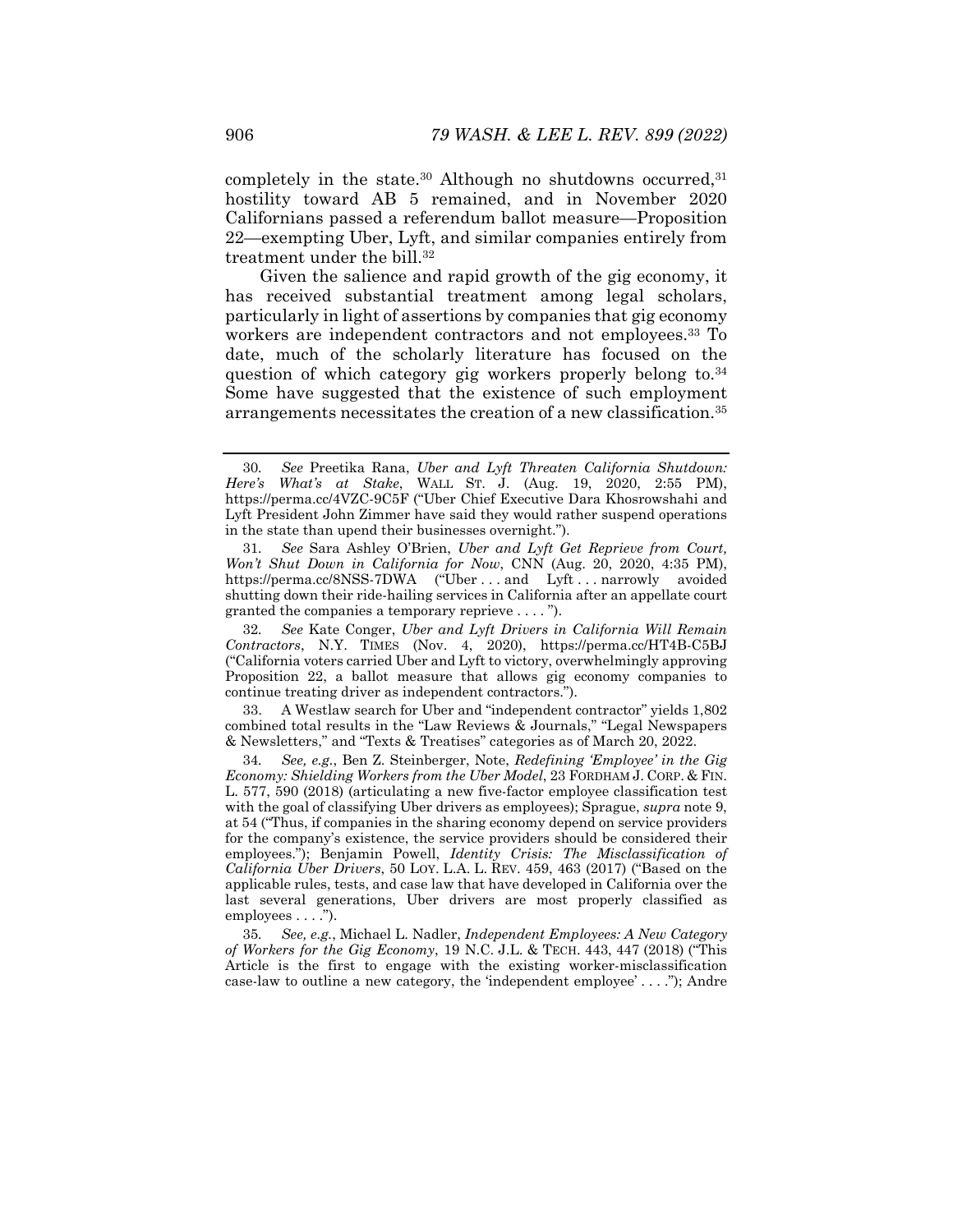completely in the state.[30] Although no shutdowns occurred,[31] hostility toward AB 5 remained, and in November 2020 Californians passed a referendum ballot measure—Proposition 22—exempting Uber, Lyft, and similar companies entirely from treatment under the bill.[32]

Given the salience and rapid growth of the gig economy, it has received substantial treatment among legal scholars, particularly in light of assertions by companies that gig economy workers are independent contractors and not employees.[33] To date, much of the scholarly literature has focused on the question of which category gig workers properly belong to.[34] Some have suggested that the existence of such employment arrangements necessitates the creation of a new classification.[35]

---

30. *See* Preetika Rana, *Uber and Lyft Threaten California Shutdown: Here's What's at Stake*, WALL ST. J. (Aug. 19, 2020, 2:55 PM), https://perma.cc/4VZC-9C5F ("Uber Chief Executive Dara Khosrowshahi and Lyft President John Zimmer have said they would rather suspend operations in the state than upend their businesses overnight.").

31. *See* Sara Ashley O'Brien, *Uber and Lyft Get Reprieve from Court, Won't Shut Down in California for Now*, CNN (Aug. 20, 2020, 4:35 PM), https://perma.cc/8NSS-7DWA ("Uber . . . and Lyft . . . narrowly avoided shutting down their ride-hailing services in California after an appellate court granted the companies a temporary reprieve . . . .").

32. *See* Kate Conger, *Uber and Lyft Drivers in California Will Remain Contractors*, N.Y. TIMES (Nov. 4, 2020), https://perma.cc/HT4B-C5BJ ("California voters carried Uber and Lyft to victory, overwhelmingly approving Proposition 22, a ballot measure that allows gig economy companies to continue treating driver as independent contractors.").

33. A Westlaw search for Uber and "independent contractor" yields 1,802 combined total results in the "Law Reviews & Journals," "Legal Newspapers & Newsletters," and "Texts & Treatises" categories as of March 20, 2022.

34. *See, e.g.*, Ben Z. Steinberger, Note, *Redefining 'Employee' in the Gig Economy: Shielding Workers from the Uber Model*, 23 FORDHAM J. CORP. & FIN. L. 577, 590 (2018) (articulating a new five-factor employee classification test with the goal of classifying Uber drivers as employees); Sprague, *supra* note 9, at 54 ("Thus, if companies in the sharing economy depend on service providers for the company's existence, the service providers should be considered their employees."); Benjamin Powell, *Identity Crisis: The Misclassification of California Uber Drivers*, 50 LOY. L.A. L. REV. 459, 463 (2017) ("Based on the applicable rules, tests, and case law that have developed in California over the last several generations, Uber drivers are most properly classified as employees . . . .").

35. *See, e.g.*, Michael L. Nadler, *Independent Employees: A New Category of Workers for the Gig Economy*, 19 N.C. J.L. & TECH. 443, 447 (2018) ("This Article is the first to engage with the existing worker-misclassification case-law to outline a new category, the 'independent employee' . . . ."); Andre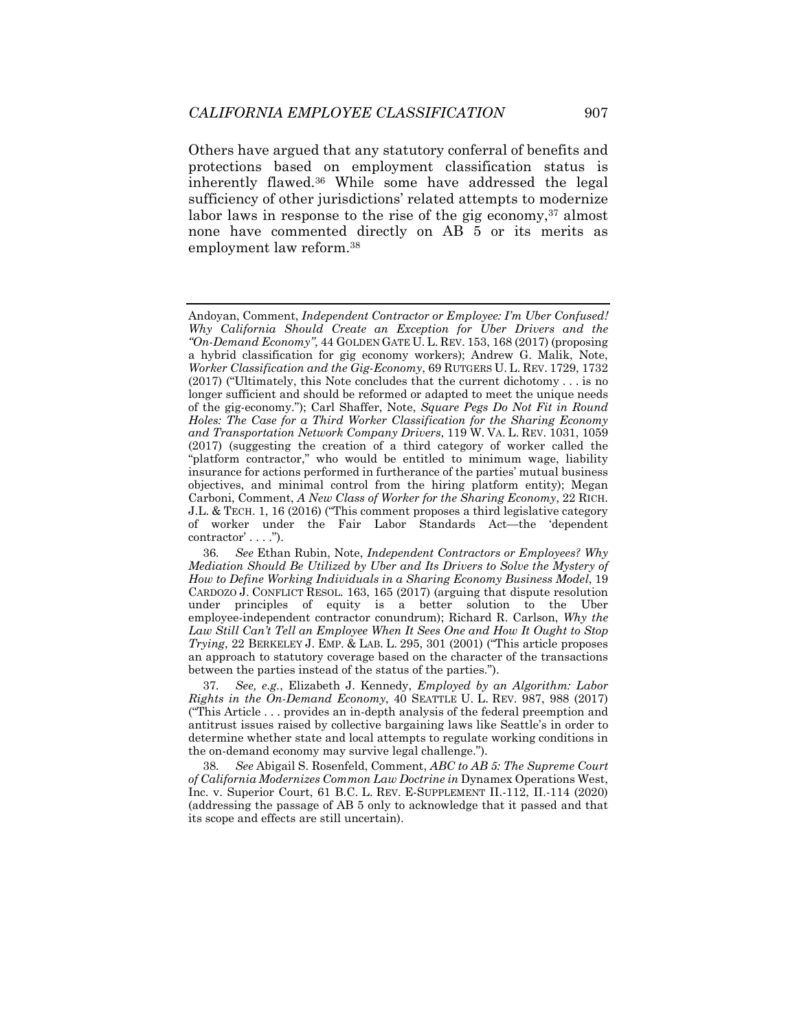Others have argued that any statutory conferral of benefits and protections based on employment classification status is inherently flawed.[36] While some have addressed the legal sufficiency of other jurisdictions' related attempts to modernize labor laws in response to the rise of the gig economy,[37] almost none have commented directly on AB 5 or its merits as employment law reform.[38]

---

Andoyan, Comment, *Independent Contractor or Employee: I'm Uber Confused! Why California Should Create an Exception for Uber Drivers and the "On-Demand Economy"*, 44 GOLDEN GATE U. L. REV. 153, 168 (2017) (proposing a hybrid classification for gig economy workers); Andrew G. Malik, Note, *Worker Classification and the Gig-Economy*, 69 RUTGERS U. L. REV. 1729, 1732 (2017) ("Ultimately, this Note concludes that the current dichotomy . . . is no longer sufficient and should be reformed or adapted to meet the unique needs of the gig-economy."); Carl Shaffer, Note, *Square Pegs Do Not Fit in Round Holes: The Case for a Third Worker Classification for the Sharing Economy and Transportation Network Company Drivers*, 119 W. VA. L. REV. 1031, 1059 (2017) (suggesting the creation of a third category of worker called the "platform contractor," who would be entitled to minimum wage, liability insurance for actions performed in furtherance of the parties' mutual business objectives, and minimal control from the hiring platform entity); Megan Carboni, Comment, *A New Class of Worker for the Sharing Economy*, 22 RICH. J.L. & TECH. 1, 16 (2016) ("This comment proposes a third legislative category of worker under the Fair Labor Standards Act—the 'dependent contractor' . . . .").

36. *See* Ethan Rubin, Note, *Independent Contractors or Employees? Why Mediation Should Be Utilized by Uber and Its Drivers to Solve the Mystery of How to Define Working Individuals in a Sharing Economy Business Model*, 19 CARDOZO J. CONFLICT RESOL. 163, 165 (2017) (arguing that dispute resolution under principles of equity is a better solution to the Uber employee-independent contractor conundrum); Richard R. Carlson, *Why the Law Still Can't Tell an Employee When It Sees One and How It Ought to Stop Trying*, 22 BERKELEY J. EMP. & LAB. L. 295, 301 (2001) ("This article proposes an approach to statutory coverage based on the character of the transactions between the parties instead of the status of the parties.").

37. *See, e.g.*, Elizabeth J. Kennedy, *Employed by an Algorithm: Labor Rights in the On-Demand Economy*, 40 SEATTLE U. L. REV. 987, 988 (2017) ("This Article . . . provides an in-depth analysis of the federal preemption and antitrust issues raised by collective bargaining laws like Seattle's in order to determine whether state and local attempts to regulate working conditions in the on-demand economy may survive legal challenge.").

38. *See* Abigail S. Rosenfeld, Comment, *ABC to AB 5: The Supreme Court of California Modernizes Common Law Doctrine in* Dynamex Operations West, Inc. v. Superior Court, 61 B.C. L. REV. E-SUPPLEMENT II.-112, II.-114 (2020) (addressing the passage of AB 5 only to acknowledge that it passed and that its scope and effects are still uncertain).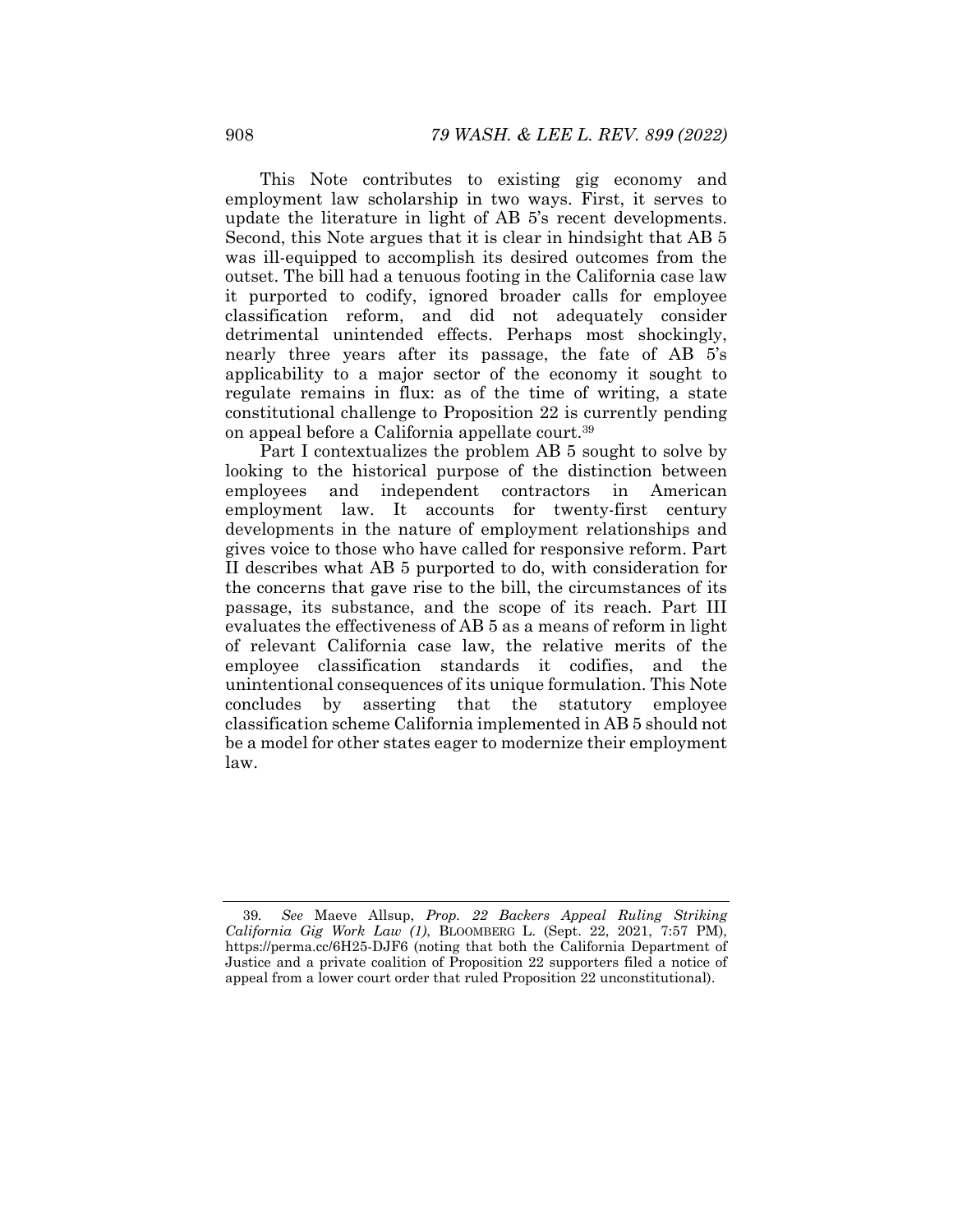This Note contributes to existing gig economy and employment law scholarship in two ways. First, it serves to update the literature in light of AB 5's recent developments. Second, this Note argues that it is clear in hindsight that AB 5 was ill-equipped to accomplish its desired outcomes from the outset. The bill had a tenuous footing in the California case law it purported to codify, ignored broader calls for employee classification reform, and did not adequately consider detrimental unintended effects. Perhaps most shockingly, nearly three years after its passage, the fate of AB 5's applicability to a major sector of the economy it sought to regulate remains in flux: as of the time of writing, a state constitutional challenge to Proposition 22 is currently pending on appeal before a California appellate court.[39]

Part I contextualizes the problem AB 5 sought to solve by looking to the historical purpose of the distinction between employees and independent contractors in American employment law. It accounts for twenty-first century developments in the nature of employment relationships and gives voice to those who have called for responsive reform. Part II describes what AB 5 purported to do, with consideration for the concerns that gave rise to the bill, the circumstances of its passage, its substance, and the scope of its reach. Part III evaluates the effectiveness of AB 5 as a means of reform in light of relevant California case law, the relative merits of the employee classification standards it codifies, and the unintentional consequences of its unique formulation. This Note concludes by asserting that the statutory employee classification scheme California implemented in AB 5 should not be a model for other states eager to modernize their employment law.

---

39. *See* Maeve Allsup, *Prop. 22 Backers Appeal Ruling Striking California Gig Work Law (1)*, BLOOMBERG L. (Sept. 22, 2021, 7:57 PM), https://perma.cc/6H25-DJF6 (noting that both the California Department of Justice and a private coalition of Proposition 22 supporters filed a notice of appeal from a lower court order that ruled Proposition 22 unconstitutional).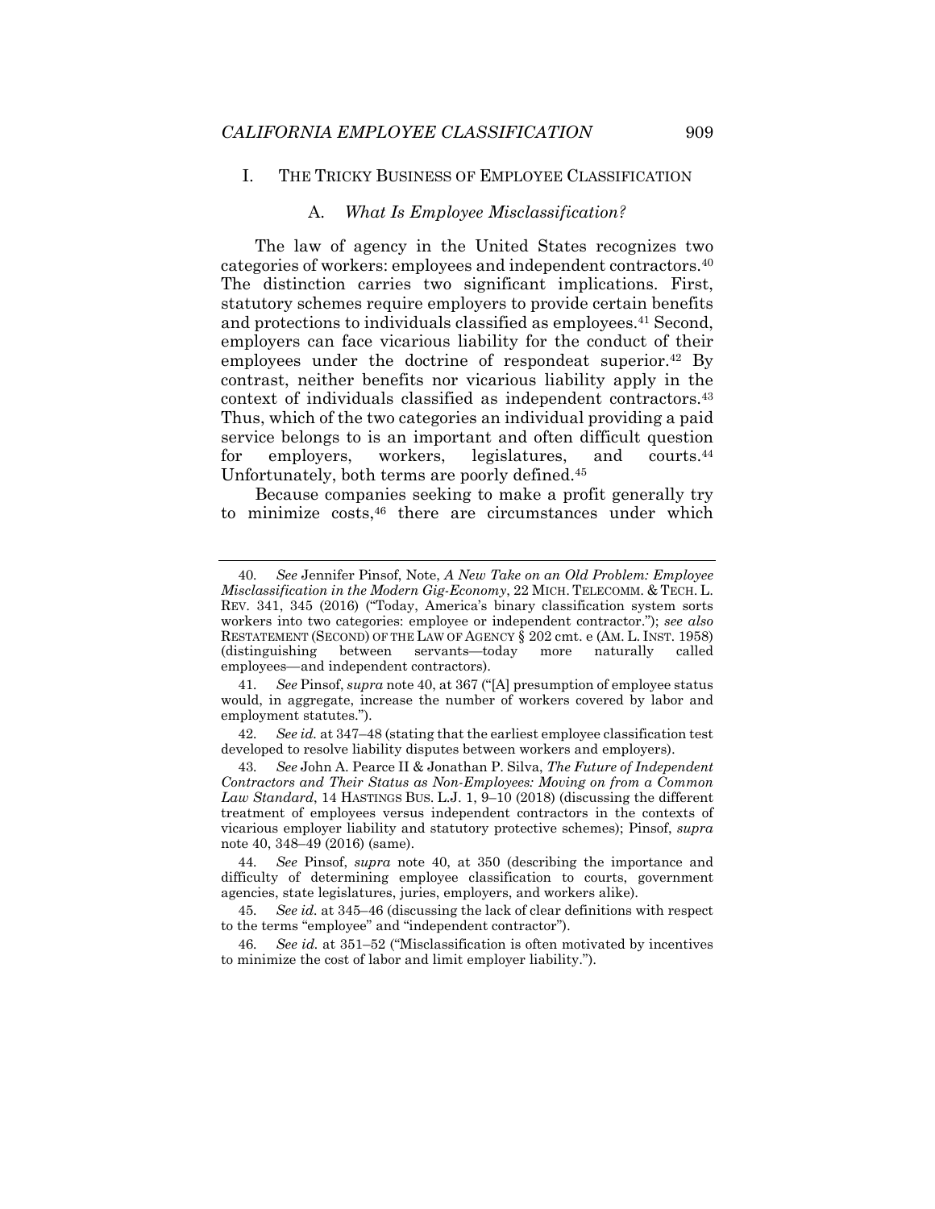## I. THE TRICKY BUSINESS OF EMPLOYEE CLASSIFICATION

### A. *What Is Employee Misclassification?*

The law of agency in the United States recognizes two categories of workers: employees and independent contractors.[40] The distinction carries two significant implications. First, statutory schemes require employers to provide certain benefits and protections to individuals classified as employees.[41] Second, employers can face vicarious liability for the conduct of their employees under the doctrine of respondeat superior.[42] By contrast, neither benefits nor vicarious liability apply in the context of individuals classified as independent contractors.[43] Thus, which of the two categories an individual providing a paid service belongs to is an important and often difficult question for employers, workers, legislatures, and courts.[44] Unfortunately, both terms are poorly defined.[45]

Because companies seeking to make a profit generally try to minimize costs,[46] there are circumstances under which

---

40. *See* Jennifer Pinsof, Note, *A New Take on an Old Problem: Employee Misclassification in the Modern Gig-Economy*, 22 MICH. TELECOMM. & TECH. L. REV. 341, 345 (2016) ("Today, America's binary classification system sorts workers into two categories: employee or independent contractor."); *see also* RESTATEMENT (SECOND) OF THE LAW OF AGENCY § 202 cmt. e (AM. L. INST. 1958) (distinguishing between servants—today more naturally called employees—and independent contractors).

41. *See* Pinsof, *supra* note 40, at 367 ("[A] presumption of employee status would, in aggregate, increase the number of workers covered by labor and employment statutes.").

42. *See id.* at 347–48 (stating that the earliest employee classification test developed to resolve liability disputes between workers and employers).

43. *See* John A. Pearce II & Jonathan P. Silva, *The Future of Independent Contractors and Their Status as Non-Employees: Moving on from a Common Law Standard*, 14 HASTINGS BUS. L.J. 1, 9–10 (2018) (discussing the different treatment of employees versus independent contractors in the contexts of vicarious employer liability and statutory protective schemes); Pinsof, *supra* note 40, 348–49 (2016) (same).

44. *See* Pinsof, *supra* note 40, at 350 (describing the importance and difficulty of determining employee classification to courts, government agencies, state legislatures, juries, employers, and workers alike).

45. *See id.* at 345–46 (discussing the lack of clear definitions with respect to the terms "employee" and "independent contractor").

46. *See id.* at 351–52 ("Misclassification is often motivated by incentives to minimize the cost of labor and limit employer liability.").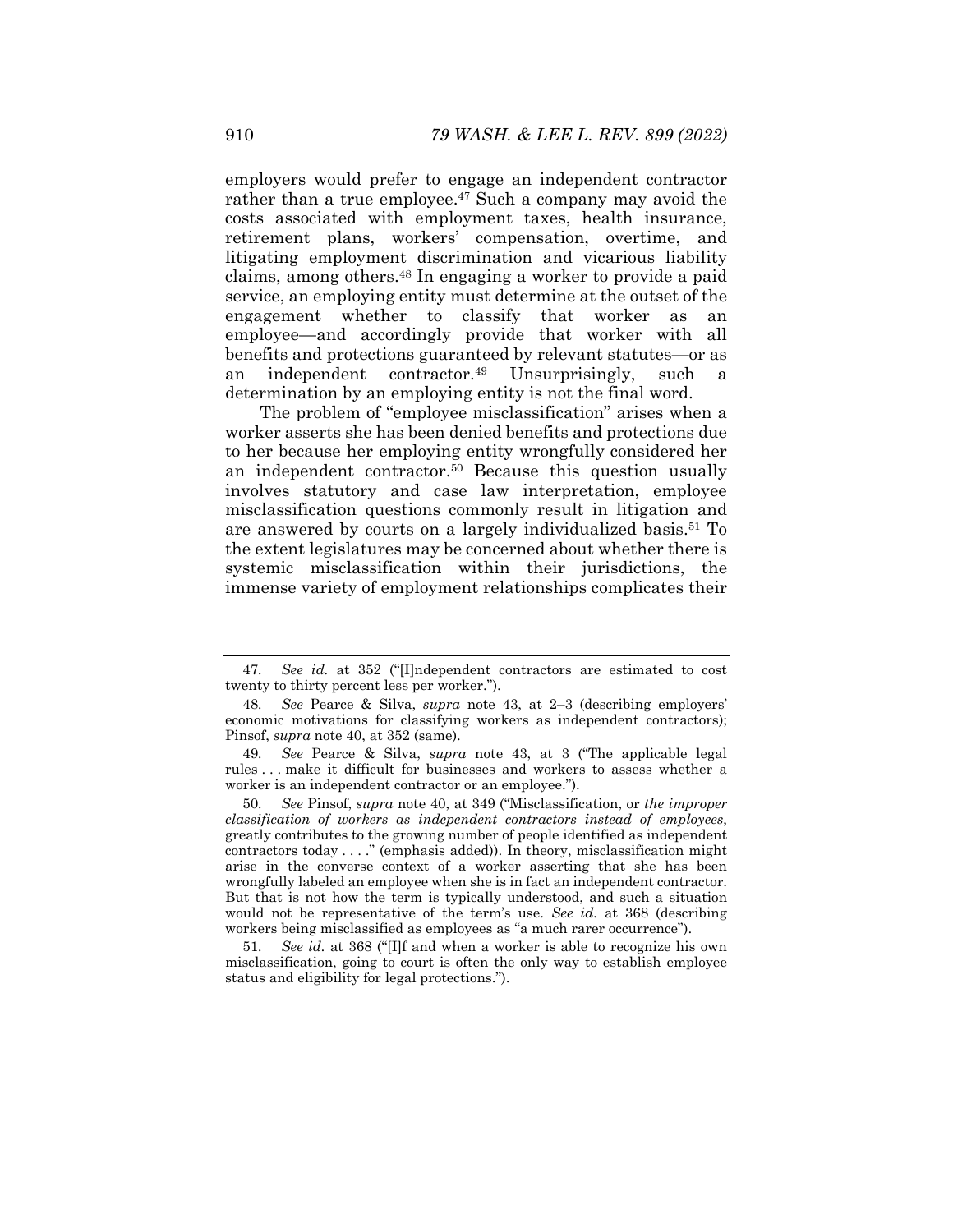employers would prefer to engage an independent contractor rather than a true employee.[47] Such a company may avoid the costs associated with employment taxes, health insurance, retirement plans, workers' compensation, overtime, and litigating employment discrimination and vicarious liability claims, among others.[48] In engaging a worker to provide a paid service, an employing entity must determine at the outset of the engagement whether to classify that worker as an employee—and accordingly provide that worker with all benefits and protections guaranteed by relevant statutes—or as an independent contractor.[49] Unsurprisingly, such a determination by an employing entity is not the final word.

The problem of "employee misclassification" arises when a worker asserts she has been denied benefits and protections due to her because her employing entity wrongfully considered her an independent contractor.[50] Because this question usually involves statutory and case law interpretation, employee misclassification questions commonly result in litigation and are answered by courts on a largely individualized basis.[51] To the extent legislatures may be concerned about whether there is systemic misclassification within their jurisdictions, the immense variety of employment relationships complicates their

---

47. *See id.* at 352 ("[I]ndependent contractors are estimated to cost twenty to thirty percent less per worker.").

48. *See* Pearce & Silva, *supra* note 43, at 2–3 (describing employers' economic motivations for classifying workers as independent contractors); Pinsof, *supra* note 40, at 352 (same).

49. *See* Pearce & Silva, *supra* note 43, at 3 ("The applicable legal rules . . . make it difficult for businesses and workers to assess whether a worker is an independent contractor or an employee.").

50. *See* Pinsof, *supra* note 40, at 349 ("Misclassification, or *the improper classification of workers as independent contractors instead of employees*, greatly contributes to the growing number of people identified as independent contractors today . . . ." (emphasis added)). In theory, misclassification might arise in the converse context of a worker asserting that she has been wrongfully labeled an employee when she is in fact an independent contractor. But that is not how the term is typically understood, and such a situation would not be representative of the term's use. *See id.* at 368 (describing workers being misclassified as employees as "a much rarer occurrence").

51. *See id.* at 368 ("[I]f and when a worker is able to recognize his own misclassification, going to court is often the only way to establish employee status and eligibility for legal protections.").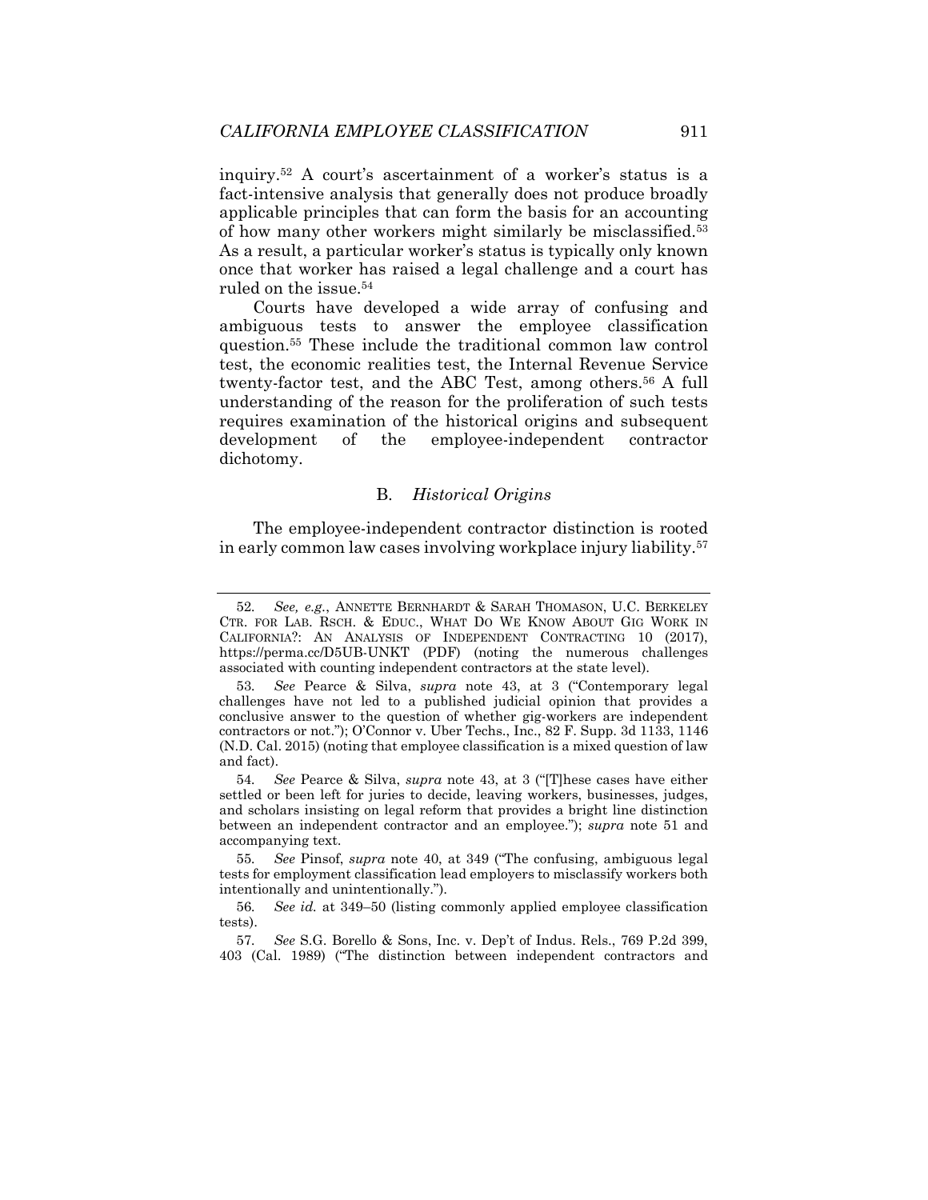inquiry.[52] A court's ascertainment of a worker's status is a fact-intensive analysis that generally does not produce broadly applicable principles that can form the basis for an accounting of how many other workers might similarly be misclassified.[53] As a result, a particular worker's status is typically only known once that worker has raised a legal challenge and a court has ruled on the issue.[54]

Courts have developed a wide array of confusing and ambiguous tests to answer the employee classification question.[55] These include the traditional common law control test, the economic realities test, the Internal Revenue Service twenty-factor test, and the ABC Test, among others.[56] A full understanding of the reason for the proliferation of such tests requires examination of the historical origins and subsequent development of the employee-independent contractor dichotomy.

### B. *Historical Origins*

The employee-independent contractor distinction is rooted in early common law cases involving workplace injury liability.[57]

---

52. *See, e.g.*, ANNETTE BERNHARDT & SARAH THOMASON, U.C. BERKELEY CTR. FOR LAB. RSCH. & EDUC., WHAT DO WE KNOW ABOUT GIG WORK IN CALIFORNIA?: AN ANALYSIS OF INDEPENDENT CONTRACTING 10 (2017), https://perma.cc/D5UB-UNKT (PDF) (noting the numerous challenges associated with counting independent contractors at the state level).

53. *See* Pearce & Silva, *supra* note 43, at 3 ("Contemporary legal challenges have not led to a published judicial opinion that provides a conclusive answer to the question of whether gig-workers are independent contractors or not."); O'Connor v. Uber Techs., Inc., 82 F. Supp. 3d 1133, 1146 (N.D. Cal. 2015) (noting that employee classification is a mixed question of law and fact).

54. *See* Pearce & Silva, *supra* note 43, at 3 ("[T]hese cases have either settled or been left for juries to decide, leaving workers, businesses, judges, and scholars insisting on legal reform that provides a bright line distinction between an independent contractor and an employee."); *supra* note 51 and accompanying text.

55. *See* Pinsof, *supra* note 40, at 349 ("The confusing, ambiguous legal tests for employment classification lead employers to misclassify workers both intentionally and unintentionally.").

56. *See id.* at 349–50 (listing commonly applied employee classification tests).

57. *See* S.G. Borello & Sons, Inc. v. Dep't of Indus. Rels., 769 P.2d 399, 403 (Cal. 1989) ("The distinction between independent contractors and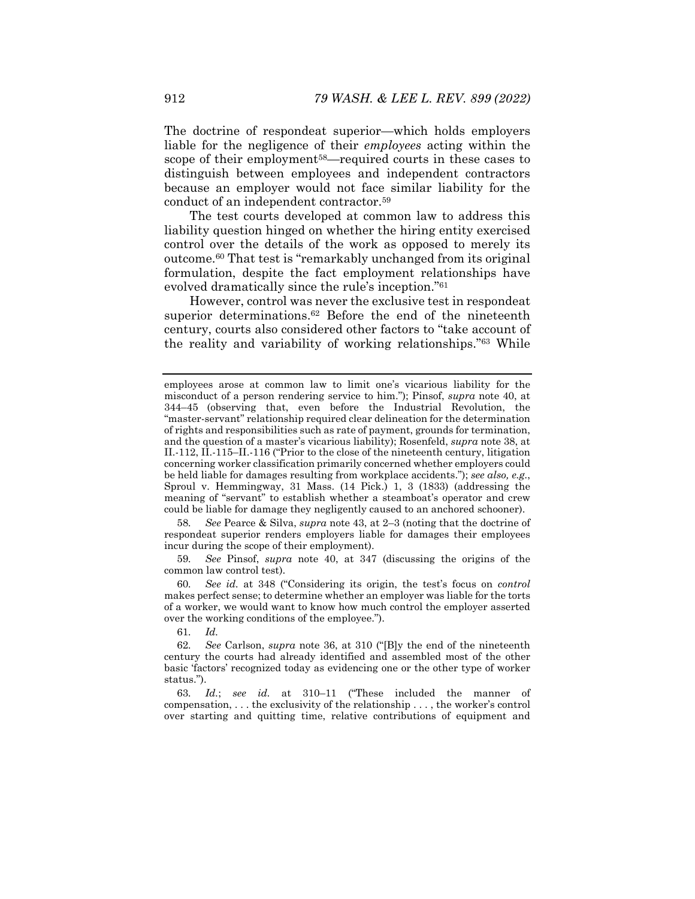The doctrine of respondeat superior—which holds employers liable for the negligence of their *employees* acting within the scope of their employment[58]—required courts in these cases to distinguish between employees and independent contractors because an employer would not face similar liability for the conduct of an independent contractor.[59]

The test courts developed at common law to address this liability question hinged on whether the hiring entity exercised control over the details of the work as opposed to merely its outcome.[60] That test is "remarkably unchanged from its original formulation, despite the fact employment relationships have evolved dramatically since the rule's inception."[61]

However, control was never the exclusive test in respondeat superior determinations.[62] Before the end of the nineteenth century, courts also considered other factors to "take account of the reality and variability of working relationships."[63] While

---

employees arose at common law to limit one's vicarious liability for the misconduct of a person rendering service to him."); Pinsof, *supra* note 40, at 344–45 (observing that, even before the Industrial Revolution, the "master-servant" relationship required clear delineation for the determination of rights and responsibilities such as rate of payment, grounds for termination, and the question of a master's vicarious liability); Rosenfeld, *supra* note 38, at II.-112, II.-115–II.-116 ("Prior to the close of the nineteenth century, litigation concerning worker classification primarily concerned whether employers could be held liable for damages resulting from workplace accidents."); *see also, e.g.*, Sproul v. Hemmingway, 31 Mass. (14 Pick.) 1, 3 (1833) (addressing the meaning of "servant" to establish whether a steamboat's operator and crew could be liable for damage they negligently caused to an anchored schooner).

58. *See* Pearce & Silva, *supra* note 43, at 2–3 (noting that the doctrine of respondeat superior renders employers liable for damages their employees incur during the scope of their employment).

59. *See* Pinsof, *supra* note 40, at 347 (discussing the origins of the common law control test).

60. *See id.* at 348 ("Considering its origin, the test's focus on *control* makes perfect sense; to determine whether an employer was liable for the torts of a worker, we would want to know how much control the employer asserted over the working conditions of the employee.").

61. *Id.*

62. *See* Carlson, *supra* note 36, at 310 ("[B]y the end of the nineteenth century the courts had already identified and assembled most of the other basic 'factors' recognized today as evidencing one or the other type of worker status.").

63. *Id.*; *see id.* at 310–11 ("These included the manner of compensation, . . . the exclusivity of the relationship . . . , the worker's control over starting and quitting time, relative contributions of equipment and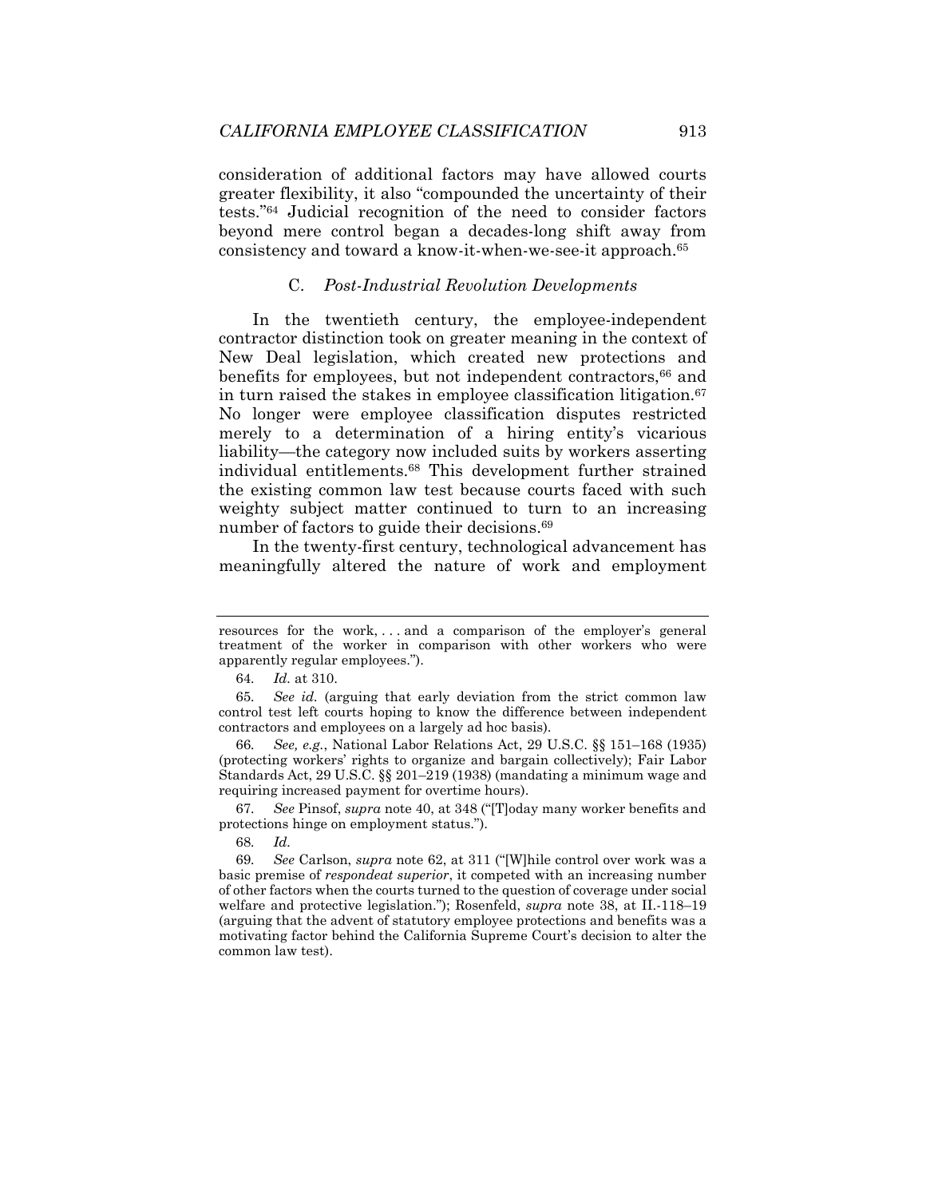consideration of additional factors may have allowed courts greater flexibility, it also "compounded the uncertainty of their tests."[64] Judicial recognition of the need to consider factors beyond mere control began a decades-long shift away from consistency and toward a know-it-when-we-see-it approach.[65]

### C. *Post-Industrial Revolution Developments*

In the twentieth century, the employee-independent contractor distinction took on greater meaning in the context of New Deal legislation, which created new protections and benefits for employees, but not independent contractors,[66] and in turn raised the stakes in employee classification litigation.[67] No longer were employee classification disputes restricted merely to a determination of a hiring entity's vicarious liability—the category now included suits by workers asserting individual entitlements.[68] This development further strained the existing common law test because courts faced with such weighty subject matter continued to turn to an increasing number of factors to guide their decisions.[69]

In the twenty-first century, technological advancement has meaningfully altered the nature of work and employment

---

resources for the work, . . . and a comparison of the employer's general treatment of the worker in comparison with other workers who were apparently regular employees.").

64. *Id.* at 310.

65. *See id.* (arguing that early deviation from the strict common law control test left courts hoping to know the difference between independent contractors and employees on a largely ad hoc basis).

66. *See, e.g.*, National Labor Relations Act, 29 U.S.C. §§ 151–168 (1935) (protecting workers' rights to organize and bargain collectively); Fair Labor Standards Act, 29 U.S.C. §§ 201–219 (1938) (mandating a minimum wage and requiring increased payment for overtime hours).

67. *See* Pinsof, *supra* note 40, at 348 ("[T]oday many worker benefits and protections hinge on employment status.").

68. *Id.*

69. *See* Carlson, *supra* note 62, at 311 ("[W]hile control over work was a basic premise of *respondeat superior*, it competed with an increasing number of other factors when the courts turned to the question of coverage under social welfare and protective legislation."); Rosenfeld, *supra* note 38, at II.-118–19 (arguing that the advent of statutory employee protections and benefits was a motivating factor behind the California Supreme Court's decision to alter the common law test).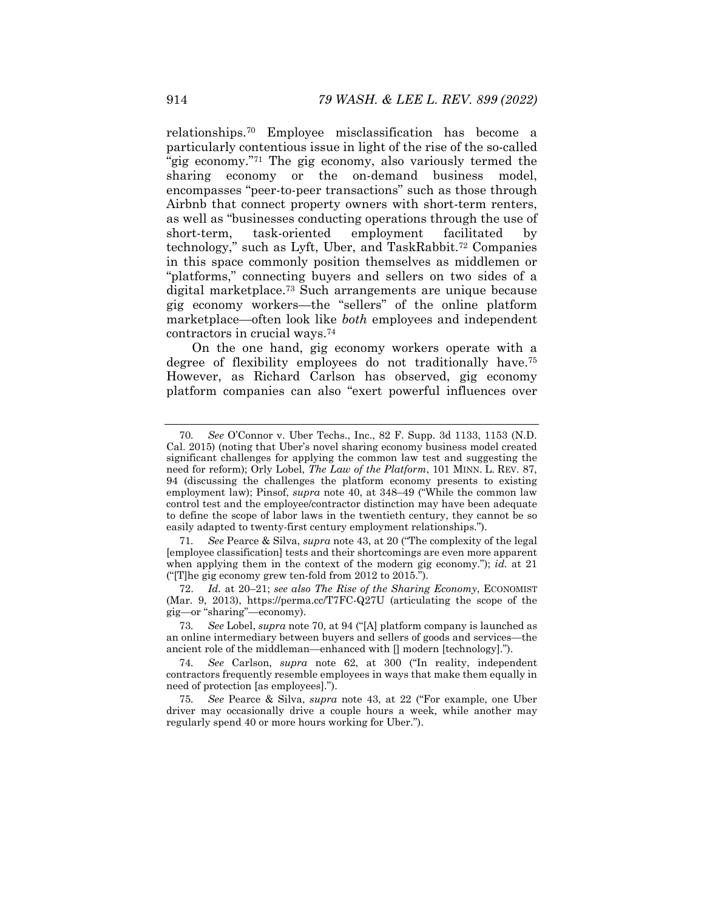relationships.[70] Employee misclassification has become a particularly contentious issue in light of the rise of the so-called "gig economy."[71] The gig economy, also variously termed the sharing economy or the on-demand business model, encompasses "peer-to-peer transactions" such as those through Airbnb that connect property owners with short-term renters, as well as "businesses conducting operations through the use of short-term, task-oriented employment facilitated by technology," such as Lyft, Uber, and TaskRabbit.[72] Companies in this space commonly position themselves as middlemen or "platforms," connecting buyers and sellers on two sides of a digital marketplace.[73] Such arrangements are unique because gig economy workers—the "sellers" of the online platform marketplace—often look like *both* employees and independent contractors in crucial ways.[74]

On the one hand, gig economy workers operate with a degree of flexibility employees do not traditionally have.[75] However, as Richard Carlson has observed, gig economy platform companies can also "exert powerful influences over

---

70. *See* O'Connor v. Uber Techs., Inc., 82 F. Supp. 3d 1133, 1153 (N.D. Cal. 2015) (noting that Uber's novel sharing economy business model created significant challenges for applying the common law test and suggesting the need for reform); Orly Lobel, *The Law of the Platform*, 101 MINN. L. REV. 87, 94 (discussing the challenges the platform economy presents to existing employment law); Pinsof, *supra* note 40, at 348–49 ("While the common law control test and the employee/contractor distinction may have been adequate to define the scope of labor laws in the twentieth century, they cannot be so easily adapted to twenty-first century employment relationships.").

71. *See* Pearce & Silva, *supra* note 43, at 20 ("The complexity of the legal [employee classification] tests and their shortcomings are even more apparent when applying them in the context of the modern gig economy."); *id.* at 21 ("[T]he gig economy grew ten-fold from 2012 to 2015.").

72. *Id.* at 20–21; *see also The Rise of the Sharing Economy*, ECONOMIST (Mar. 9, 2013), https://perma.cc/T7FC-Q27U (articulating the scope of the gig—or "sharing"—economy).

73. *See* Lobel, *supra* note 70, at 94 ("[A] platform company is launched as an online intermediary between buyers and sellers of goods and services—the ancient role of the middleman—enhanced with [] modern [technology].").

74. *See* Carlson, *supra* note 62, at 300 ("In reality, independent contractors frequently resemble employees in ways that make them equally in need of protection [as employees].").

75. *See* Pearce & Silva, *supra* note 43, at 22 ("For example, one Uber driver may occasionally drive a couple hours a week, while another may regularly spend 40 or more hours working for Uber.").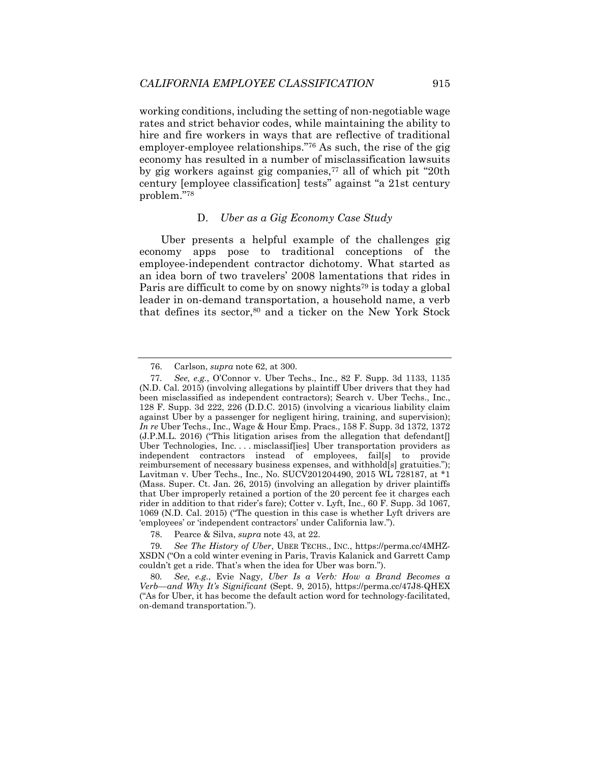working conditions, including the setting of non-negotiable wage rates and strict behavior codes, while maintaining the ability to hire and fire workers in ways that are reflective of traditional employer-employee relationships."[76] As such, the rise of the gig economy has resulted in a number of misclassification lawsuits by gig workers against gig companies,[77] all of which pit "20th century [employee classification] tests" against "a 21st century problem."[78]

### D. *Uber as a Gig Economy Case Study*

Uber presents a helpful example of the challenges gig economy apps pose to traditional conceptions of the employee-independent contractor dichotomy. What started as an idea born of two travelers' 2008 lamentations that rides in Paris are difficult to come by on snowy nights[79] is today a global leader in on-demand transportation, a household name, a verb that defines its sector,[80] and a ticker on the New York Stock

---

76. Carlson, *supra* note 62, at 300.

77. *See, e.g.*, O'Connor v. Uber Techs., Inc., 82 F. Supp. 3d 1133, 1135 (N.D. Cal. 2015) (involving allegations by plaintiff Uber drivers that they had been misclassified as independent contractors); Search v. Uber Techs., Inc., 128 F. Supp. 3d 222, 226 (D.D.C. 2015) (involving a vicarious liability claim against Uber by a passenger for negligent hiring, training, and supervision); *In re* Uber Techs., Inc., Wage & Hour Emp. Pracs., 158 F. Supp. 3d 1372, 1372 (J.P.M.L. 2016) ("This litigation arises from the allegation that defendant[] Uber Technologies, Inc. . . . misclassif[ies] Uber transportation providers as independent contractors instead of employees, fail[s] to provide reimbursement of necessary business expenses, and withhold[s] gratuities."); Lavitman v. Uber Techs., Inc., No. SUCV201204490, 2015 WL 728187, at *1 (Mass. Super. Ct. Jan. 26, 2015) (involving an allegation by driver plaintiffs that Uber improperly retained a portion of the 20 percent fee it charges each rider in addition to that rider's fare); Cotter v. Lyft, Inc., 60 F. Supp. 3d 1067, 1069 (N.D. Cal. 2015) ("The question in this case is whether Lyft drivers are 'employees' or 'independent contractors' under California law.").

78. Pearce & Silva, *supra* note 43, at 22.

79. *See The History of Uber*, UBER TECHS., INC., https://perma.cc/4MHZ-XSDN ("On a cold winter evening in Paris, Travis Kalanick and Garrett Camp couldn't get a ride. That's when the idea for Uber was born.").

80. *See, e.g.*, Evie Nagy, *Uber Is a Verb: How a Brand Becomes a Verb—and Why It's Significant* (Sept. 9, 2015), https://perma.cc/47J8-QHEX ("As for Uber, it has become the default action word for technology-facilitated, on-demand transportation.").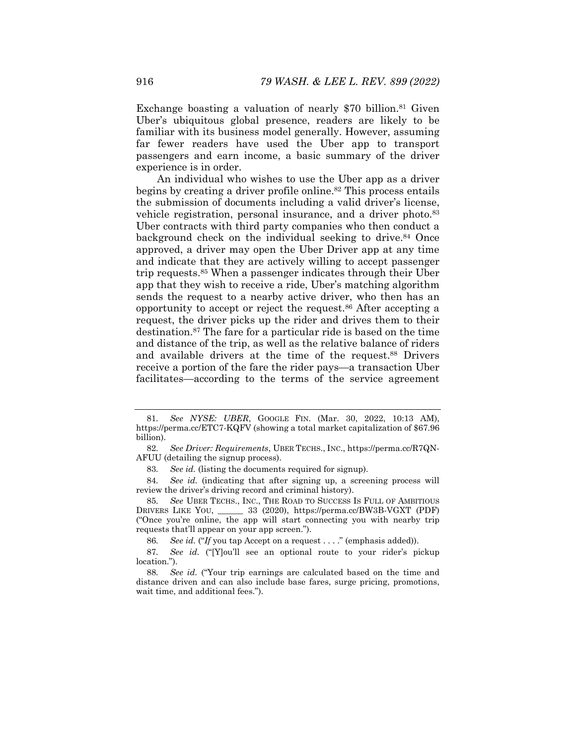Exchange boasting a valuation of nearly $70 billion.[81] Given Uber's ubiquitous global presence, readers are likely to be familiar with its business model generally. However, assuming far fewer readers have used the Uber app to transport passengers and earn income, a basic summary of the driver experience is in order.

An individual who wishes to use the Uber app as a driver begins by creating a driver profile online.[82] This process entails the submission of documents including a valid driver's license, vehicle registration, personal insurance, and a driver photo.[83] Uber contracts with third party companies who then conduct a background check on the individual seeking to drive.[84] Once approved, a driver may open the Uber Driver app at any time and indicate that they are actively willing to accept passenger trip requests.[85] When a passenger indicates through their Uber app that they wish to receive a ride, Uber's matching algorithm sends the request to a nearby active driver, who then has an opportunity to accept or reject the request.[86] After accepting a request, the driver picks up the rider and drives them to their destination.[87] The fare for a particular ride is based on the time and distance of the trip, as well as the relative balance of riders and available drivers at the time of the request.[88] Drivers receive a portion of the fare the rider pays—a transaction Uber facilitates—according to the terms of the service agreement

---

81. *See NYSE: UBER*, GOOGLE FIN. (Mar. 30, 2022, 10:13 AM), https://perma.cc/ETC7-KQFV (showing a total market capitalization of $67.96 billion).

82. *See Driver: Requirements*, UBER TECHS., INC., https://perma.cc/R7QN-AFUU (detailing the signup process).

83. *See id.* (listing the documents required for signup).

84. *See id.* (indicating that after signing up, a screening process will review the driver's driving record and criminal history).

85. *See* UBER TECHS., INC., THE ROAD TO SUCCESS IS FULL OF AMBITIOUS DRIVERS LIKE YOU, ______ 33 (2020), https://perma.cc/BW3B-VGXT (PDF) ("Once you're online, the app will start connecting you with nearby trip requests that'll appear on your app screen.").

86. *See id.* ("*If* you tap Accept on a request . . . ." (emphasis added)).

87. *See id.* ("[Y]ou'll see an optional route to your rider's pickup location.").

88. *See id.* ("Your trip earnings are calculated based on the time and distance driven and can also include base fares, surge pricing, promotions, wait time, and additional fees.").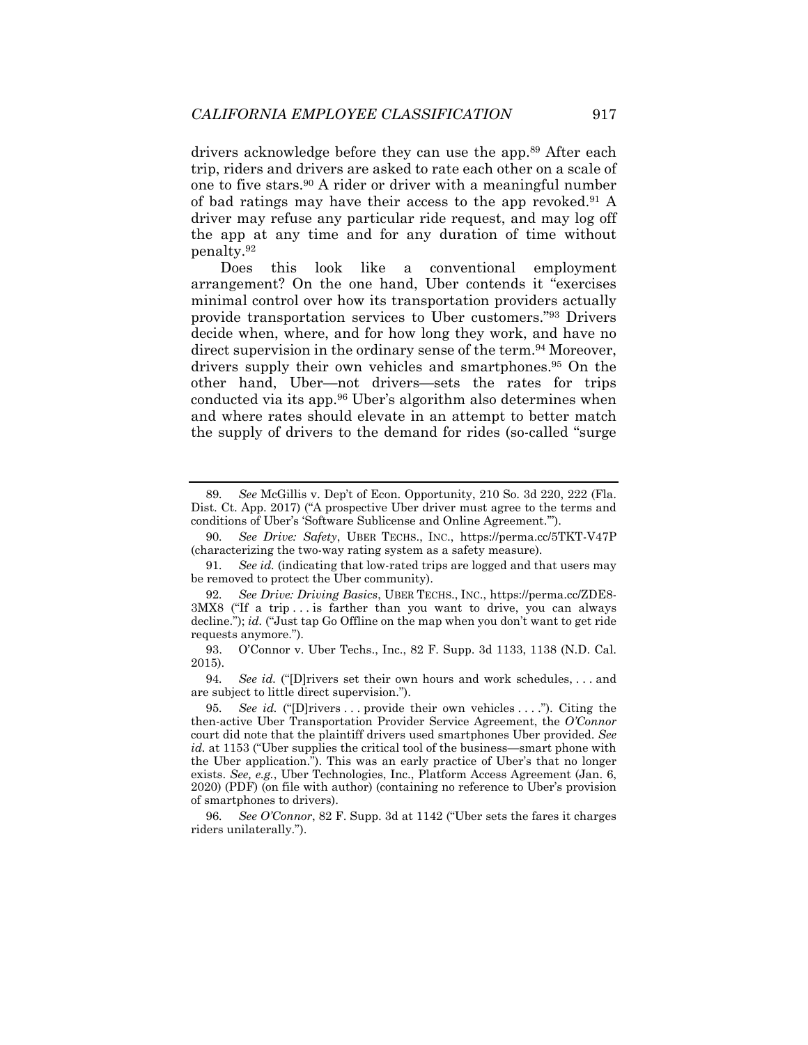drivers acknowledge before they can use the app.[89] After each trip, riders and drivers are asked to rate each other on a scale of one to five stars.[90] A rider or driver with a meaningful number of bad ratings may have their access to the app revoked.[91] A driver may refuse any particular ride request, and may log off the app at any time and for any duration of time without penalty.[92]

Does this look like a conventional employment arrangement? On the one hand, Uber contends it "exercises minimal control over how its transportation providers actually provide transportation services to Uber customers."[93] Drivers decide when, where, and for how long they work, and have no direct supervision in the ordinary sense of the term.[94] Moreover, drivers supply their own vehicles and smartphones.[95] On the other hand, Uber—not drivers—sets the rates for trips conducted via its app.[96] Uber's algorithm also determines when and where rates should elevate in an attempt to better match the supply of drivers to the demand for rides (so-called "surge

---

89. *See* McGillis v. Dep't of Econ. Opportunity, 210 So. 3d 220, 222 (Fla. Dist. Ct. App. 2017) ("A prospective Uber driver must agree to the terms and conditions of Uber's 'Software Sublicense and Online Agreement.'").

90. *See Drive: Safety*, UBER TECHS., INC., https://perma.cc/5TKT-V47P (characterizing the two-way rating system as a safety measure).

91. *See id.* (indicating that low-rated trips are logged and that users may be removed to protect the Uber community).

92. *See Drive: Driving Basics*, UBER TECHS., INC., https://perma.cc/ZDE8-3MX8 ("If a trip . . . is farther than you want to drive, you can always decline."); *id.* ("Just tap Go Offline on the map when you don't want to get ride requests anymore.").

93. O'Connor v. Uber Techs., Inc., 82 F. Supp. 3d 1133, 1138 (N.D. Cal. 2015).

94. *See id.* ("[D]rivers set their own hours and work schedules, . . . and are subject to little direct supervision.").

95. *See id.* ("[D]rivers . . . provide their own vehicles . . . ."). Citing the then-active Uber Transportation Provider Service Agreement, the *O'Connor* court did note that the plaintiff drivers used smartphones Uber provided. *See id.* at 1153 ("Uber supplies the critical tool of the business—smart phone with the Uber application."). This was an early practice of Uber's that no longer exists. *See, e.g.*, Uber Technologies, Inc., Platform Access Agreement (Jan. 6, 2020) (PDF) (on file with author) (containing no reference to Uber's provision of smartphones to drivers).

96. *See O'Connor*, 82 F. Supp. 3d at 1142 ("Uber sets the fares it charges riders unilaterally.").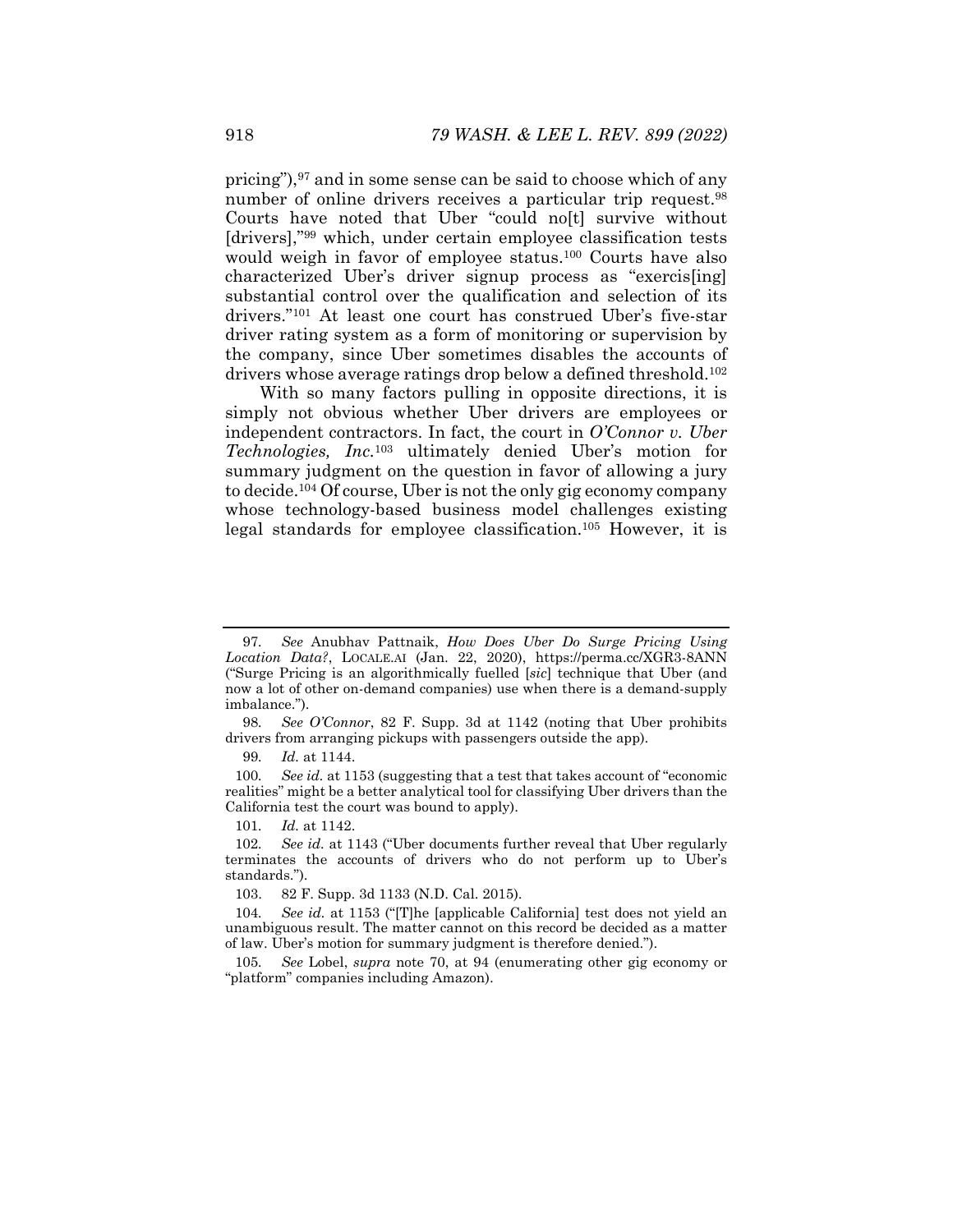pricing"),[97] and in some sense can be said to choose which of any number of online drivers receives a particular trip request.[98] Courts have noted that Uber "could no[t] survive without [drivers],"[99] which, under certain employee classification tests would weigh in favor of employee status.[100] Courts have also characterized Uber's driver signup process as "exercis[ing] substantial control over the qualification and selection of its drivers."[101] At least one court has construed Uber's five-star driver rating system as a form of monitoring or supervision by the company, since Uber sometimes disables the accounts of drivers whose average ratings drop below a defined threshold.[102]

With so many factors pulling in opposite directions, it is simply not obvious whether Uber drivers are employees or independent contractors. In fact, the court in *O'Connor v. Uber Technologies, Inc.*[103] ultimately denied Uber's motion for summary judgment on the question in favor of allowing a jury to decide.[104] Of course, Uber is not the only gig economy company whose technology-based business model challenges existing legal standards for employee classification.[105] However, it is

---

97. *See* Anubhav Pattnaik, *How Does Uber Do Surge Pricing Using Location Data?*, LOCALE.AI (Jan. 22, 2020), https://perma.cc/XGR3-8ANN ("Surge Pricing is an algorithmically fuelled [*sic*] technique that Uber (and now a lot of other on-demand companies) use when there is a demand-supply imbalance.").

98. *See O'Connor*, 82 F. Supp. 3d at 1142 (noting that Uber prohibits drivers from arranging pickups with passengers outside the app).

99. *Id.* at 1144.

100. *See id.* at 1153 (suggesting that a test that takes account of "economic realities" might be a better analytical tool for classifying Uber drivers than the California test the court was bound to apply).

101. *Id.* at 1142.

102. *See id.* at 1143 ("Uber documents further reveal that Uber regularly terminates the accounts of drivers who do not perform up to Uber's standards.").

103. 82 F. Supp. 3d 1133 (N.D. Cal. 2015).

104. *See id.* at 1153 ("[T]he [applicable California] test does not yield an unambiguous result. The matter cannot on this record be decided as a matter of law. Uber's motion for summary judgment is therefore denied.").

105. *See* Lobel, *supra* note 70, at 94 (enumerating other gig economy or "platform" companies including Amazon).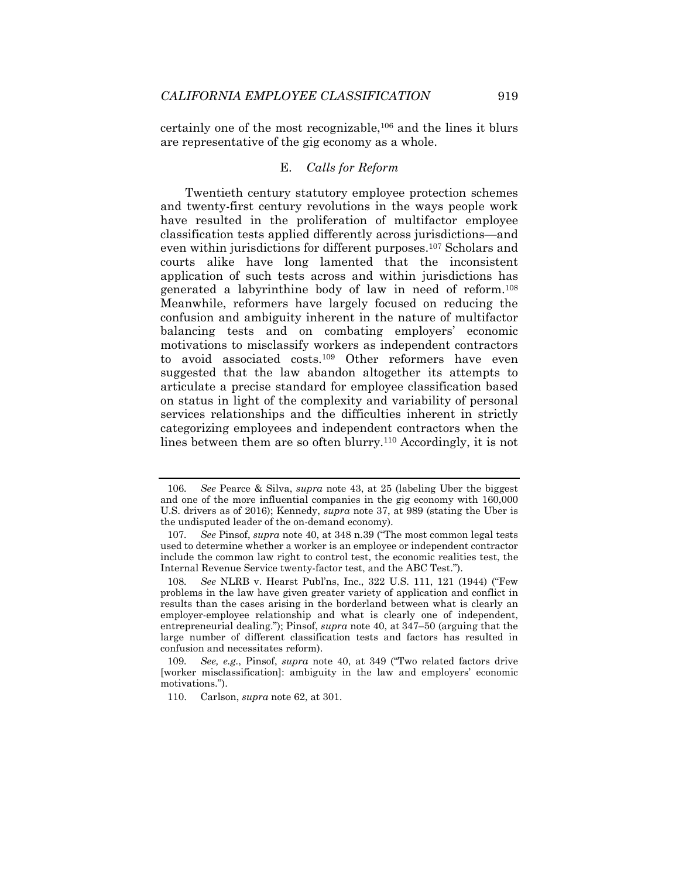certainly one of the most recognizable,[106] and the lines it blurs are representative of the gig economy as a whole.

### E. *Calls for Reform*

Twentieth century statutory employee protection schemes and twenty-first century revolutions in the ways people work have resulted in the proliferation of multifactor employee classification tests applied differently across jurisdictions—and even within jurisdictions for different purposes.[107] Scholars and courts alike have long lamented that the inconsistent application of such tests across and within jurisdictions has generated a labyrinthine body of law in need of reform.[108] Meanwhile, reformers have largely focused on reducing the confusion and ambiguity inherent in the nature of multifactor balancing tests and on combating employers' economic motivations to misclassify workers as independent contractors to avoid associated costs.[109] Other reformers have even suggested that the law abandon altogether its attempts to articulate a precise standard for employee classification based on status in light of the complexity and variability of personal services relationships and the difficulties inherent in strictly categorizing employees and independent contractors when the lines between them are so often blurry.[110] Accordingly, it is not

---

106. *See* Pearce & Silva, *supra* note 43, at 25 (labeling Uber the biggest and one of the more influential companies in the gig economy with 160,000 U.S. drivers as of 2016); Kennedy, *supra* note 37, at 989 (stating the Uber is the undisputed leader of the on-demand economy).

107. *See* Pinsof, *supra* note 40, at 348 n.39 ("The most common legal tests used to determine whether a worker is an employee or independent contractor include the common law right to control test, the economic realities test, the Internal Revenue Service twenty-factor test, and the ABC Test.").

108. *See* NLRB v. Hearst Publ'ns, Inc., 322 U.S. 111, 121 (1944) ("Few problems in the law have given greater variety of application and conflict in results than the cases arising in the borderland between what is clearly an employer-employee relationship and what is clearly one of independent, entrepreneurial dealing."); Pinsof, *supra* note 40, at 347–50 (arguing that the large number of different classification tests and factors has resulted in confusion and necessitates reform).

109. *See, e.g.*, Pinsof, *supra* note 40, at 349 ("Two related factors drive [worker misclassification]: ambiguity in the law and employers' economic motivations.").

110. Carlson, *supra* note 62, at 301.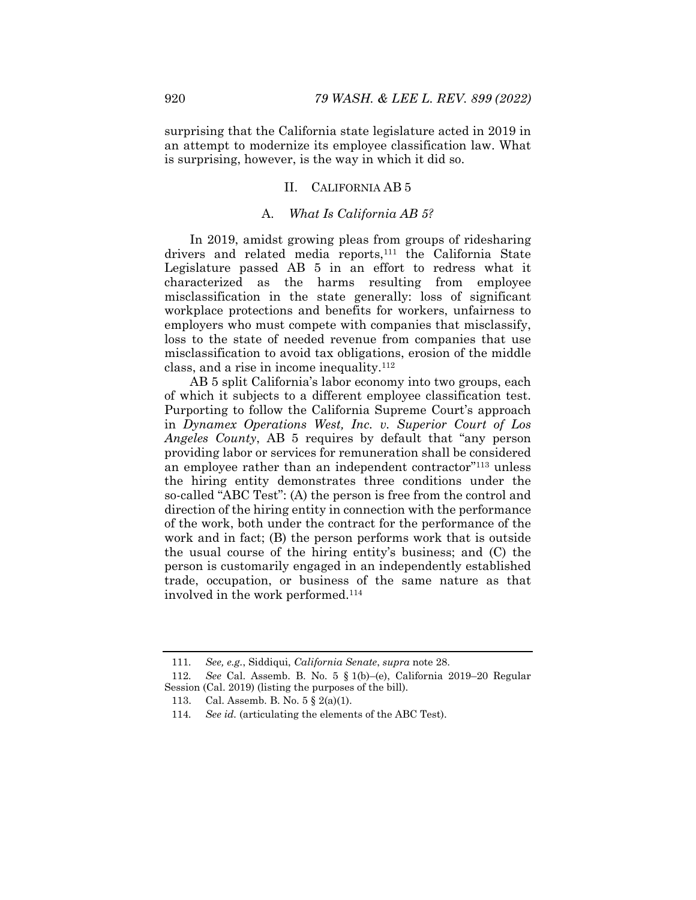surprising that the California state legislature acted in 2019 in an attempt to modernize its employee classification law. What is surprising, however, is the way in which it did so.

## II. CALIFORNIA AB 5

### A. *What Is California AB 5?*

In 2019, amidst growing pleas from groups of ridesharing drivers and related media reports,[111] the California State Legislature passed AB 5 in an effort to redress what it characterized as the harms resulting from employee misclassification in the state generally: loss of significant workplace protections and benefits for workers, unfairness to employers who must compete with companies that misclassify, loss to the state of needed revenue from companies that use misclassification to avoid tax obligations, erosion of the middle class, and a rise in income inequality.[112]

AB 5 split California's labor economy into two groups, each of which it subjects to a different employee classification test. Purporting to follow the California Supreme Court's approach in *Dynamex Operations West, Inc. v. Superior Court of Los Angeles County*, AB 5 requires by default that "any person providing labor or services for remuneration shall be considered an employee rather than an independent contractor"[113] unless the hiring entity demonstrates three conditions under the so-called "ABC Test": (A) the person is free from the control and direction of the hiring entity in connection with the performance of the work, both under the contract for the performance of the work and in fact; (B) the person performs work that is outside the usual course of the hiring entity's business; and (C) the person is customarily engaged in an independently established trade, occupation, or business of the same nature as that involved in the work performed.[114]

---

111. *See, e.g.*, Siddiqui, *California Senate*, *supra* note 28.

112. *See* Cal. Assemb. B. No. 5 § 1(b)–(e), California 2019–20 Regular Session (Cal. 2019) (listing the purposes of the bill).

113. Cal. Assemb. B. No. 5 § 2(a)(1).

114. *See id.* (articulating the elements of the ABC Test).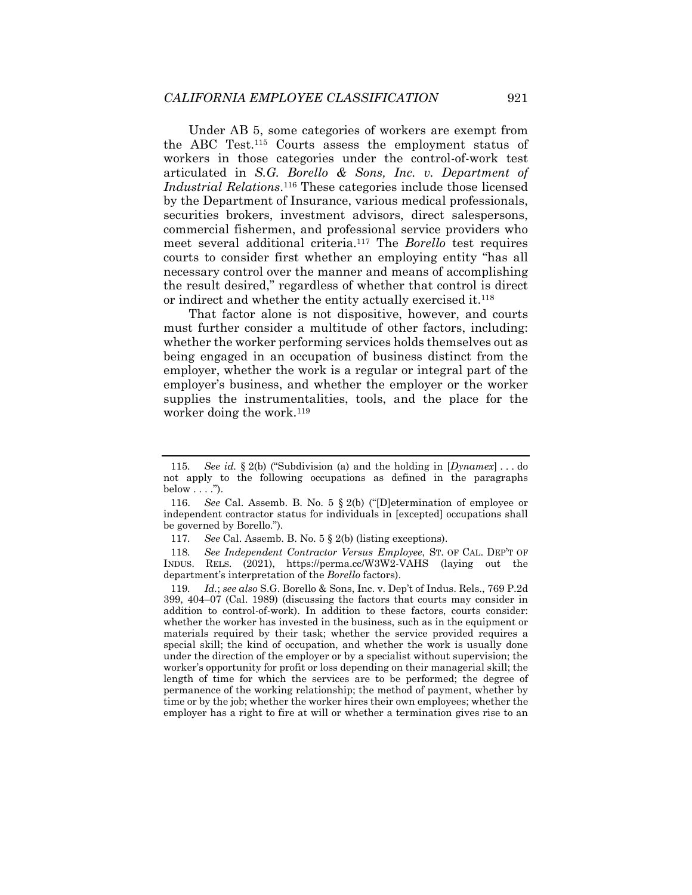Under AB 5, some categories of workers are exempt from the ABC Test.[115] Courts assess the employment status of workers in those categories under the control-of-work test articulated in *S.G. Borello & Sons, Inc. v. Department of Industrial Relations*.[116] These categories include those licensed by the Department of Insurance, various medical professionals, securities brokers, investment advisors, direct salespersons, commercial fishermen, and professional service providers who meet several additional criteria.[117] The *Borello* test requires courts to consider first whether an employing entity "has all necessary control over the manner and means of accomplishing the result desired," regardless of whether that control is direct or indirect and whether the entity actually exercised it.[118]

That factor alone is not dispositive, however, and courts must further consider a multitude of other factors, including: whether the worker performing services holds themselves out as being engaged in an occupation of business distinct from the employer, whether the work is a regular or integral part of the employer's business, and whether the employer or the worker supplies the instrumentalities, tools, and the place for the worker doing the work.[119]

---

115. *See id.* § 2(b) ("Subdivision (a) and the holding in [*Dynamex*] . . . do not apply to the following occupations as defined in the paragraphs below . . . .").

116. *See* Cal. Assemb. B. No. 5 § 2(b) ("[D]etermination of employee or independent contractor status for individuals in [excepted] occupations shall be governed by Borello.").

117. *See* Cal. Assemb. B. No. 5 § 2(b) (listing exceptions).

118. *See Independent Contractor Versus Employee*, ST. OF CAL. DEP'T OF INDUS. RELS. (2021), https://perma.cc/W3W2-VAHS (laying out the department's interpretation of the *Borello* factors).

119. *Id.*; *see also* S.G. Borello & Sons, Inc. v. Dep't of Indus. Rels., 769 P.2d 399, 404–07 (Cal. 1989) (discussing the factors that courts may consider in addition to control-of-work). In addition to these factors, courts consider: whether the worker has invested in the business, such as in the equipment or materials required by their task; whether the service provided requires a special skill; the kind of occupation, and whether the work is usually done under the direction of the employer or by a specialist without supervision; the worker's opportunity for profit or loss depending on their managerial skill; the length of time for which the services are to be performed; the degree of permanence of the working relationship; the method of payment, whether by time or by the job; whether the worker hires their own employees; whether the employer has a right to fire at will or whether a termination gives rise to an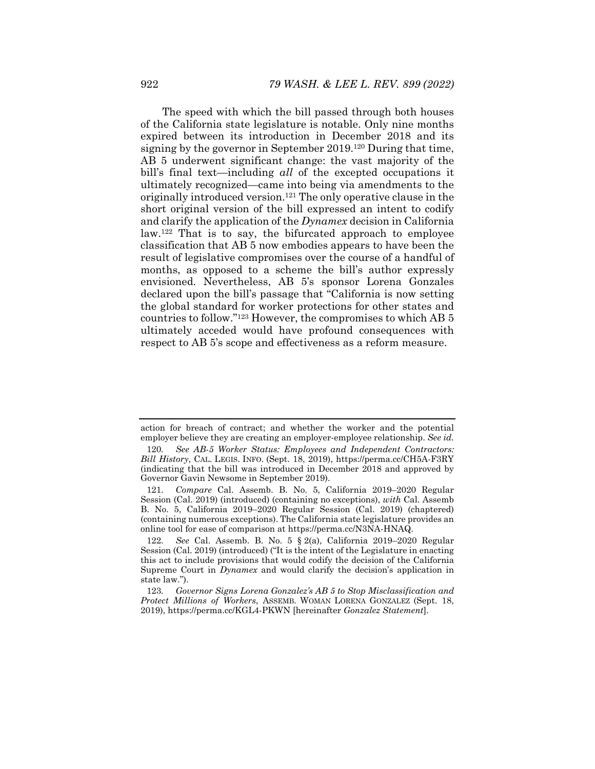The speed with which the bill passed through both houses of the California state legislature is notable. Only nine months expired between its introduction in December 2018 and its signing by the governor in September 2019.[120] During that time, AB 5 underwent significant change: the vast majority of the bill's final text—including *all* of the excepted occupations it ultimately recognized—came into being via amendments to the originally introduced version.[121] The only operative clause in the short original version of the bill expressed an intent to codify and clarify the application of the *Dynamex* decision in California law.[122] That is to say, the bifurcated approach to employee classification that AB 5 now embodies appears to have been the result of legislative compromises over the course of a handful of months, as opposed to a scheme the bill's author expressly envisioned. Nevertheless, AB 5's sponsor Lorena Gonzales declared upon the bill's passage that "California is now setting the global standard for worker protections for other states and countries to follow."[123] However, the compromises to which AB 5 ultimately acceded would have profound consequences with respect to AB 5's scope and effectiveness as a reform measure.

---

action for breach of contract; and whether the worker and the potential employer believe they are creating an employer-employee relationship. *See id.*

120. *See AB-5 Worker Status: Employees and Independent Contractors: Bill History*, CAL. LEGIS. INFO. (Sept. 18, 2019), https://perma.cc/CH5A-F3RY (indicating that the bill was introduced in December 2018 and approved by Governor Gavin Newsome in September 2019).

121. *Compare* Cal. Assemb. B. No. 5, California 2019–2020 Regular Session (Cal. 2019) (introduced) (containing no exceptions), *with* Cal. Assemb B. No. 5, California 2019–2020 Regular Session (Cal. 2019) (chaptered) (containing numerous exceptions). The California state legislature provides an online tool for ease of comparison at https://perma.cc/N3NA-HNAQ.

122. *See* Cal. Assemb. B. No. 5 § 2(a), California 2019–2020 Regular Session (Cal. 2019) (introduced) ("It is the intent of the Legislature in enacting this act to include provisions that would codify the decision of the California Supreme Court in *Dynamex* and would clarify the decision's application in state law.").

123. *Governor Signs Lorena Gonzalez's AB 5 to Stop Misclassification and Protect Millions of Workers*, ASSEMB. WOMAN LORENA GONZALEZ (Sept. 18, 2019), https://perma.cc/KGL4-PKWN [hereinafter *Gonzalez Statement*].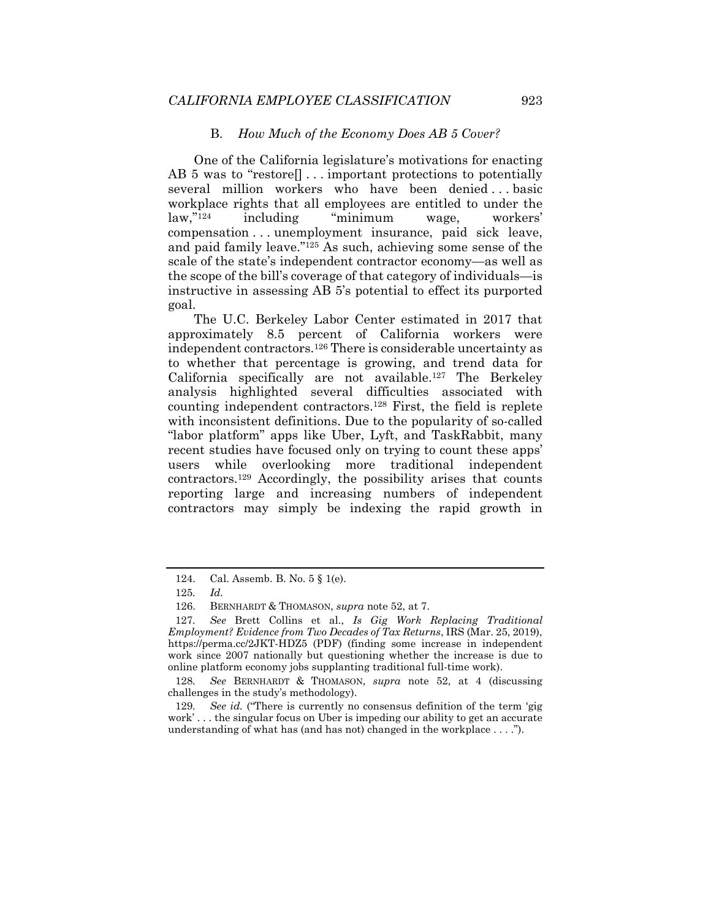### B. *How Much of the Economy Does AB 5 Cover?*

One of the California legislature's motivations for enacting AB 5 was to "restore[] . . . important protections to potentially several million workers who have been denied . . . basic workplace rights that all employees are entitled to under the law,"[124] including "minimum wage, workers' compensation . . . unemployment insurance, paid sick leave, and paid family leave."[125] As such, achieving some sense of the scale of the state's independent contractor economy—as well as the scope of the bill's coverage of that category of individuals—is instructive in assessing AB 5's potential to effect its purported goal.

The U.C. Berkeley Labor Center estimated in 2017 that approximately 8.5 percent of California workers were independent contractors.[126] There is considerable uncertainty as to whether that percentage is growing, and trend data for California specifically are not available.[127] The Berkeley analysis highlighted several difficulties associated with counting independent contractors.[128] First, the field is replete with inconsistent definitions. Due to the popularity of so-called "labor platform" apps like Uber, Lyft, and TaskRabbit, many recent studies have focused only on trying to count these apps' users while overlooking more traditional independent contractors.[129] Accordingly, the possibility arises that counts reporting large and increasing numbers of independent contractors may simply be indexing the rapid growth in

---

124. Cal. Assemb. B. No. 5 § 1(e).

125. *Id.*

126. BERNHARDT & THOMASON, *supra* note 52, at 7.

127. *See* Brett Collins et al., *Is Gig Work Replacing Traditional Employment? Evidence from Two Decades of Tax Returns*, IRS (Mar. 25, 2019), https://perma.cc/2JKT-HDZ5 (PDF) (finding some increase in independent work since 2007 nationally but questioning whether the increase is due to online platform economy jobs supplanting traditional full-time work).

128. *See* BERNHARDT & THOMASON, *supra* note 52, at 4 (discussing challenges in the study's methodology).

129. *See id.* ("There is currently no consensus definition of the term 'gig work' . . . the singular focus on Uber is impeding our ability to get an accurate understanding of what has (and has not) changed in the workplace . . . .").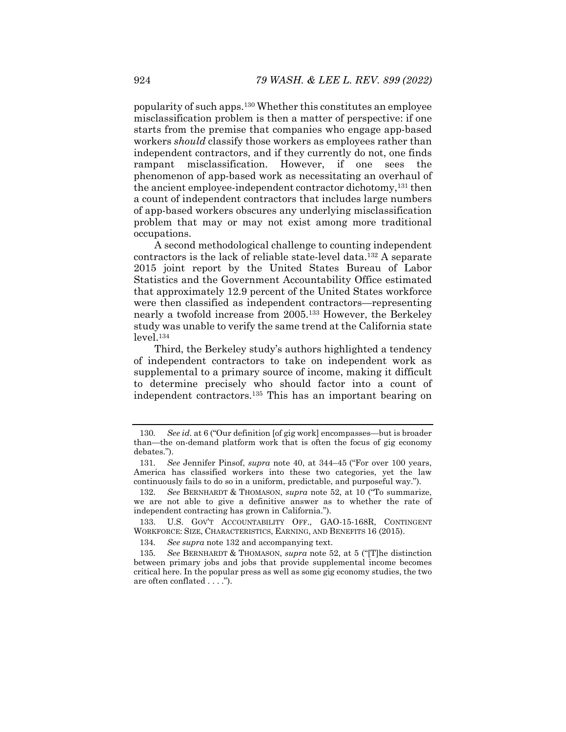popularity of such apps.[130] Whether this constitutes an employee misclassification problem is then a matter of perspective: if one starts from the premise that companies who engage app-based workers *should* classify those workers as employees rather than independent contractors, and if they currently do not, one finds rampant misclassification. However, if one sees the phenomenon of app-based work as necessitating an overhaul of the ancient employee-independent contractor dichotomy,[131] then a count of independent contractors that includes large numbers of app-based workers obscures any underlying misclassification problem that may or may not exist among more traditional occupations.

A second methodological challenge to counting independent contractors is the lack of reliable state-level data.[132] A separate 2015 joint report by the United States Bureau of Labor Statistics and the Government Accountability Office estimated that approximately 12.9 percent of the United States workforce were then classified as independent contractors—representing nearly a twofold increase from 2005.[133] However, the Berkeley study was unable to verify the same trend at the California state level.[134]

Third, the Berkeley study's authors highlighted a tendency of independent contractors to take on independent work as supplemental to a primary source of income, making it difficult to determine precisely who should factor into a count of independent contractors.[135] This has an important bearing on

---

130. *See id.* at 6 ("Our definition [of gig work] encompasses—but is broader than—the on-demand platform work that is often the focus of gig economy debates.").

131. *See* Jennifer Pinsof, *supra* note 40, at 344–45 ("For over 100 years, America has classified workers into these two categories, yet the law continuously fails to do so in a uniform, predictable, and purposeful way.").

132. *See* BERNHARDT & THOMASON, *supra* note 52, at 10 ("To summarize, we are not able to give a definitive answer as to whether the rate of independent contracting has grown in California.").

133. U.S. GOV'T ACCOUNTABILITY OFF., GAO-15-168R, CONTINGENT WORKFORCE: SIZE, CHARACTERISTICS, EARNING, AND BENEFITS 16 (2015).

134. *See supra* note 132 and accompanying text.

135. *See* BERNHARDT & THOMASON, *supra* note 52, at 5 ("[T]he distinction between primary jobs and jobs that provide supplemental income becomes critical here. In the popular press as well as some gig economy studies, the two are often conflated . . . .").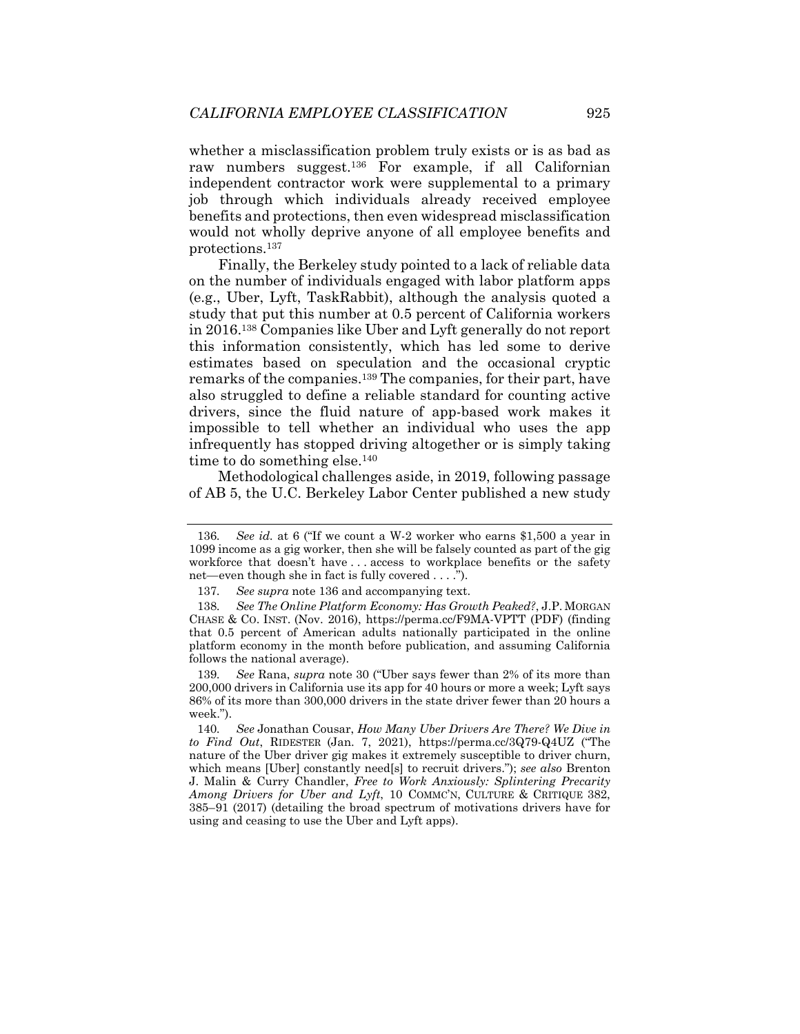whether a misclassification problem truly exists or is as bad as raw numbers suggest.[136] For example, if all Californian independent contractor work were supplemental to a primary job through which individuals already received employee benefits and protections, then even widespread misclassification would not wholly deprive anyone of all employee benefits and protections.[137]

Finally, the Berkeley study pointed to a lack of reliable data on the number of individuals engaged with labor platform apps (e.g., Uber, Lyft, TaskRabbit), although the analysis quoted a study that put this number at 0.5 percent of California workers in 2016.[138] Companies like Uber and Lyft generally do not report this information consistently, which has led some to derive estimates based on speculation and the occasional cryptic remarks of the companies.[139] The companies, for their part, have also struggled to define a reliable standard for counting active drivers, since the fluid nature of app-based work makes it impossible to tell whether an individual who uses the app infrequently has stopped driving altogether or is simply taking time to do something else.[140]

Methodological challenges aside, in 2019, following passage of AB 5, the U.C. Berkeley Labor Center published a new study

---

136. *See id.* at 6 ("If we count a W-2 worker who earns $1,500 a year in 1099 income as a gig worker, then she will be falsely counted as part of the gig workforce that doesn't have . . . access to workplace benefits or the safety net—even though she in fact is fully covered . . . .").

137. *See supra* note 136 and accompanying text.

138. *See The Online Platform Economy: Has Growth Peaked?*, J.P. MORGAN CHASE & CO. INST. (Nov. 2016), https://perma.cc/F9MA-VPTT (PDF) (finding that 0.5 percent of American adults nationally participated in the online platform economy in the month before publication, and assuming California follows the national average).

139. *See* Rana, *supra* note 30 ("Uber says fewer than 2% of its more than 200,000 drivers in California use its app for 40 hours or more a week; Lyft says 86% of its more than 300,000 drivers in the state driver fewer than 20 hours a week.").

140. *See* Jonathan Cousar, *How Many Uber Drivers Are There? We Dive in to Find Out*, RIDESTER (Jan. 7, 2021), https://perma.cc/3Q79-Q4UZ ("The nature of the Uber driver gig makes it extremely susceptible to driver churn, which means [Uber] constantly need[s] to recruit drivers."); *see also* Brenton J. Malin & Curry Chandler, *Free to Work Anxiously: Splintering Precarity Among Drivers for Uber and Lyft*, 10 COMMC'N, CULTURE & CRITIQUE 382, 385–91 (2017) (detailing the broad spectrum of motivations drivers have for using and ceasing to use the Uber and Lyft apps).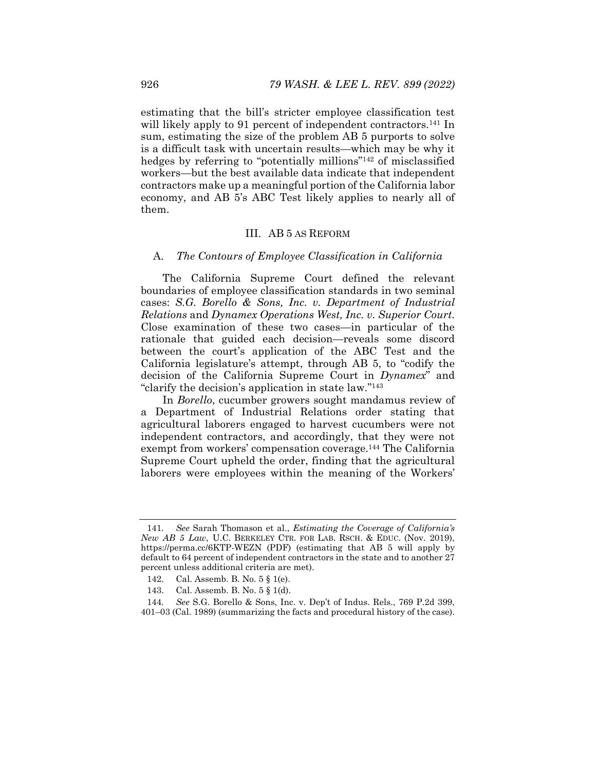estimating that the bill's stricter employee classification test will likely apply to 91 percent of independent contractors.[141] In sum, estimating the size of the problem AB 5 purports to solve is a difficult task with uncertain results—which may be why it hedges by referring to "potentially millions"[142] of misclassified workers—but the best available data indicate that independent contractors make up a meaningful portion of the California labor economy, and AB 5's ABC Test likely applies to nearly all of them.

## III. AB 5 AS REFORM

### A. *The Contours of Employee Classification in California*

The California Supreme Court defined the relevant boundaries of employee classification standards in two seminal cases: *S.G. Borello & Sons, Inc. v. Department of Industrial Relations* and *Dynamex Operations West, Inc. v. Superior Court*. Close examination of these two cases—in particular of the rationale that guided each decision—reveals some discord between the court's application of the ABC Test and the California legislature's attempt, through AB 5, to "codify the decision of the California Supreme Court in *Dynamex*" and "clarify the decision's application in state law."[143]

In *Borello*, cucumber growers sought mandamus review of a Department of Industrial Relations order stating that agricultural laborers engaged to harvest cucumbers were not independent contractors, and accordingly, that they were not exempt from workers' compensation coverage.[144] The California Supreme Court upheld the order, finding that the agricultural laborers were employees within the meaning of the Workers'

---

141. *See* Sarah Thomason et al., *Estimating the Coverage of California's New AB 5 Law*, U.C. BERKELEY CTR. FOR LAB. RSCH. & EDUC. (Nov. 2019), https://perma.cc/6KTP-WEZN (PDF) (estimating that AB 5 will apply by default to 64 percent of independent contractors in the state and to another 27 percent unless additional criteria are met).

142. Cal. Assemb. B. No. 5 § 1(e).

143. Cal. Assemb. B. No. 5 § 1(d).

144. *See* S.G. Borello & Sons, Inc. v. Dep't of Indus. Rels., 769 P.2d 399, 401–03 (Cal. 1989) (summarizing the facts and procedural history of the case).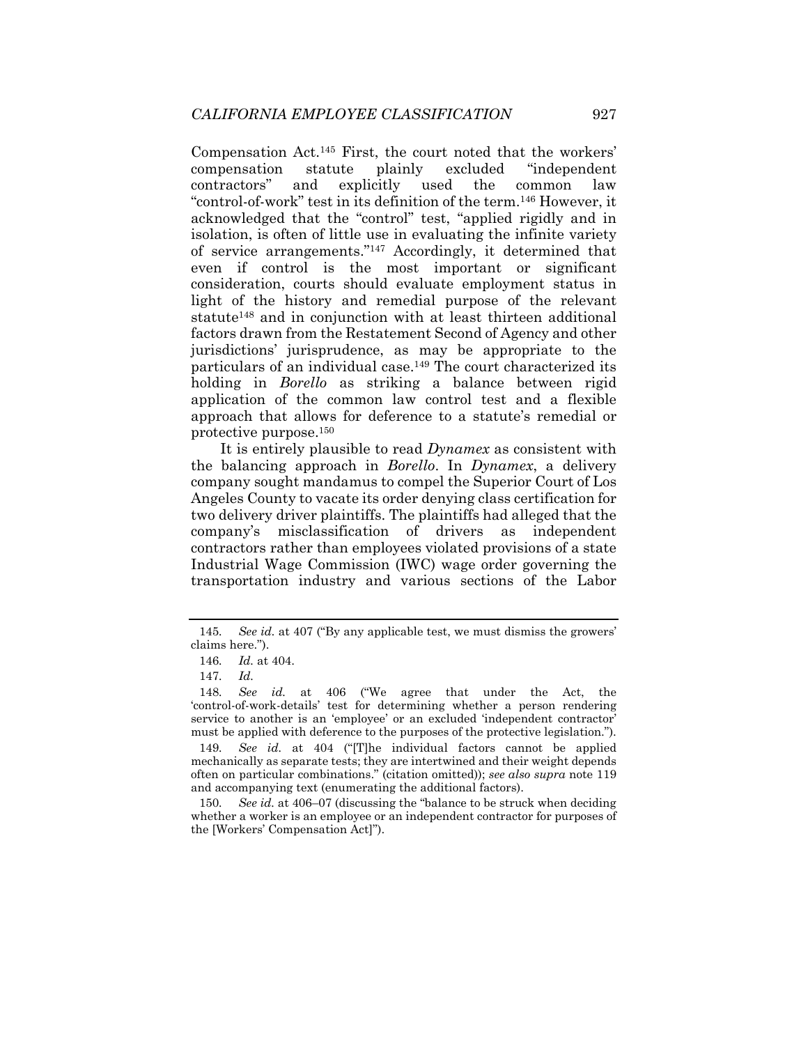Compensation Act.[145] First, the court noted that the workers' compensation statute plainly excluded "independent contractors" and explicitly used the common law "control-of-work" test in its definition of the term.[146] However, it acknowledged that the "control" test, "applied rigidly and in isolation, is often of little use in evaluating the infinite variety of service arrangements."[147] Accordingly, it determined that even if control is the most important or significant consideration, courts should evaluate employment status in light of the history and remedial purpose of the relevant statute[148] and in conjunction with at least thirteen additional factors drawn from the Restatement Second of Agency and other jurisdictions' jurisprudence, as may be appropriate to the particulars of an individual case.[149] The court characterized its holding in *Borello* as striking a balance between rigid application of the common law control test and a flexible approach that allows for deference to a statute's remedial or protective purpose.[150]

It is entirely plausible to read *Dynamex* as consistent with the balancing approach in *Borello*. In *Dynamex*, a delivery company sought mandamus to compel the Superior Court of Los Angeles County to vacate its order denying class certification for two delivery driver plaintiffs. The plaintiffs had alleged that the company's misclassification of drivers as independent contractors rather than employees violated provisions of a state Industrial Wage Commission (IWC) wage order governing the transportation industry and various sections of the Labor

---

145. *See id.* at 407 ("By any applicable test, we must dismiss the growers' claims here.").

146. *Id.* at 404.

147. *Id.*

148. *See id.* at 406 ("We agree that under the Act, the 'control-of-work-details' test for determining whether a person rendering service to another is an 'employee' or an excluded 'independent contractor' must be applied with deference to the purposes of the protective legislation.").

149. *See id.* at 404 ("[T]he individual factors cannot be applied mechanically as separate tests; they are intertwined and their weight depends often on particular combinations." (citation omitted)); *see also supra* note 119 and accompanying text (enumerating the additional factors).

150. *See id.* at 406–07 (discussing the "balance to be struck when deciding whether a worker is an employee or an independent contractor for purposes of the [Workers' Compensation Act]").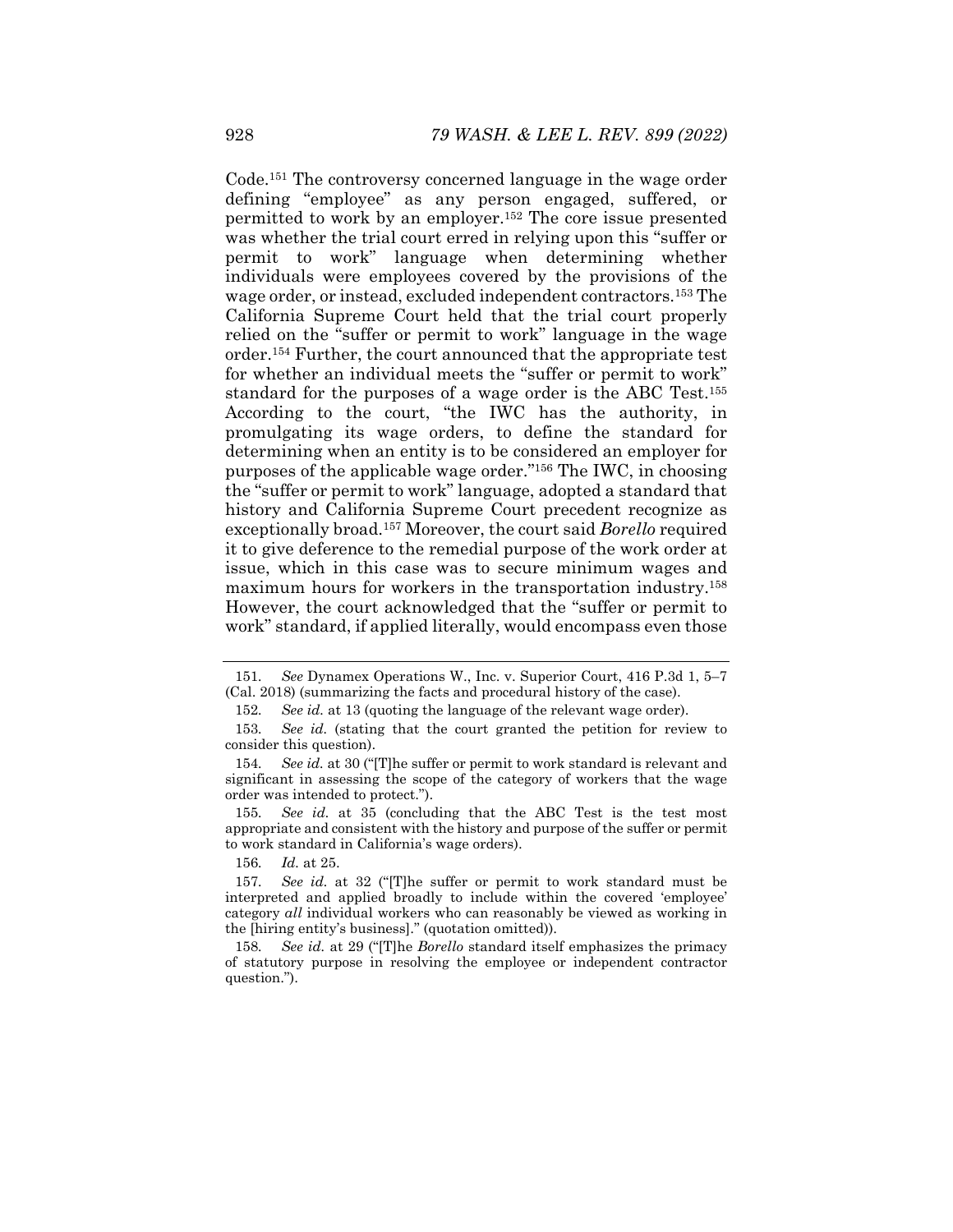Code.[151] The controversy concerned language in the wage order defining "employee" as any person engaged, suffered, or permitted to work by an employer.[152] The core issue presented was whether the trial court erred in relying upon this "suffer or permit to work" language when determining whether individuals were employees covered by the provisions of the wage order, or instead, excluded independent contractors.[153] The California Supreme Court held that the trial court properly relied on the "suffer or permit to work" language in the wage order.[154] Further, the court announced that the appropriate test for whether an individual meets the "suffer or permit to work" standard for the purposes of a wage order is the ABC Test.[155] According to the court, "the IWC has the authority, in promulgating its wage orders, to define the standard for determining when an entity is to be considered an employer for purposes of the applicable wage order."[156] The IWC, in choosing the "suffer or permit to work" language, adopted a standard that history and California Supreme Court precedent recognize as exceptionally broad.[157] Moreover, the court said *Borello* required it to give deference to the remedial purpose of the work order at issue, which in this case was to secure minimum wages and maximum hours for workers in the transportation industry.[158] However, the court acknowledged that the "suffer or permit to work" standard, if applied literally, would encompass even those

---

151. *See* Dynamex Operations W., Inc. v. Superior Court, 416 P.3d 1, 5–7 (Cal. 2018) (summarizing the facts and procedural history of the case).

152. *See id.* at 13 (quoting the language of the relevant wage order).

153. *See id.* (stating that the court granted the petition for review to consider this question).

154. *See id.* at 30 ("[T]he suffer or permit to work standard is relevant and significant in assessing the scope of the category of workers that the wage order was intended to protect.").

155. *See id.* at 35 (concluding that the ABC Test is the test most appropriate and consistent with the history and purpose of the suffer or permit to work standard in California's wage orders).

156. *Id.* at 25.

157. *See id.* at 32 ("[T]he suffer or permit to work standard must be interpreted and applied broadly to include within the covered 'employee' category *all* individual workers who can reasonably be viewed as working in the [hiring entity's business]." (quotation omitted)).

158. *See id.* at 29 ("[T]he *Borello* standard itself emphasizes the primacy of statutory purpose in resolving the employee or independent contractor question.").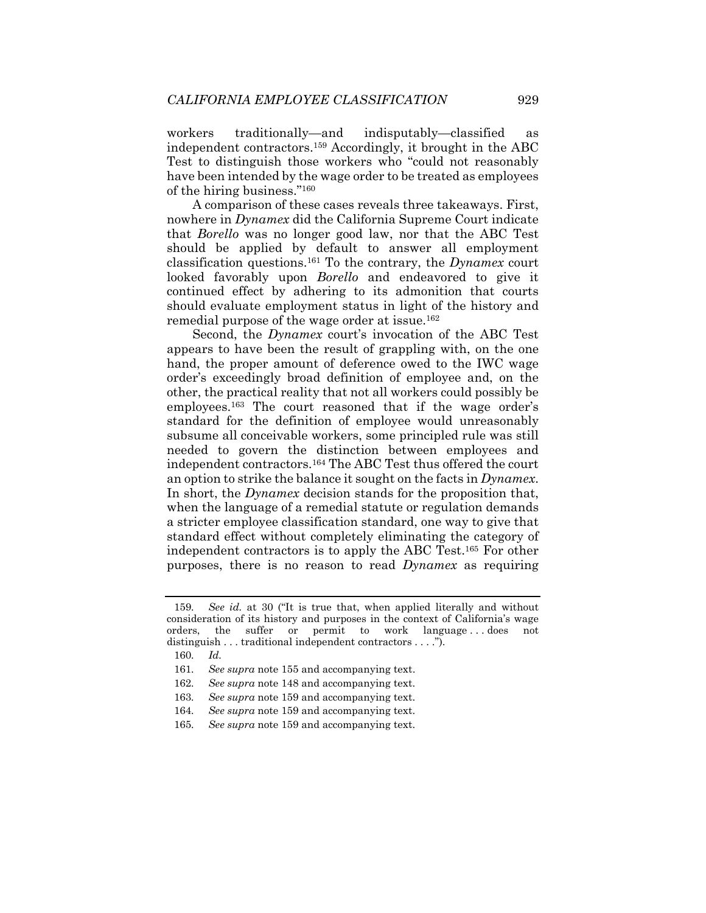workers traditionally—and indisputably—classified as independent contractors.[159] Accordingly, it brought in the ABC Test to distinguish those workers who "could not reasonably have been intended by the wage order to be treated as employees of the hiring business."[160]

A comparison of these cases reveals three takeaways. First, nowhere in *Dynamex* did the California Supreme Court indicate that *Borello* was no longer good law, nor that the ABC Test should be applied by default to answer all employment classification questions.[161] To the contrary, the *Dynamex* court looked favorably upon *Borello* and endeavored to give it continued effect by adhering to its admonition that courts should evaluate employment status in light of the history and remedial purpose of the wage order at issue.[162]

Second, the *Dynamex* court's invocation of the ABC Test appears to have been the result of grappling with, on the one hand, the proper amount of deference owed to the IWC wage order's exceedingly broad definition of employee and, on the other, the practical reality that not all workers could possibly be employees.[163] The court reasoned that if the wage order's standard for the definition of employee would unreasonably subsume all conceivable workers, some principled rule was still needed to govern the distinction between employees and independent contractors.[164] The ABC Test thus offered the court an option to strike the balance it sought on the facts in *Dynamex*. In short, the *Dynamex* decision stands for the proposition that, when the language of a remedial statute or regulation demands a stricter employee classification standard, one way to give that standard effect without completely eliminating the category of independent contractors is to apply the ABC Test.[165] For other purposes, there is no reason to read *Dynamex* as requiring

---

159. *See id.* at 30 ("It is true that, when applied literally and without consideration of its history and purposes in the context of California's wage orders, the suffer or permit to work language . . . does not distinguish . . . traditional independent contractors . . . .").

160. *Id.*

161. *See supra* note 155 and accompanying text.

162. *See supra* note 148 and accompanying text.

163. *See supra* note 159 and accompanying text.

164. *See supra* note 159 and accompanying text.

165. *See supra* note 159 and accompanying text.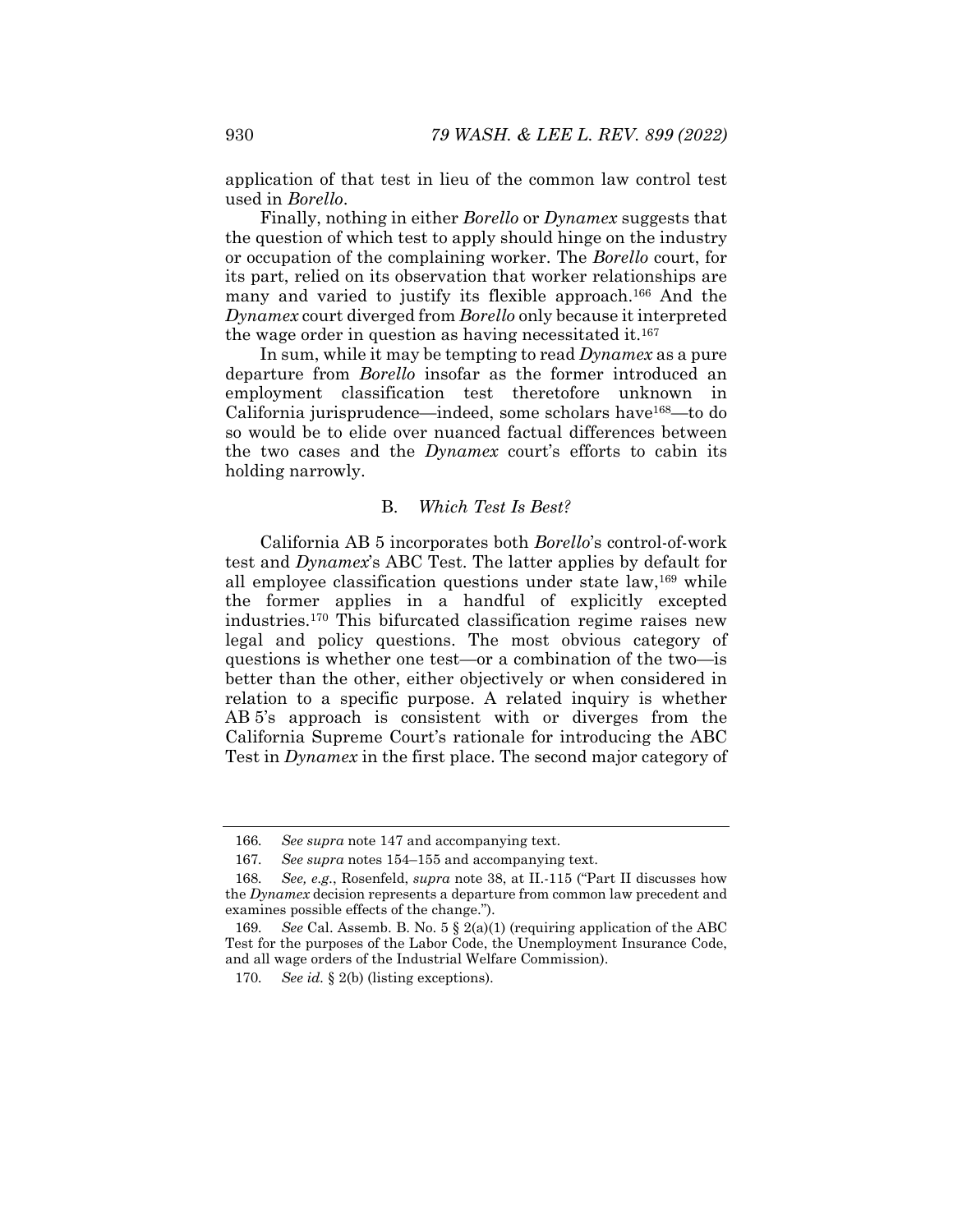application of that test in lieu of the common law control test used in *Borello*.

Finally, nothing in either *Borello* or *Dynamex* suggests that the question of which test to apply should hinge on the industry or occupation of the complaining worker. The *Borello* court, for its part, relied on its observation that worker relationships are many and varied to justify its flexible approach.[166] And the *Dynamex* court diverged from *Borello* only because it interpreted the wage order in question as having necessitated it.[167]

In sum, while it may be tempting to read *Dynamex* as a pure departure from *Borello* insofar as the former introduced an employment classification test theretofore unknown in California jurisprudence—indeed, some scholars have[168]—to do so would be to elide over nuanced factual differences between the two cases and the *Dynamex* court's efforts to cabin its holding narrowly.

### B. *Which Test Is Best?*

California AB 5 incorporates both *Borello*'s control-of-work test and *Dynamex*'s ABC Test. The latter applies by default for all employee classification questions under state law,[169] while the former applies in a handful of explicitly excepted industries.[170] This bifurcated classification regime raises new legal and policy questions. The most obvious category of questions is whether one test—or a combination of the two—is better than the other, either objectively or when considered in relation to a specific purpose. A related inquiry is whether AB 5's approach is consistent with or diverges from the California Supreme Court's rationale for introducing the ABC Test in *Dynamex* in the first place. The second major category of

---

166. *See supra* note 147 and accompanying text.

167. *See supra* notes 154–155 and accompanying text.

168. *See, e.g.*, Rosenfeld, *supra* note 38, at II.-115 ("Part II discusses how the *Dynamex* decision represents a departure from common law precedent and examines possible effects of the change.").

169. *See* Cal. Assemb. B. No. 5 § 2(a)(1) (requiring application of the ABC Test for the purposes of the Labor Code, the Unemployment Insurance Code, and all wage orders of the Industrial Welfare Commission).

170. *See id.* § 2(b) (listing exceptions).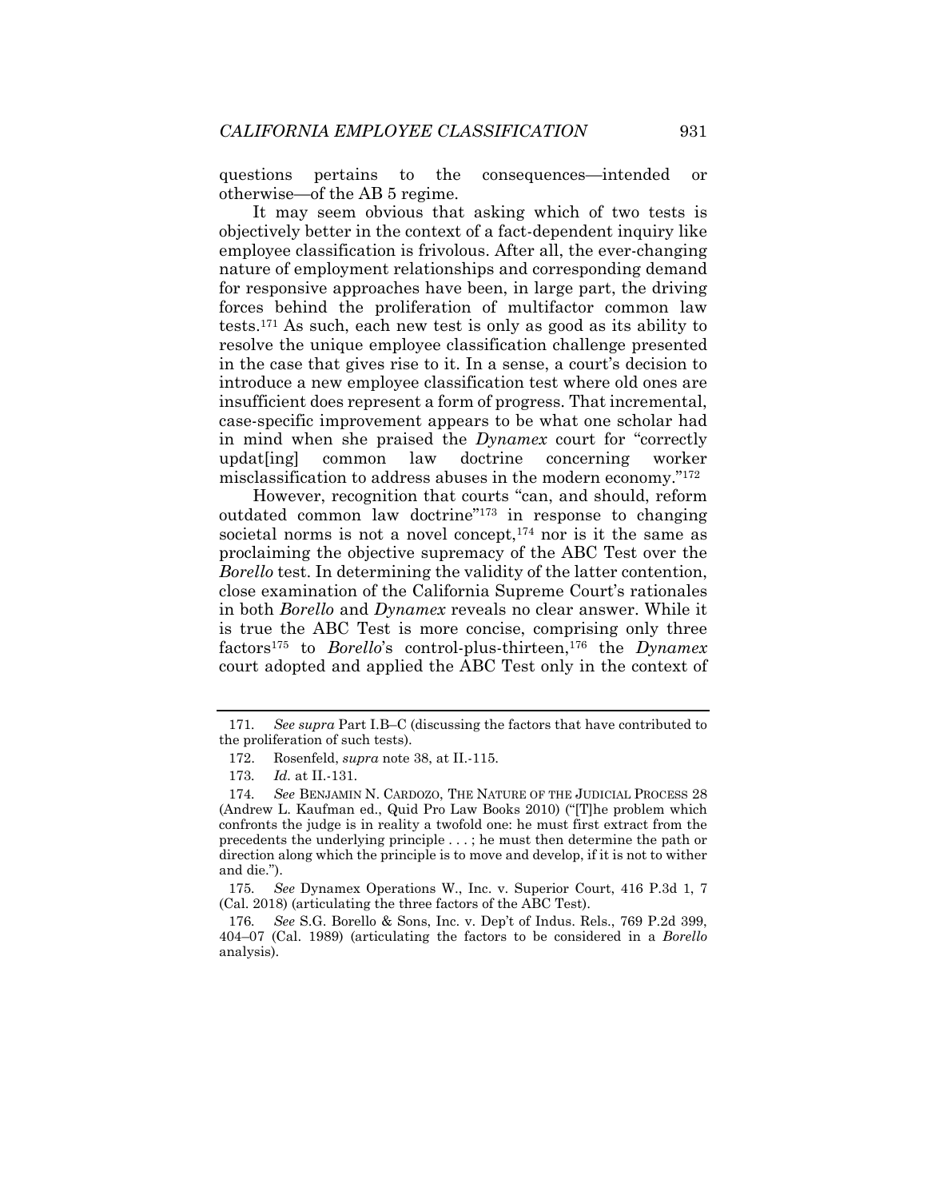questions pertains to the consequences—intended or otherwise—of the AB 5 regime.

It may seem obvious that asking which of two tests is objectively better in the context of a fact-dependent inquiry like employee classification is frivolous. After all, the ever-changing nature of employment relationships and corresponding demand for responsive approaches have been, in large part, the driving forces behind the proliferation of multifactor common law tests.[171] As such, each new test is only as good as its ability to resolve the unique employee classification challenge presented in the case that gives rise to it. In a sense, a court's decision to introduce a new employee classification test where old ones are insufficient does represent a form of progress. That incremental, case-specific improvement appears to be what one scholar had in mind when she praised the *Dynamex* court for "correctly updat[ing] common law doctrine concerning worker misclassification to address abuses in the modern economy."[172]

However, recognition that courts "can, and should, reform outdated common law doctrine"[173] in response to changing societal norms is not a novel concept,[174] nor is it the same as proclaiming the objective supremacy of the ABC Test over the *Borello* test. In determining the validity of the latter contention, close examination of the California Supreme Court's rationales in both *Borello* and *Dynamex* reveals no clear answer. While it is true the ABC Test is more concise, comprising only three factors[175] to *Borello*'s control-plus-thirteen,[176] the *Dynamex* court adopted and applied the ABC Test only in the context of

---

171. *See supra* Part I.B–C (discussing the factors that have contributed to the proliferation of such tests).

172. Rosenfeld, *supra* note 38, at II.-115.

173. *Id.* at II.-131.

174. *See* BENJAMIN N. CARDOZO, THE NATURE OF THE JUDICIAL PROCESS 28 (Andrew L. Kaufman ed., Quid Pro Law Books 2010) ("[T]he problem which confronts the judge is in reality a twofold one: he must first extract from the precedents the underlying principle . . . ; he must then determine the path or direction along which the principle is to move and develop, if it is not to wither and die.").

175. *See* Dynamex Operations W., Inc. v. Superior Court, 416 P.3d 1, 7 (Cal. 2018) (articulating the three factors of the ABC Test).

176. *See* S.G. Borello & Sons, Inc. v. Dep't of Indus. Rels., 769 P.2d 399, 404–07 (Cal. 1989) (articulating the factors to be considered in a *Borello* analysis).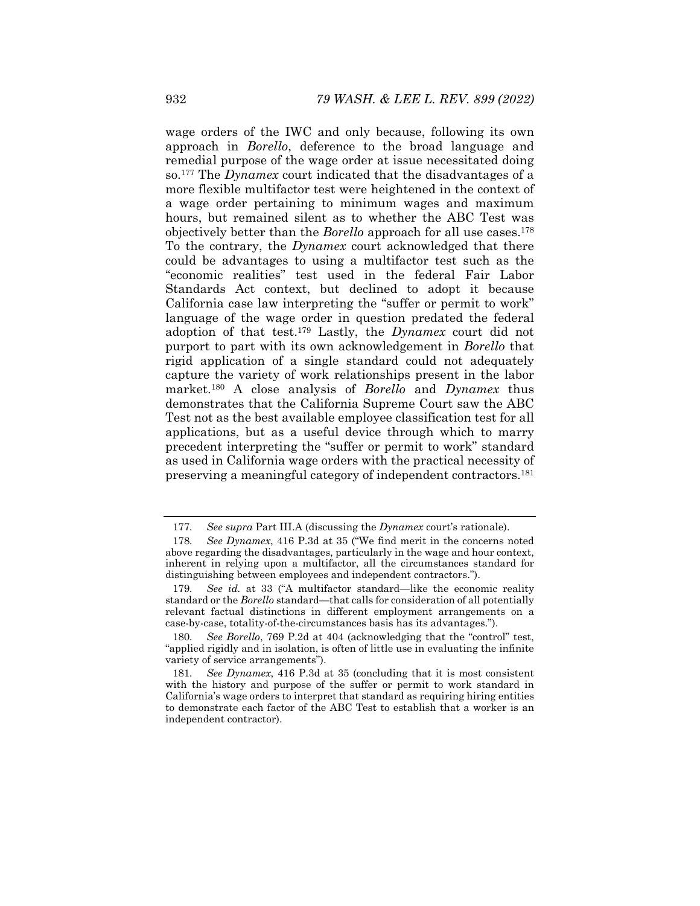wage orders of the IWC and only because, following its own approach in *Borello*, deference to the broad language and remedial purpose of the wage order at issue necessitated doing so.[177] The *Dynamex* court indicated that the disadvantages of a more flexible multifactor test were heightened in the context of a wage order pertaining to minimum wages and maximum hours, but remained silent as to whether the ABC Test was objectively better than the *Borello* approach for all use cases.[178] To the contrary, the *Dynamex* court acknowledged that there could be advantages to using a multifactor test such as the "economic realities" test used in the federal Fair Labor Standards Act context, but declined to adopt it because California case law interpreting the "suffer or permit to work" language of the wage order in question predated the federal adoption of that test.[179] Lastly, the *Dynamex* court did not purport to part with its own acknowledgement in *Borello* that rigid application of a single standard could not adequately capture the variety of work relationships present in the labor market.[180] A close analysis of *Borello* and *Dynamex* thus demonstrates that the California Supreme Court saw the ABC Test not as the best available employee classification test for all applications, but as a useful device through which to marry precedent interpreting the "suffer or permit to work" standard as used in California wage orders with the practical necessity of preserving a meaningful category of independent contractors.[181]

---

177. *See supra* Part III.A (discussing the *Dynamex* court's rationale).

178. *See Dynamex*, 416 P.3d at 35 ("We find merit in the concerns noted above regarding the disadvantages, particularly in the wage and hour context, inherent in relying upon a multifactor, all the circumstances standard for distinguishing between employees and independent contractors.").

179. *See id.* at 33 ("A multifactor standard—like the economic reality standard or the *Borello* standard—that calls for consideration of all potentially relevant factual distinctions in different employment arrangements on a case-by-case, totality-of-the-circumstances basis has its advantages.").

180. *See Borello*, 769 P.2d at 404 (acknowledging that the "control" test, "applied rigidly and in isolation, is often of little use in evaluating the infinite variety of service arrangements").

181. *See Dynamex*, 416 P.3d at 35 (concluding that it is most consistent with the history and purpose of the suffer or permit to work standard in California's wage orders to interpret that standard as requiring hiring entities to demonstrate each factor of the ABC Test to establish that a worker is an independent contractor).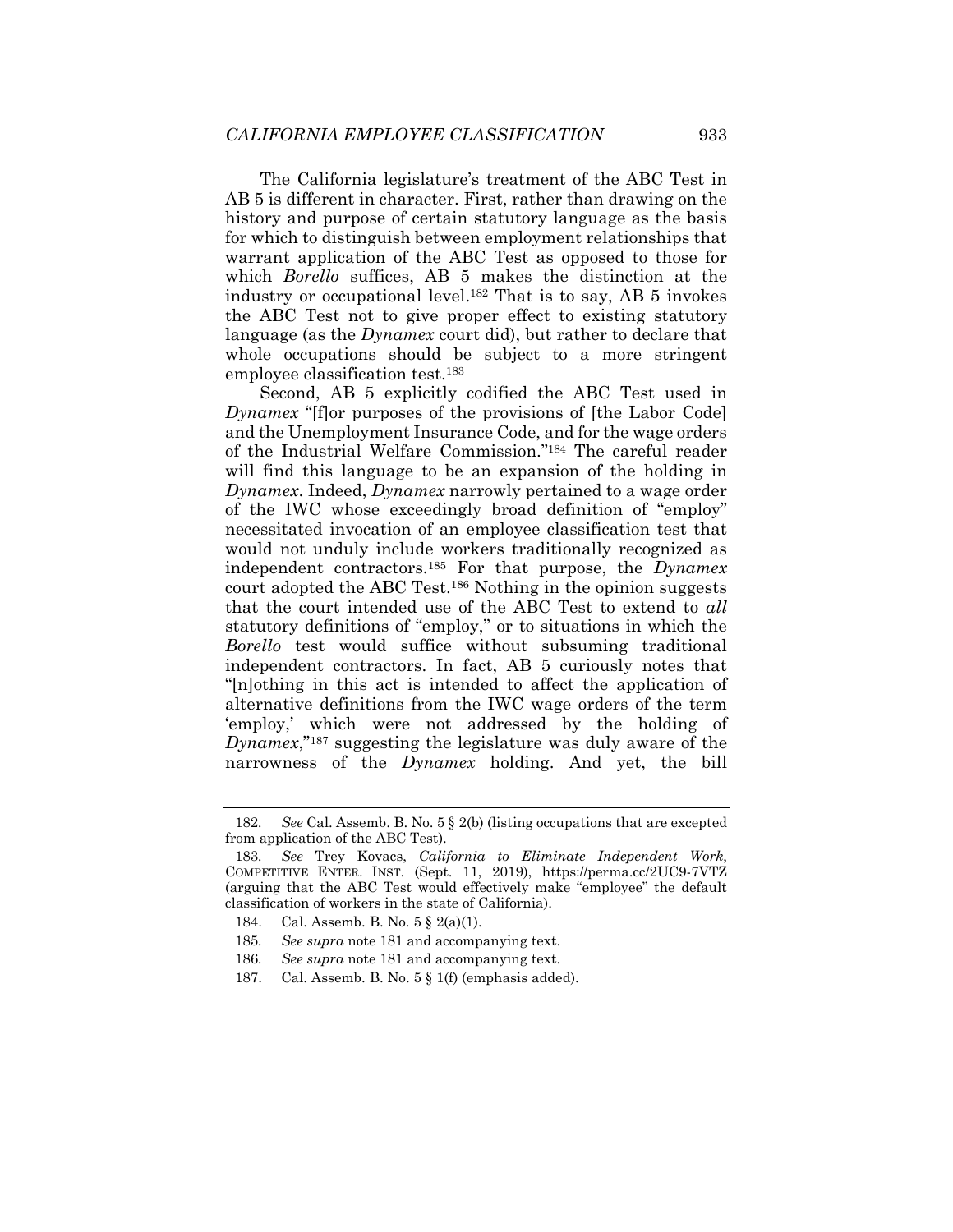The California legislature's treatment of the ABC Test in AB 5 is different in character. First, rather than drawing on the history and purpose of certain statutory language as the basis for which to distinguish between employment relationships that warrant application of the ABC Test as opposed to those for which *Borello* suffices, AB 5 makes the distinction at the industry or occupational level.[182] That is to say, AB 5 invokes the ABC Test not to give proper effect to existing statutory language (as the *Dynamex* court did), but rather to declare that whole occupations should be subject to a more stringent employee classification test.[183]

Second, AB 5 explicitly codified the ABC Test used in *Dynamex* "[f]or purposes of the provisions of [the Labor Code] and the Unemployment Insurance Code, and for the wage orders of the Industrial Welfare Commission."[184] The careful reader will find this language to be an expansion of the holding in *Dynamex*. Indeed, *Dynamex* narrowly pertained to a wage order of the IWC whose exceedingly broad definition of "employ" necessitated invocation of an employee classification test that would not unduly include workers traditionally recognized as independent contractors.[185] For that purpose, the *Dynamex* court adopted the ABC Test.[186] Nothing in the opinion suggests that the court intended use of the ABC Test to extend to *all* statutory definitions of "employ," or to situations in which the *Borello* test would suffice without subsuming traditional independent contractors. In fact, AB 5 curiously notes that "[n]othing in this act is intended to affect the application of alternative definitions from the IWC wage orders of the term 'employ,' which were not addressed by the holding of *Dynamex*,"[187] suggesting the legislature was duly aware of the narrowness of the *Dynamex* holding. And yet, the bill

---

182. *See* Cal. Assemb. B. No. 5 § 2(b) (listing occupations that are excepted from application of the ABC Test).

183. *See* Trey Kovacs, *California to Eliminate Independent Work*, COMPETITIVE ENTER. INST. (Sept. 11, 2019), https://perma.cc/2UC9-7VTZ (arguing that the ABC Test would effectively make "employee" the default classification of workers in the state of California).

184. Cal. Assemb. B. No. 5 § 2(a)(1).

185. *See supra* note 181 and accompanying text.

186. *See supra* note 181 and accompanying text.

187. Cal. Assemb. B. No. 5 § 1(f) (emphasis added).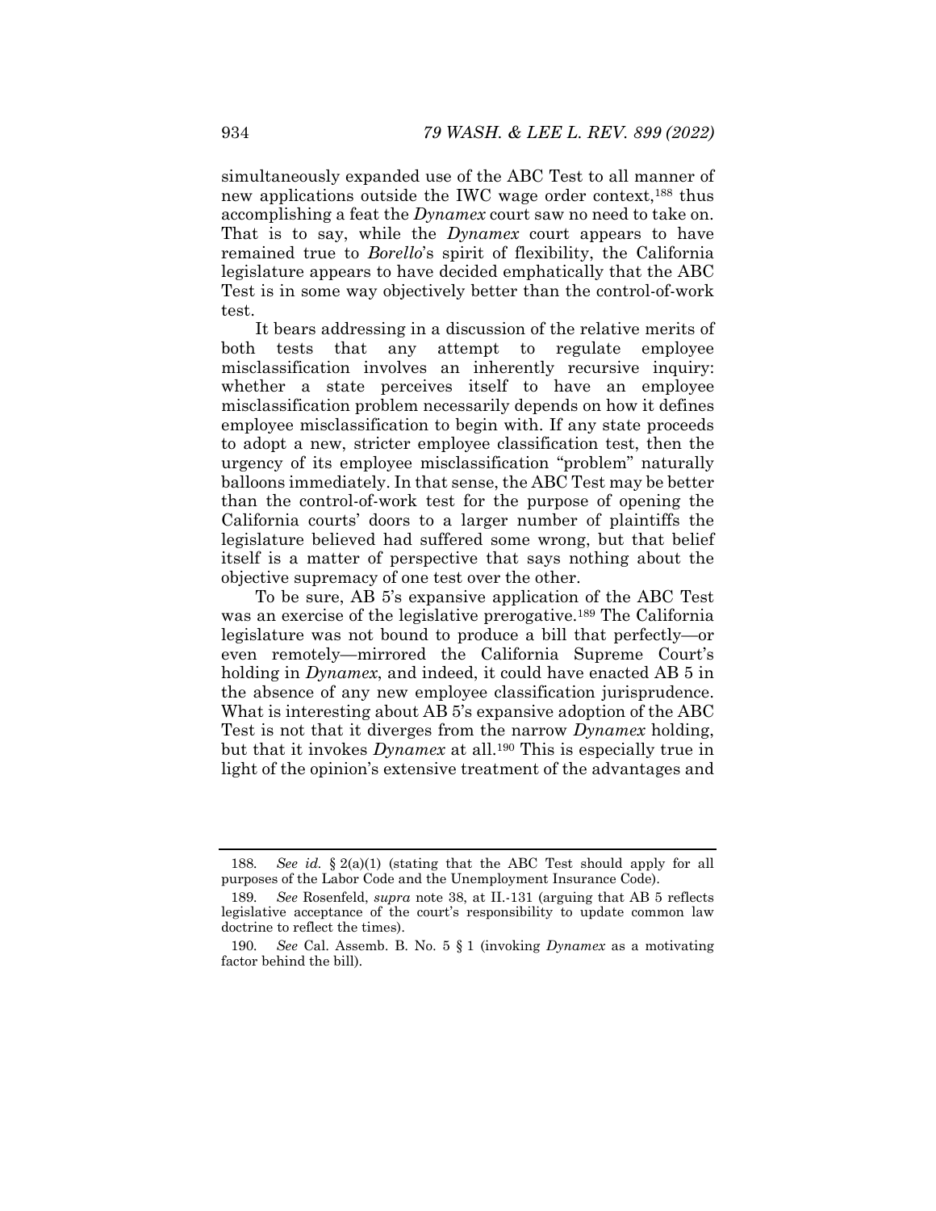simultaneously expanded use of the ABC Test to all manner of new applications outside the IWC wage order context,[188] thus accomplishing a feat the *Dynamex* court saw no need to take on. That is to say, while the *Dynamex* court appears to have remained true to *Borello*'s spirit of flexibility, the California legislature appears to have decided emphatically that the ABC Test is in some way objectively better than the control-of-work test.

It bears addressing in a discussion of the relative merits of both tests that any attempt to regulate employee misclassification involves an inherently recursive inquiry: whether a state perceives itself to have an employee misclassification problem necessarily depends on how it defines employee misclassification to begin with. If any state proceeds to adopt a new, stricter employee classification test, then the urgency of its employee misclassification "problem" naturally balloons immediately. In that sense, the ABC Test may be better than the control-of-work test for the purpose of opening the California courts' doors to a larger number of plaintiffs the legislature believed had suffered some wrong, but that belief itself is a matter of perspective that says nothing about the objective supremacy of one test over the other.

To be sure, AB 5's expansive application of the ABC Test was an exercise of the legislative prerogative.[189] The California legislature was not bound to produce a bill that perfectly—or even remotely—mirrored the California Supreme Court's holding in *Dynamex*, and indeed, it could have enacted AB 5 in the absence of any new employee classification jurisprudence. What is interesting about AB 5's expansive adoption of the ABC Test is not that it diverges from the narrow *Dynamex* holding, but that it invokes *Dynamex* at all.[190] This is especially true in light of the opinion's extensive treatment of the advantages and

---

188. *See id.* § 2(a)(1) (stating that the ABC Test should apply for all purposes of the Labor Code and the Unemployment Insurance Code).

189. *See* Rosenfeld, *supra* note 38, at II.-131 (arguing that AB 5 reflects legislative acceptance of the court's responsibility to update common law doctrine to reflect the times).

190. *See* Cal. Assemb. B. No. 5 § 1 (invoking *Dynamex* as a motivating factor behind the bill).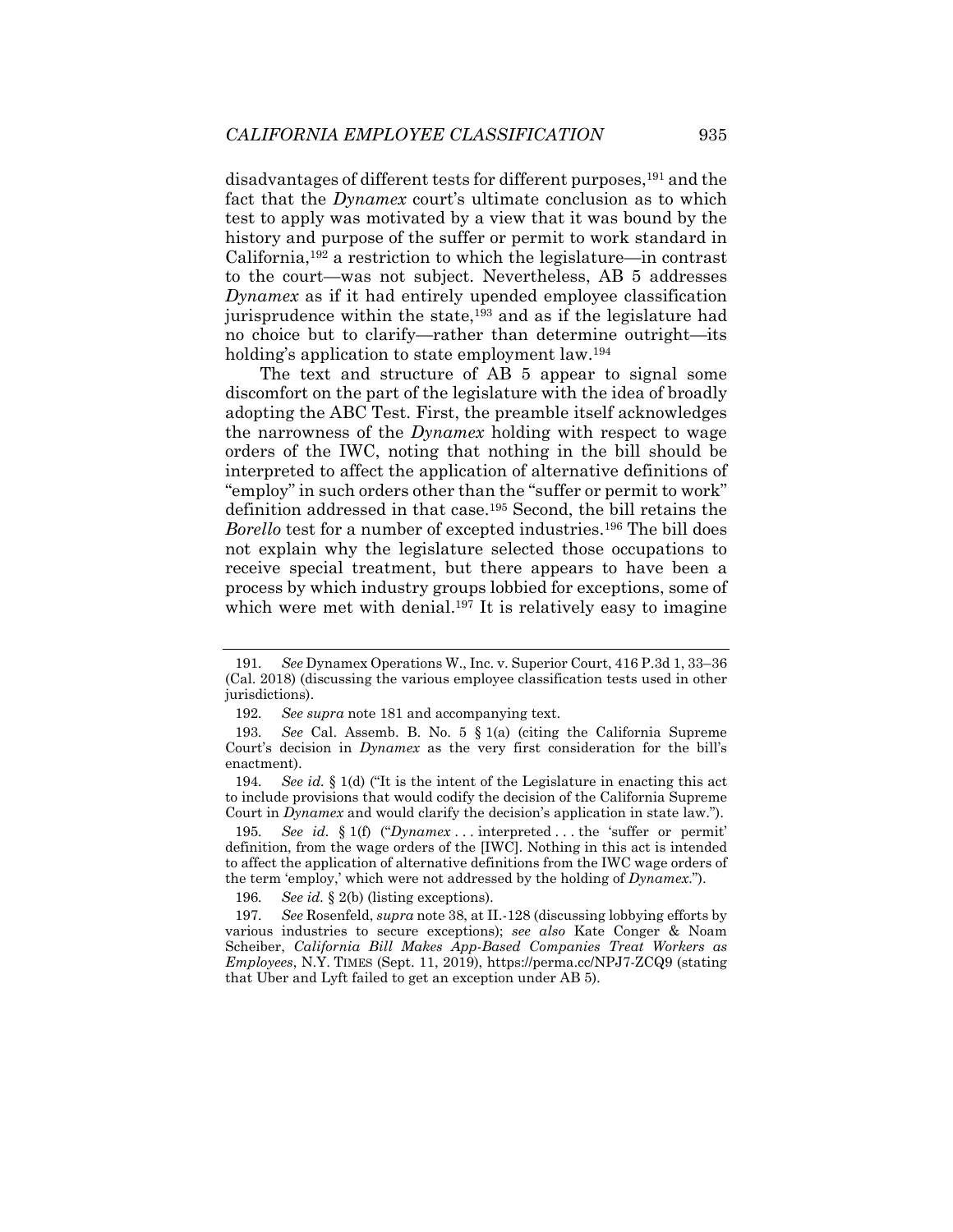disadvantages of different tests for different purposes,[191] and the fact that the *Dynamex* court's ultimate conclusion as to which test to apply was motivated by a view that it was bound by the history and purpose of the suffer or permit to work standard in California,[192] a restriction to which the legislature—in contrast to the court—was not subject. Nevertheless, AB 5 addresses *Dynamex* as if it had entirely upended employee classification jurisprudence within the state,[193] and as if the legislature had no choice but to clarify—rather than determine outright—its holding's application to state employment law.[194]

The text and structure of AB 5 appear to signal some discomfort on the part of the legislature with the idea of broadly adopting the ABC Test. First, the preamble itself acknowledges the narrowness of the *Dynamex* holding with respect to wage orders of the IWC, noting that nothing in the bill should be interpreted to affect the application of alternative definitions of "employ" in such orders other than the "suffer or permit to work" definition addressed in that case.[195] Second, the bill retains the *Borello* test for a number of excepted industries.[196] The bill does not explain why the legislature selected those occupations to receive special treatment, but there appears to have been a process by which industry groups lobbied for exceptions, some of which were met with denial.[197] It is relatively easy to imagine

191. *See* Dynamex Operations W., Inc. v. Superior Court, 416 P.3d 1, 33–36 (Cal. 2018) (discussing the various employee classification tests used in other jurisdictions).

192. *See supra* note 181 and accompanying text.

193. *See* Cal. Assemb. B. No. 5 § 1(a) (citing the California Supreme Court's decision in *Dynamex* as the very first consideration for the bill's enactment).

194. *See id.* § 1(d) ("It is the intent of the Legislature in enacting this act to include provisions that would codify the decision of the California Supreme Court in *Dynamex* and would clarify the decision's application in state law.").

195. *See id.* § 1(f) ("*Dynamex* . . . interpreted . . . the 'suffer or permit' definition, from the wage orders of the [IWC]. Nothing in this act is intended to affect the application of alternative definitions from the IWC wage orders of the term 'employ,' which were not addressed by the holding of *Dynamex*.").

196. *See id.* § 2(b) (listing exceptions).

197. *See* Rosenfeld, *supra* note 38, at II.-128 (discussing lobbying efforts by various industries to secure exceptions); *see also* Kate Conger & Noam Scheiber, *California Bill Makes App-Based Companies Treat Workers as Employees*, N.Y. TIMES (Sept. 11, 2019), https://perma.cc/NPJ7-ZCQ9 (stating that Uber and Lyft failed to get an exception under AB 5).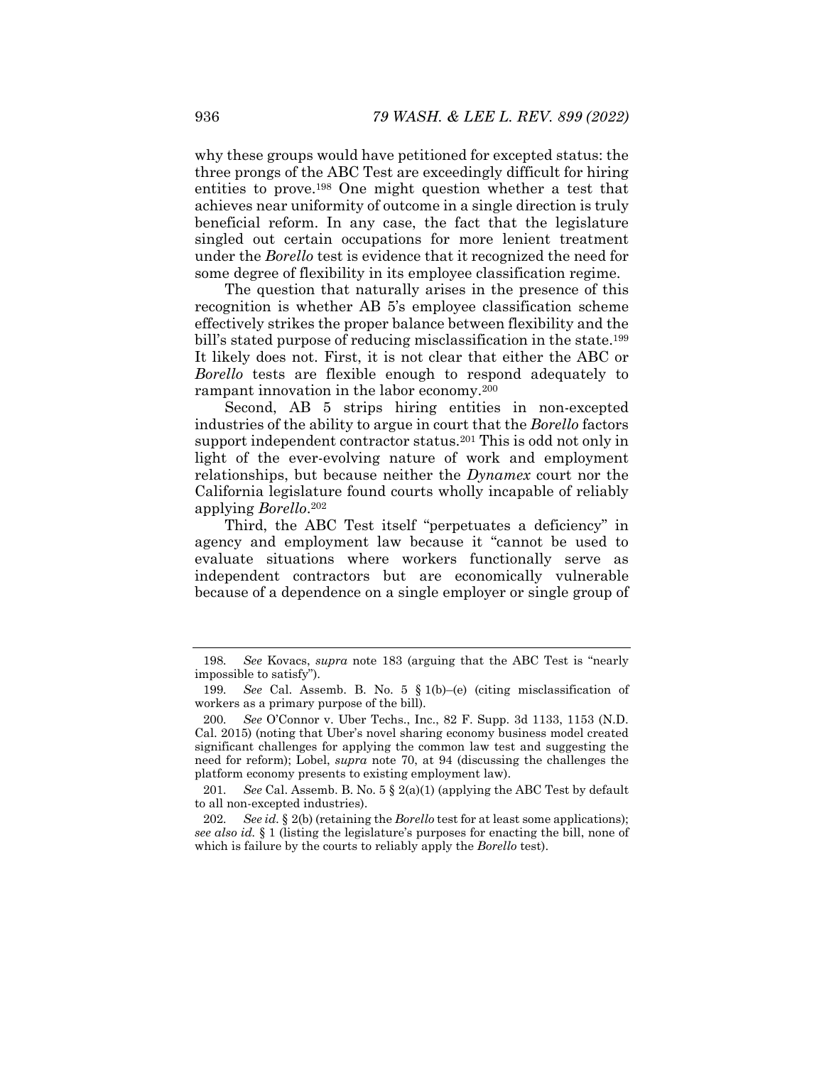why these groups would have petitioned for excepted status: the three prongs of the ABC Test are exceedingly difficult for hiring entities to prove.[198] One might question whether a test that achieves near uniformity of outcome in a single direction is truly beneficial reform. In any case, the fact that the legislature singled out certain occupations for more lenient treatment under the *Borello* test is evidence that it recognized the need for some degree of flexibility in its employee classification regime.

The question that naturally arises in the presence of this recognition is whether AB 5's employee classification scheme effectively strikes the proper balance between flexibility and the bill's stated purpose of reducing misclassification in the state.[199] It likely does not. First, it is not clear that either the ABC or *Borello* tests are flexible enough to respond adequately to rampant innovation in the labor economy.[200]

Second, AB 5 strips hiring entities in non-excepted industries of the ability to argue in court that the *Borello* factors support independent contractor status.[201] This is odd not only in light of the ever-evolving nature of work and employment relationships, but because neither the *Dynamex* court nor the California legislature found courts wholly incapable of reliably applying *Borello*.[202]

Third, the ABC Test itself "perpetuates a deficiency" in agency and employment law because it "cannot be used to evaluate situations where workers functionally serve as independent contractors but are economically vulnerable because of a dependence on a single employer or single group of

---

198. *See* Kovacs, *supra* note 183 (arguing that the ABC Test is "nearly impossible to satisfy").

199. *See* Cal. Assemb. B. No. 5 § 1(b)–(e) (citing misclassification of workers as a primary purpose of the bill).

200. *See* O'Connor v. Uber Techs., Inc., 82 F. Supp. 3d 1133, 1153 (N.D. Cal. 2015) (noting that Uber's novel sharing economy business model created significant challenges for applying the common law test and suggesting the need for reform); Lobel, *supra* note 70, at 94 (discussing the challenges the platform economy presents to existing employment law).

201. *See* Cal. Assemb. B. No. 5 § 2(a)(1) (applying the ABC Test by default to all non-excepted industries).

202. *See id.* § 2(b) (retaining the *Borello* test for at least some applications); *see also id.* § 1 (listing the legislature's purposes for enacting the bill, none of which is failure by the courts to reliably apply the *Borello* test).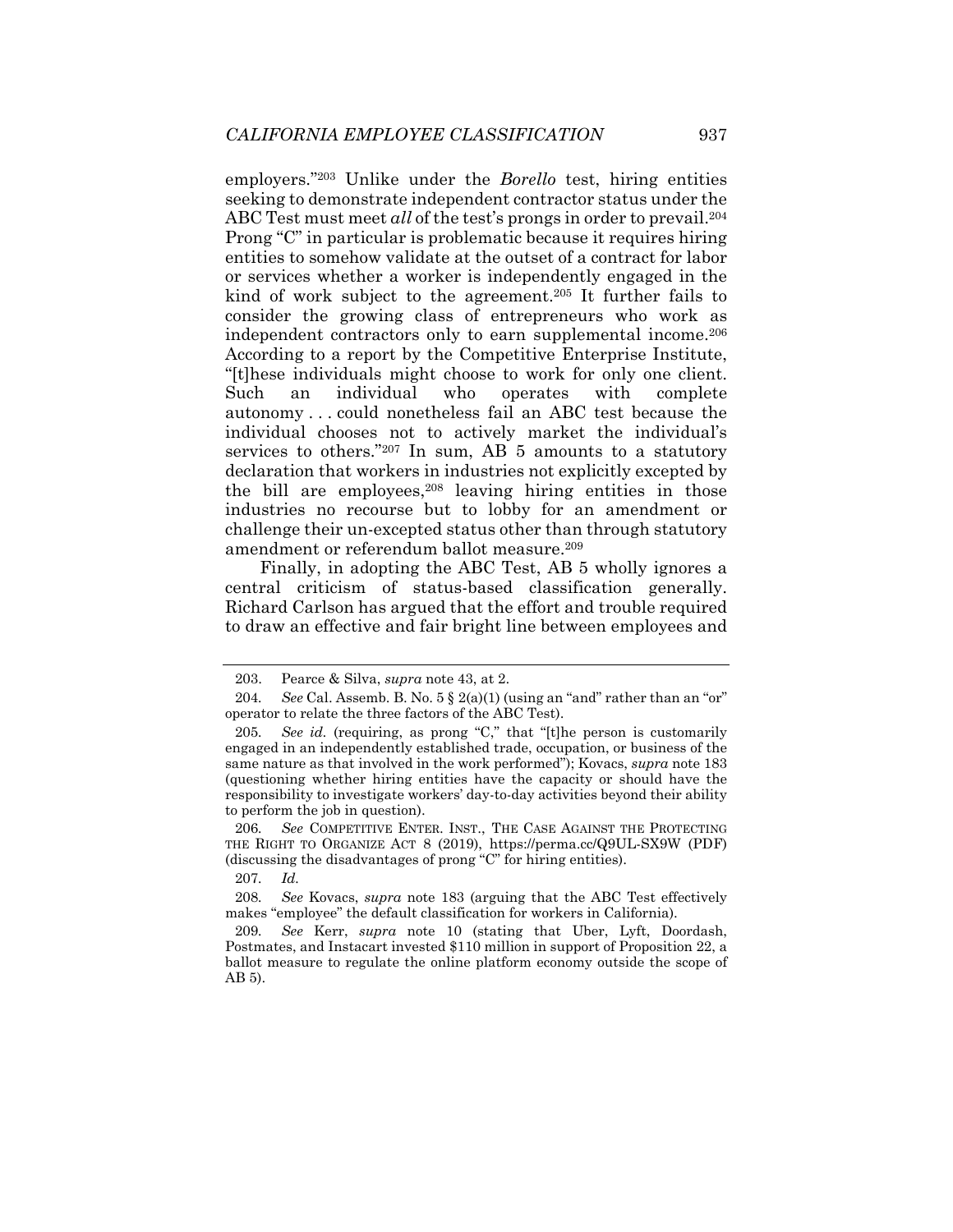employers."[203] Unlike under the *Borello* test, hiring entities seeking to demonstrate independent contractor status under the ABC Test must meet *all* of the test's prongs in order to prevail.[204] Prong "C" in particular is problematic because it requires hiring entities to somehow validate at the outset of a contract for labor or services whether a worker is independently engaged in the kind of work subject to the agreement.[205] It further fails to consider the growing class of entrepreneurs who work as independent contractors only to earn supplemental income.[206] According to a report by the Competitive Enterprise Institute, "[t]hese individuals might choose to work for only one client. Such an individual who operates with complete autonomy . . . could nonetheless fail an ABC test because the individual chooses not to actively market the individual's services to others."[207] In sum, AB 5 amounts to a statutory declaration that workers in industries not explicitly excepted by the bill are employees,[208] leaving hiring entities in those industries no recourse but to lobby for an amendment or challenge their un-excepted status other than through statutory amendment or referendum ballot measure.[209]

Finally, in adopting the ABC Test, AB 5 wholly ignores a central criticism of status-based classification generally. Richard Carlson has argued that the effort and trouble required to draw an effective and fair bright line between employees and

---

203. Pearce & Silva, *supra* note 43, at 2.

204. *See* Cal. Assemb. B. No. 5 § 2(a)(1) (using an "and" rather than an "or" operator to relate the three factors of the ABC Test).

205. *See id.* (requiring, as prong "C," that "[t]he person is customarily engaged in an independently established trade, occupation, or business of the same nature as that involved in the work performed"); Kovacs, *supra* note 183 (questioning whether hiring entities have the capacity or should have the responsibility to investigate workers' day-to-day activities beyond their ability to perform the job in question).

206. *See* COMPETITIVE ENTER. INST., THE CASE AGAINST THE PROTECTING THE RIGHT TO ORGANIZE ACT 8 (2019), https://perma.cc/Q9UL-SX9W (PDF) (discussing the disadvantages of prong "C" for hiring entities).

207. *Id.*

208. *See* Kovacs, *supra* note 183 (arguing that the ABC Test effectively makes "employee" the default classification for workers in California).

209. *See* Kerr, *supra* note 10 (stating that Uber, Lyft, Doordash, Postmates, and Instacart invested $110 million in support of Proposition 22, a ballot measure to regulate the online platform economy outside the scope of AB 5).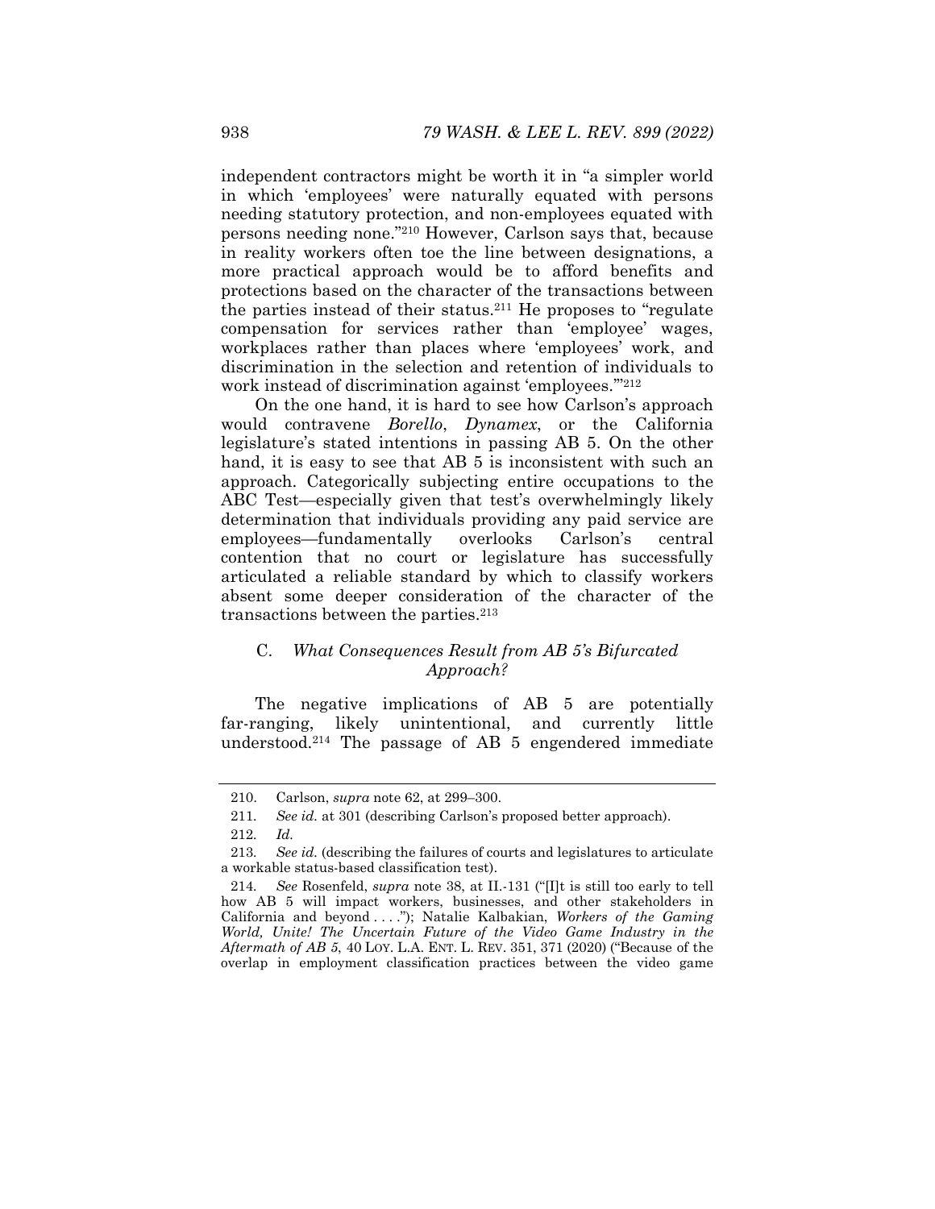independent contractors might be worth it in "a simpler world in which 'employees' were naturally equated with persons needing statutory protection, and non-employees equated with persons needing none."[210] However, Carlson says that, because in reality workers often toe the line between designations, a more practical approach would be to afford benefits and protections based on the character of the transactions between the parties instead of their status.[211] He proposes to "regulate compensation for services rather than 'employee' wages, workplaces rather than places where 'employees' work, and discrimination in the selection and retention of individuals to work instead of discrimination against 'employees.'"[212]

On the one hand, it is hard to see how Carlson's approach would contravene *Borello*, *Dynamex*, or the California legislature's stated intentions in passing AB 5. On the other hand, it is easy to see that AB 5 is inconsistent with such an approach. Categorically subjecting entire occupations to the ABC Test—especially given that test's overwhelmingly likely determination that individuals providing any paid service are employees—fundamentally overlooks Carlson's central contention that no court or legislature has successfully articulated a reliable standard by which to classify workers absent some deeper consideration of the character of the transactions between the parties.[213]

### C. *What Consequences Result from AB 5's Bifurcated Approach?*

The negative implications of AB 5 are potentially far-ranging, likely unintentional, and currently little understood.[214] The passage of AB 5 engendered immediate

---

210. Carlson, *supra* note 62, at 299–300.

211. *See id.* at 301 (describing Carlson's proposed better approach).

212. *Id.*

213. *See id.* (describing the failures of courts and legislatures to articulate a workable status-based classification test).

214. *See* Rosenfeld, *supra* note 38, at II.-131 ("[I]t is still too early to tell how AB 5 will impact workers, businesses, and other stakeholders in California and beyond . . . ."); Natalie Kalbakian, *Workers of the Gaming World, Unite! The Uncertain Future of the Video Game Industry in the Aftermath of AB 5*, 40 LOY. L.A. ENT. L. REV. 351, 371 (2020) ("Because of the overlap in employment classification practices between the video game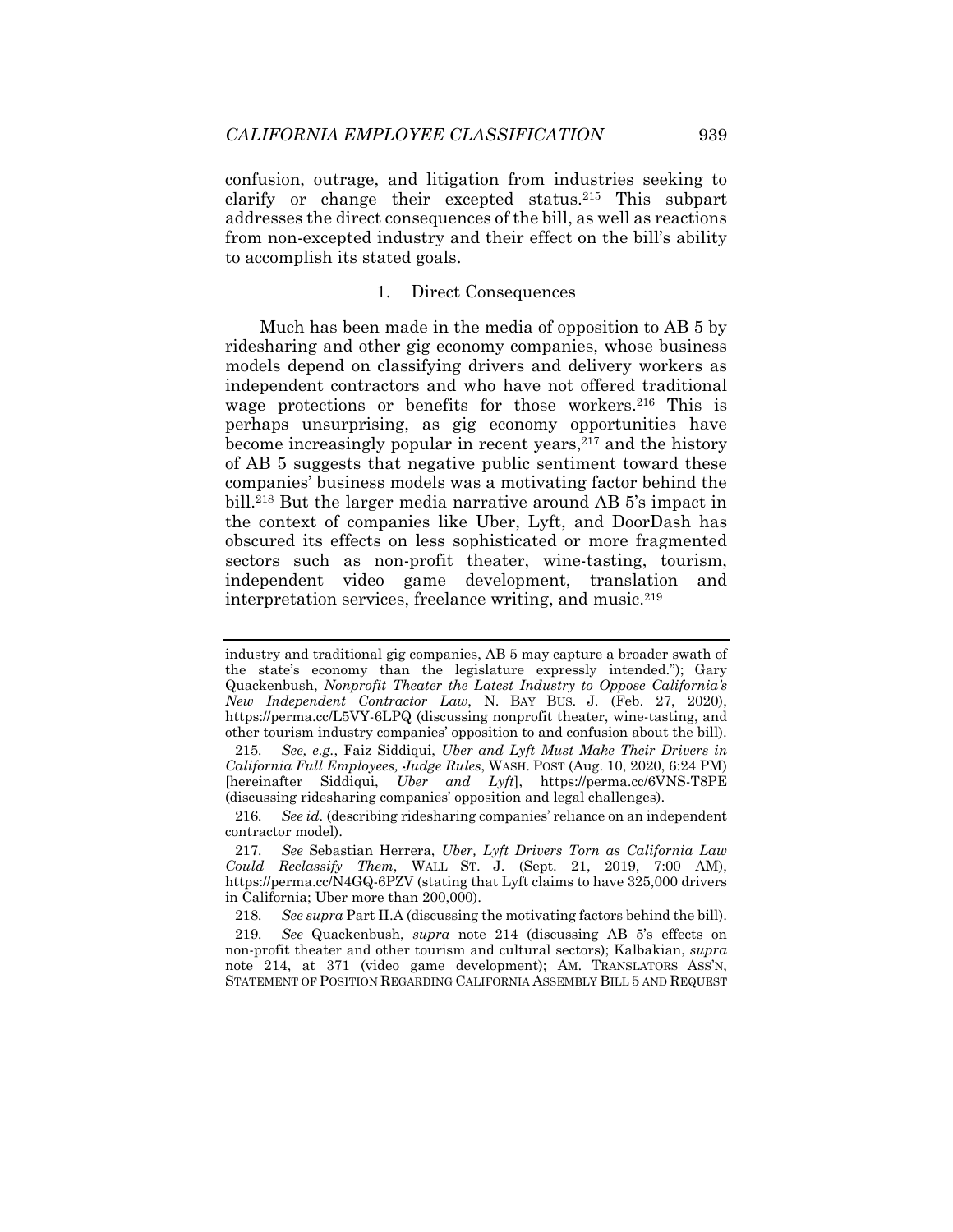confusion, outrage, and litigation from industries seeking to clarify or change their excepted status.[215] This subpart addresses the direct consequences of the bill, as well as reactions from non-excepted industry and their effect on the bill's ability to accomplish its stated goals.

### 1. Direct Consequences

Much has been made in the media of opposition to AB 5 by ridesharing and other gig economy companies, whose business models depend on classifying drivers and delivery workers as independent contractors and who have not offered traditional wage protections or benefits for those workers.[216] This is perhaps unsurprising, as gig economy opportunities have become increasingly popular in recent years,[217] and the history of AB 5 suggests that negative public sentiment toward these companies' business models was a motivating factor behind the bill.[218] But the larger media narrative around AB 5's impact in the context of companies like Uber, Lyft, and DoorDash has obscured its effects on less sophisticated or more fragmented sectors such as non-profit theater, wine-tasting, tourism, independent video game development, translation and interpretation services, freelance writing, and music.[219]

---

industry and traditional gig companies, AB 5 may capture a broader swath of the state's economy than the legislature expressly intended."); Gary Quackenbush, *Nonprofit Theater the Latest Industry to Oppose California's New Independent Contractor Law*, N. BAY BUS. J. (Feb. 27, 2020), https://perma.cc/L5VY-6LPQ (discussing nonprofit theater, wine-tasting, and other tourism industry companies' opposition to and confusion about the bill).

215. *See, e.g.*, Faiz Siddiqui, *Uber and Lyft Must Make Their Drivers in California Full Employees, Judge Rules*, WASH. POST (Aug. 10, 2020, 6:24 PM) [hereinafter Siddiqui, *Uber and Lyft*], https://perma.cc/6VNS-T8PE (discussing ridesharing companies' opposition and legal challenges).

216. *See id.* (describing ridesharing companies' reliance on an independent contractor model).

217. *See* Sebastian Herrera, *Uber, Lyft Drivers Torn as California Law Could Reclassify Them*, WALL ST. J. (Sept. 21, 2019, 7:00 AM), https://perma.cc/N4GQ-6PZV (stating that Lyft claims to have 325,000 drivers in California; Uber more than 200,000).

218. *See supra* Part II.A (discussing the motivating factors behind the bill).

219. *See* Quackenbush, *supra* note 214 (discussing AB 5's effects on non-profit theater and other tourism and cultural sectors); Kalbakian, *supra* note 214, at 371 (video game development); AM. TRANSLATORS ASS'N, STATEMENT OF POSITION REGARDING CALIFORNIA ASSEMBLY BILL 5 AND REQUEST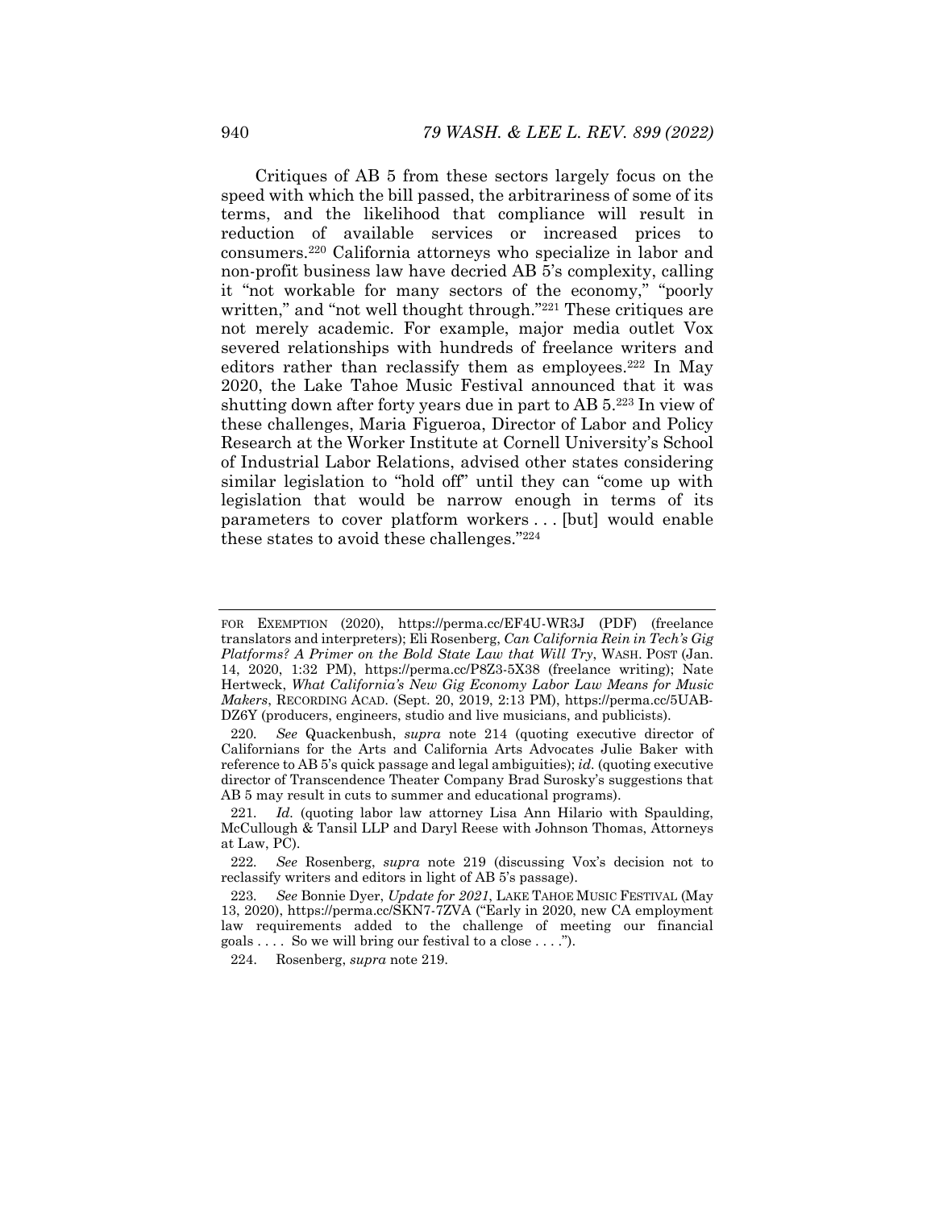Critiques of AB 5 from these sectors largely focus on the speed with which the bill passed, the arbitrariness of some of its terms, and the likelihood that compliance will result in reduction of available services or increased prices to consumers.[220] California attorneys who specialize in labor and non-profit business law have decried AB 5's complexity, calling it "not workable for many sectors of the economy," "poorly written," and "not well thought through."[221] These critiques are not merely academic. For example, major media outlet Vox severed relationships with hundreds of freelance writers and editors rather than reclassify them as employees.[222] In May 2020, the Lake Tahoe Music Festival announced that it was shutting down after forty years due in part to AB 5.[223] In view of these challenges, Maria Figueroa, Director of Labor and Policy Research at the Worker Institute at Cornell University's School of Industrial Labor Relations, advised other states considering similar legislation to "hold off" until they can "come up with legislation that would be narrow enough in terms of its parameters to cover platform workers . . . [but] would enable these states to avoid these challenges."[224]

---

FOR EXEMPTION (2020), https://perma.cc/EF4U-WR3J (PDF) (freelance translators and interpreters); Eli Rosenberg, *Can California Rein in Tech's Gig Platforms? A Primer on the Bold State Law that Will Try*, WASH. POST (Jan. 14, 2020, 1:32 PM), https://perma.cc/P8Z3-5X38 (freelance writing); Nate Hertweck, *What California's New Gig Economy Labor Law Means for Music Makers*, RECORDING ACAD. (Sept. 20, 2019, 2:13 PM), https://perma.cc/5UAB-DZ6Y (producers, engineers, studio and live musicians, and publicists).

220. *See* Quackenbush, *supra* note 214 (quoting executive director of Californians for the Arts and California Arts Advocates Julie Baker with reference to AB 5's quick passage and legal ambiguities); *id.* (quoting executive director of Transcendence Theater Company Brad Surosky's suggestions that AB 5 may result in cuts to summer and educational programs).

221. *Id.* (quoting labor law attorney Lisa Ann Hilario with Spaulding, McCullough & Tansil LLP and Daryl Reese with Johnson Thomas, Attorneys at Law, PC).

222. *See* Rosenberg, *supra* note 219 (discussing Vox's decision not to reclassify writers and editors in light of AB 5's passage).

223. *See* Bonnie Dyer, *Update for 2021*, LAKE TAHOE MUSIC FESTIVAL (May 13, 2020), https://perma.cc/SKN7-7ZVA ("Early in 2020, new CA employment law requirements added to the challenge of meeting our financial goals . . . . So we will bring our festival to a close . . . .").

224. Rosenberg, *supra* note 219.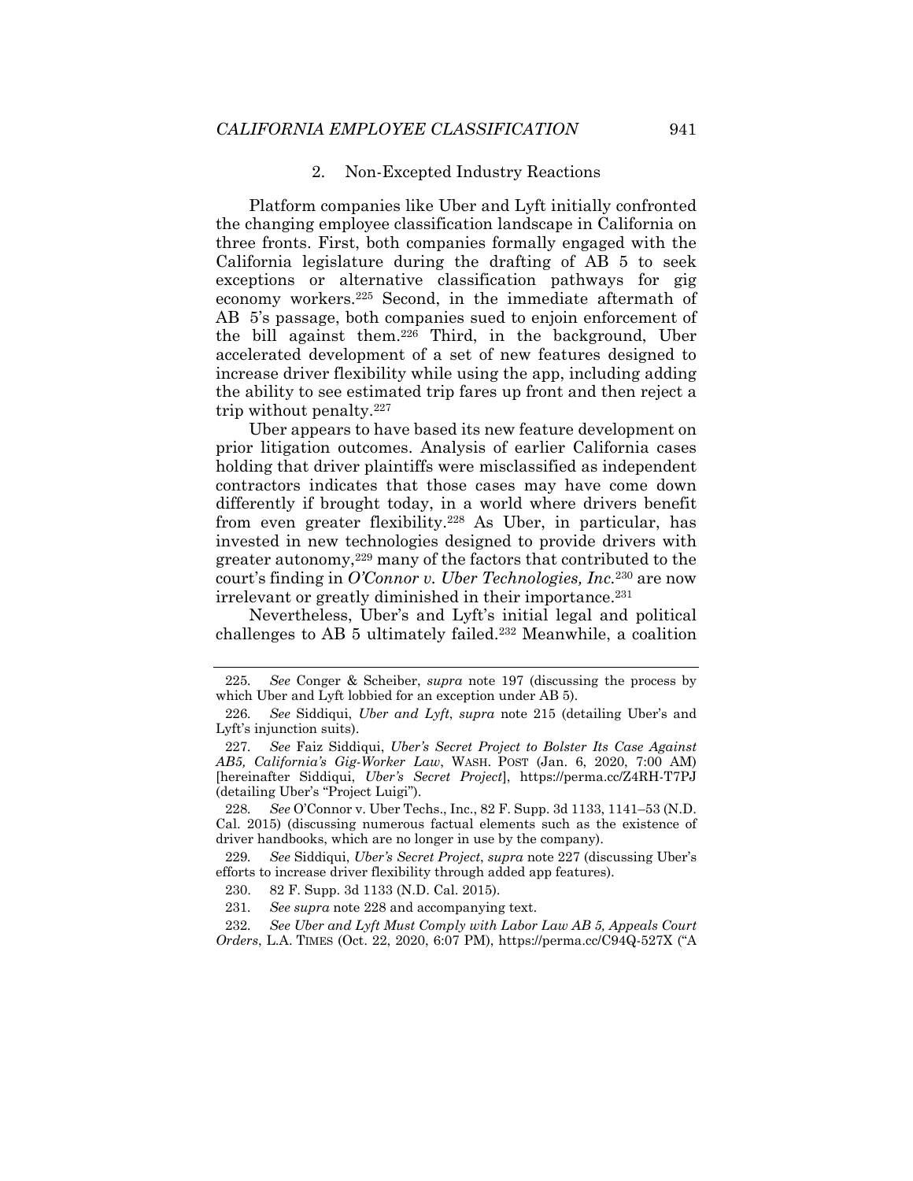### 2. Non-Excepted Industry Reactions

Platform companies like Uber and Lyft initially confronted the changing employee classification landscape in California on three fronts. First, both companies formally engaged with the California legislature during the drafting of AB 5 to seek exceptions or alternative classification pathways for gig economy workers.[225] Second, in the immediate aftermath of AB 5's passage, both companies sued to enjoin enforcement of the bill against them.[226] Third, in the background, Uber accelerated development of a set of new features designed to increase driver flexibility while using the app, including adding the ability to see estimated trip fares up front and then reject a trip without penalty.[227]

Uber appears to have based its new feature development on prior litigation outcomes. Analysis of earlier California cases holding that driver plaintiffs were misclassified as independent contractors indicates that those cases may have come down differently if brought today, in a world where drivers benefit from even greater flexibility.[228] As Uber, in particular, has invested in new technologies designed to provide drivers with greater autonomy,[229] many of the factors that contributed to the court's finding in *O'Connor v. Uber Technologies, Inc.*[230] are now irrelevant or greatly diminished in their importance.[231]

Nevertheless, Uber's and Lyft's initial legal and political challenges to AB 5 ultimately failed.[232] Meanwhile, a coalition

---

225. *See* Conger & Scheiber, *supra* note 197 (discussing the process by which Uber and Lyft lobbied for an exception under AB 5).

226. *See* Siddiqui, *Uber and Lyft*, *supra* note 215 (detailing Uber's and Lyft's injunction suits).

227. *See* Faiz Siddiqui, *Uber's Secret Project to Bolster Its Case Against AB5, California's Gig-Worker Law*, WASH. POST (Jan. 6, 2020, 7:00 AM) [hereinafter Siddiqui, *Uber's Secret Project*], https://perma.cc/Z4RH-T7PJ (detailing Uber's "Project Luigi").

228. *See* O'Connor v. Uber Techs., Inc., 82 F. Supp. 3d 1133, 1141–53 (N.D. Cal. 2015) (discussing numerous factual elements such as the existence of driver handbooks, which are no longer in use by the company).

229. *See* Siddiqui, *Uber's Secret Project*, *supra* note 227 (discussing Uber's efforts to increase driver flexibility through added app features).

230. 82 F. Supp. 3d 1133 (N.D. Cal. 2015).

231. *See supra* note 228 and accompanying text.

232. *See Uber and Lyft Must Comply with Labor Law AB 5, Appeals Court Orders*, L.A. TIMES (Oct. 22, 2020, 6:07 PM), https://perma.cc/C94Q-527X ("A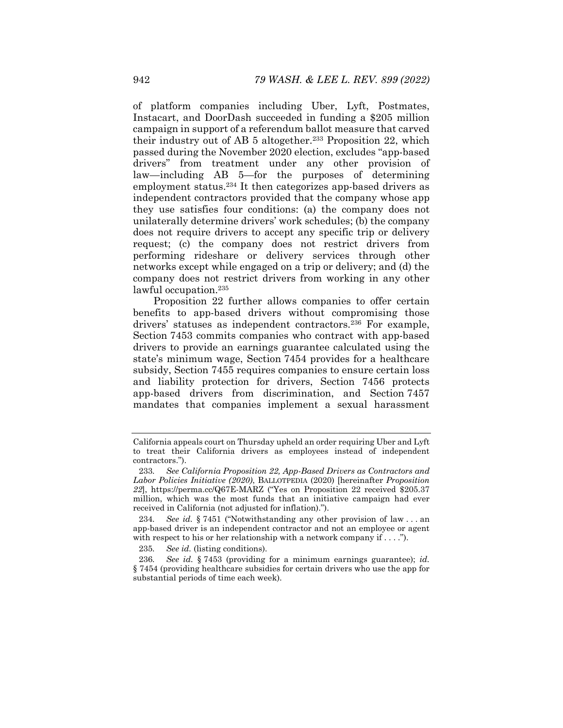of platform companies including Uber, Lyft, Postmates, Instacart, and DoorDash succeeded in funding a $205 million campaign in support of a referendum ballot measure that carved their industry out of AB 5 altogether.[233] Proposition 22, which passed during the November 2020 election, excludes "app-based drivers" from treatment under any other provision of law—including AB 5—for the purposes of determining employment status.[234] It then categorizes app-based drivers as independent contractors provided that the company whose app they use satisfies four conditions: (a) the company does not unilaterally determine drivers' work schedules; (b) the company does not require drivers to accept any specific trip or delivery request; (c) the company does not restrict drivers from performing rideshare or delivery services through other networks except while engaged on a trip or delivery; and (d) the company does not restrict drivers from working in any other lawful occupation.[235]

Proposition 22 further allows companies to offer certain benefits to app-based drivers without compromising those drivers' statuses as independent contractors.[236] For example, Section 7453 commits companies who contract with app-based drivers to provide an earnings guarantee calculated using the state's minimum wage, Section 7454 provides for a healthcare subsidy, Section 7455 requires companies to ensure certain loss and liability protection for drivers, Section 7456 protects app-based drivers from discrimination, and Section 7457 mandates that companies implement a sexual harassment

---

California appeals court on Thursday upheld an order requiring Uber and Lyft to treat their California drivers as employees instead of independent contractors.").

233. *See California Proposition 22, App-Based Drivers as Contractors and Labor Policies Initiative (2020)*, BALLOTPEDIA (2020) [hereinafter *Proposition 22*], https://perma.cc/Q67E-MARZ ("Yes on Proposition 22 received $205.37 million, which was the most funds that an initiative campaign had ever received in California (not adjusted for inflation).").

234. *See id.* § 7451 ("Notwithstanding any other provision of law . . . an app-based driver is an independent contractor and not an employee or agent with respect to his or her relationship with a network company if . . . .").

235. *See id.* (listing conditions).

236. *See id.* § 7453 (providing for a minimum earnings guarantee); *id.* § 7454 (providing healthcare subsidies for certain drivers who use the app for substantial periods of time each week).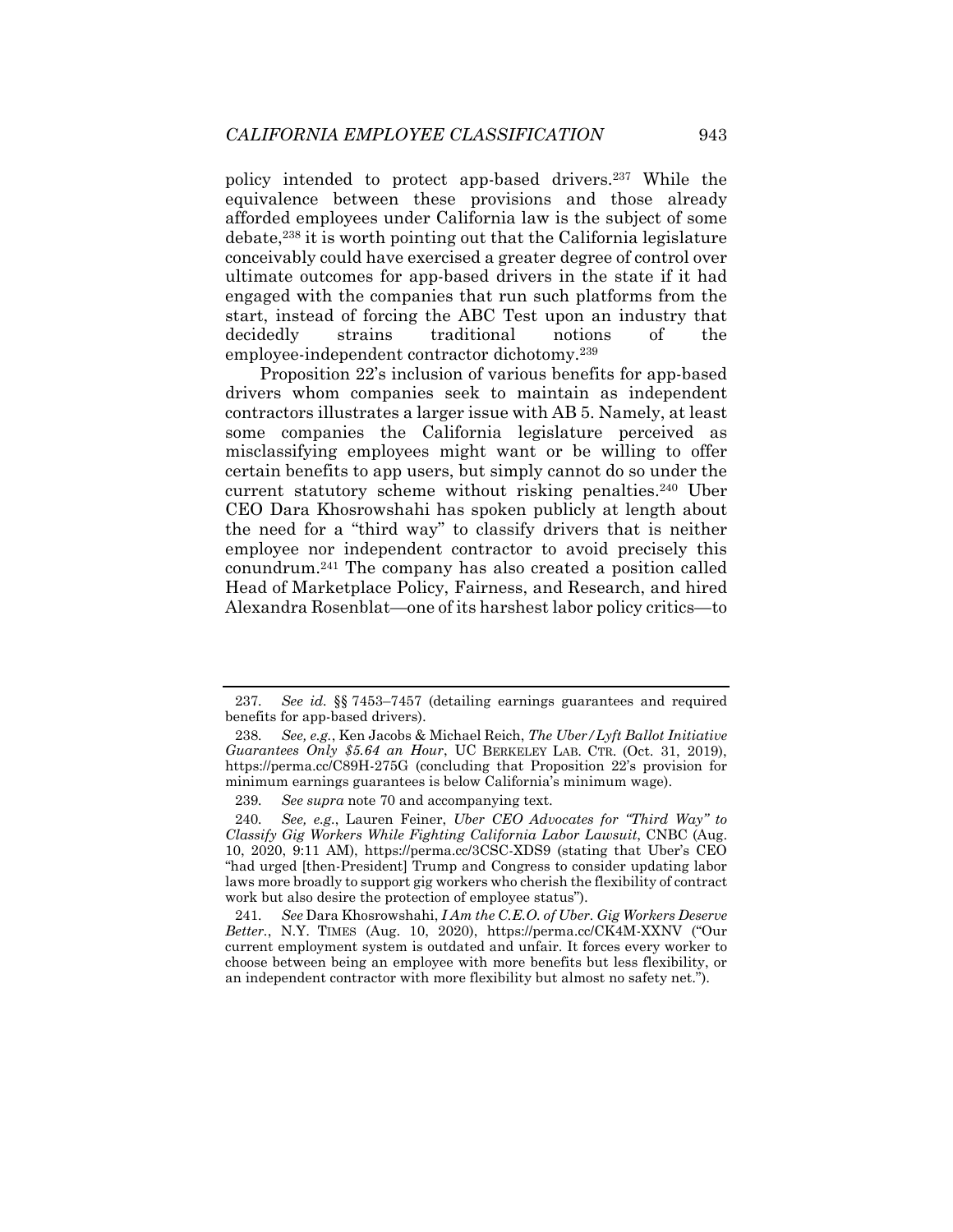policy intended to protect app-based drivers.[237] While the equivalence between these provisions and those already afforded employees under California law is the subject of some debate,[238] it is worth pointing out that the California legislature conceivably could have exercised a greater degree of control over ultimate outcomes for app-based drivers in the state if it had engaged with the companies that run such platforms from the start, instead of forcing the ABC Test upon an industry that decidedly strains traditional notions of the employee-independent contractor dichotomy.[239]

Proposition 22's inclusion of various benefits for app-based drivers whom companies seek to maintain as independent contractors illustrates a larger issue with AB 5. Namely, at least some companies the California legislature perceived as misclassifying employees might want or be willing to offer certain benefits to app users, but simply cannot do so under the current statutory scheme without risking penalties.[240] Uber CEO Dara Khosrowshahi has spoken publicly at length about the need for a "third way" to classify drivers that is neither employee nor independent contractor to avoid precisely this conundrum.[241] The company has also created a position called Head of Marketplace Policy, Fairness, and Research, and hired Alexandra Rosenblat—one of its harshest labor policy critics—to

---

237. *See id.* §§ 7453–7457 (detailing earnings guarantees and required benefits for app-based drivers).

238. *See, e.g.*, Ken Jacobs & Michael Reich, *The Uber/Lyft Ballot Initiative Guarantees Only $5.64 an Hour*, UC BERKELEY LAB. CTR. (Oct. 31, 2019), https://perma.cc/C89H-275G (concluding that Proposition 22's provision for minimum earnings guarantees is below California's minimum wage).

239. *See supra* note 70 and accompanying text.

240. *See, e.g.*, Lauren Feiner, *Uber CEO Advocates for "Third Way" to Classify Gig Workers While Fighting California Labor Lawsuit*, CNBC (Aug. 10, 2020, 9:11 AM), https://perma.cc/3CSC-XDS9 (stating that Uber's CEO "had urged [then-President] Trump and Congress to consider updating labor laws more broadly to support gig workers who cherish the flexibility of contract work but also desire the protection of employee status").

241. *See* Dara Khosrowshahi, *I Am the C.E.O. of Uber. Gig Workers Deserve Better.*, N.Y. TIMES (Aug. 10, 2020), https://perma.cc/CK4M-XXNV ("Our current employment system is outdated and unfair. It forces every worker to choose between being an employee with more benefits but less flexibility, or an independent contractor with more flexibility but almost no safety net.").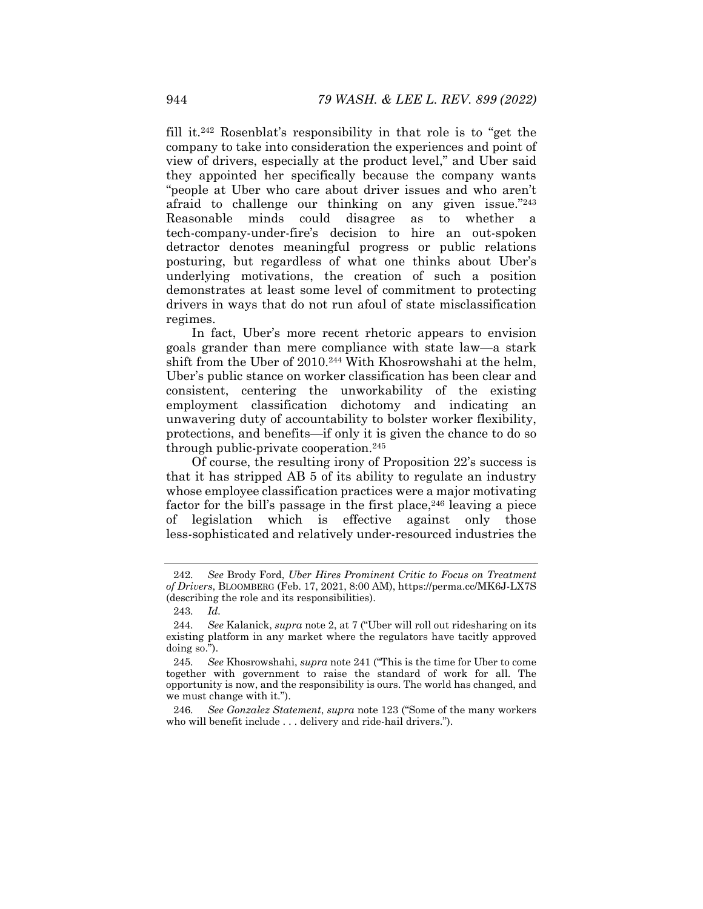fill it.[242] Rosenblat's responsibility in that role is to "get the company to take into consideration the experiences and point of view of drivers, especially at the product level," and Uber said they appointed her specifically because the company wants "people at Uber who care about driver issues and who aren't afraid to challenge our thinking on any given issue."[243] Reasonable minds could disagree as to whether a tech-company-under-fire's decision to hire an out-spoken detractor denotes meaningful progress or public relations posturing, but regardless of what one thinks about Uber's underlying motivations, the creation of such a position demonstrates at least some level of commitment to protecting drivers in ways that do not run afoul of state misclassification regimes.

In fact, Uber's more recent rhetoric appears to envision goals grander than mere compliance with state law—a stark shift from the Uber of 2010.[244] With Khosrowshahi at the helm, Uber's public stance on worker classification has been clear and consistent, centering the unworkability of the existing employment classification dichotomy and indicating an unwavering duty of accountability to bolster worker flexibility, protections, and benefits—if only it is given the chance to do so through public-private cooperation.[245]

Of course, the resulting irony of Proposition 22's success is that it has stripped AB 5 of its ability to regulate an industry whose employee classification practices were a major motivating factor for the bill's passage in the first place,[246] leaving a piece of legislation which is effective against only those less-sophisticated and relatively under-resourced industries the

---

242. *See* Brody Ford, *Uber Hires Prominent Critic to Focus on Treatment of Drivers*, BLOOMBERG (Feb. 17, 2021, 8:00 AM), https://perma.cc/MK6J-LX7S (describing the role and its responsibilities).

243. *Id.*

244. *See* Kalanick, *supra* note 2, at 7 ("Uber will roll out ridesharing on its existing platform in any market where the regulators have tacitly approved doing so.").

245. *See* Khosrowshahi, *supra* note 241 ("This is the time for Uber to come together with government to raise the standard of work for all. The opportunity is now, and the responsibility is ours. The world has changed, and we must change with it.").

246. *See Gonzalez Statement*, *supra* note 123 ("Some of the many workers who will benefit include . . . delivery and ride-hail drivers.").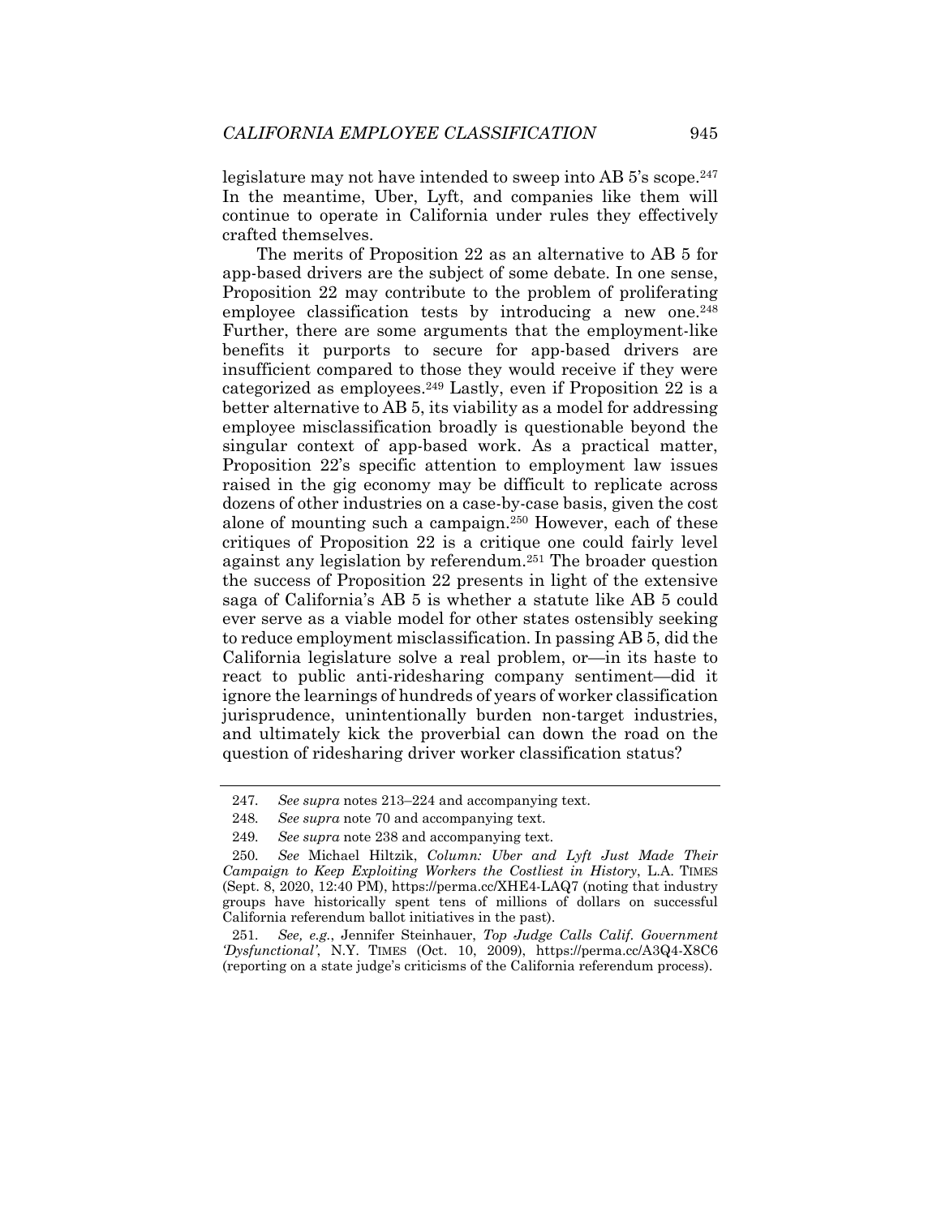legislature may not have intended to sweep into AB 5's scope.[247] In the meantime, Uber, Lyft, and companies like them will continue to operate in California under rules they effectively crafted themselves.

The merits of Proposition 22 as an alternative to AB 5 for app-based drivers are the subject of some debate. In one sense, Proposition 22 may contribute to the problem of proliferating employee classification tests by introducing a new one.[248] Further, there are some arguments that the employment-like benefits it purports to secure for app-based drivers are insufficient compared to those they would receive if they were categorized as employees.[249] Lastly, even if Proposition 22 is a better alternative to AB 5, its viability as a model for addressing employee misclassification broadly is questionable beyond the singular context of app-based work. As a practical matter, Proposition 22's specific attention to employment law issues raised in the gig economy may be difficult to replicate across dozens of other industries on a case-by-case basis, given the cost alone of mounting such a campaign.[250] However, each of these critiques of Proposition 22 is a critique one could fairly level against any legislation by referendum.[251] The broader question the success of Proposition 22 presents in light of the extensive saga of California's AB 5 is whether a statute like AB 5 could ever serve as a viable model for other states ostensibly seeking to reduce employment misclassification. In passing AB 5, did the California legislature solve a real problem, or—in its haste to react to public anti-ridesharing company sentiment—did it ignore the learnings of hundreds of years of worker classification jurisprudence, unintentionally burden non-target industries, and ultimately kick the proverbial can down the road on the question of ridesharing driver worker classification status?

---

247. *See supra* notes 213–224 and accompanying text.

248. *See supra* note 70 and accompanying text.

249. *See supra* note 238 and accompanying text.

250. *See* Michael Hiltzik, *Column: Uber and Lyft Just Made Their Campaign to Keep Exploiting Workers the Costliest in History*, L.A. TIMES (Sept. 8, 2020, 12:40 PM), https://perma.cc/XHE4-LAQ7 (noting that industry groups have historically spent tens of millions of dollars on successful California referendum ballot initiatives in the past).

251. *See, e.g.*, Jennifer Steinhauer, *Top Judge Calls Calif. Government 'Dysfunctional'*, N.Y. TIMES (Oct. 10, 2009), https://perma.cc/A3Q4-X8C6 (reporting on a state judge's criticisms of the California referendum process).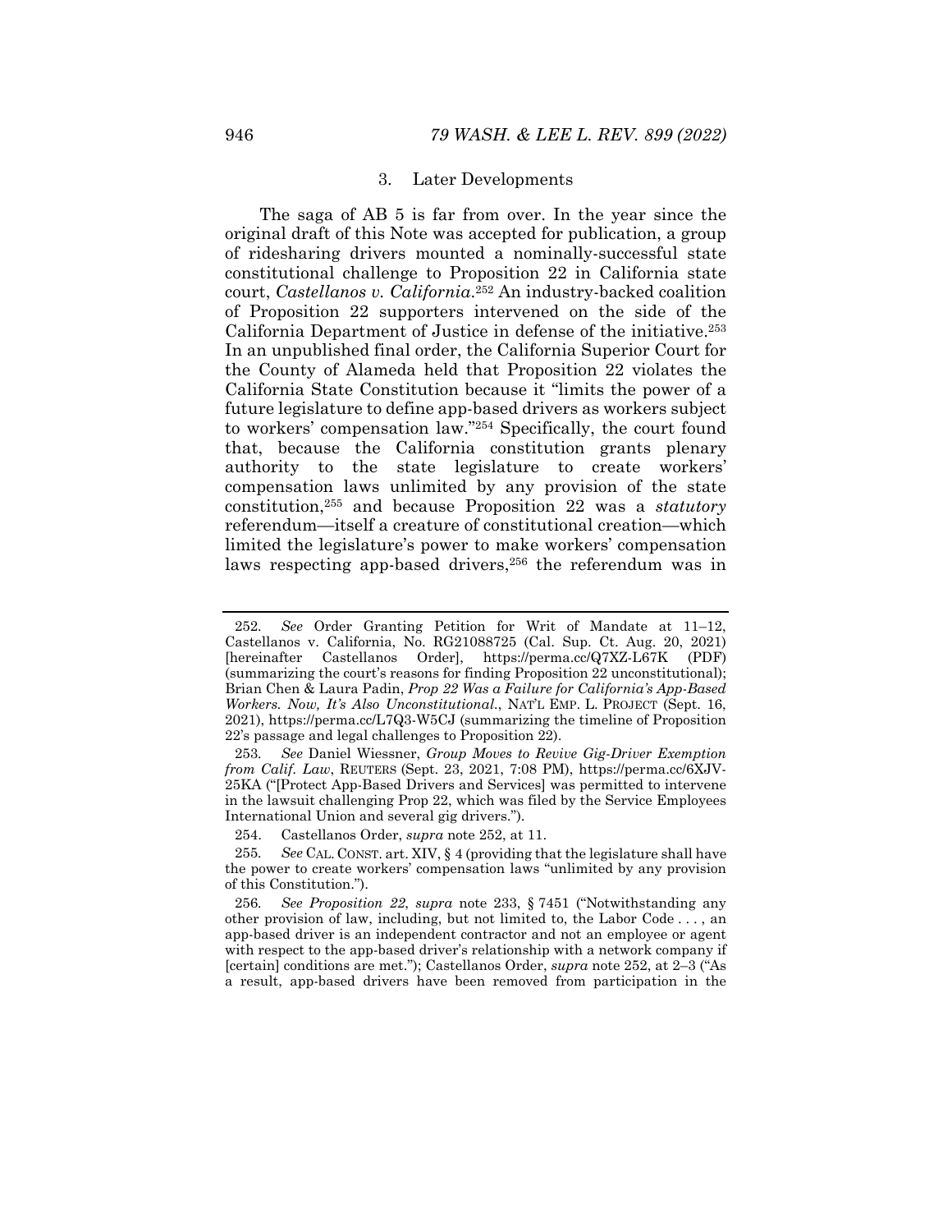### 3. Later Developments

The saga of AB 5 is far from over. In the year since the original draft of this Note was accepted for publication, a group of ridesharing drivers mounted a nominally-successful state constitutional challenge to Proposition 22 in California state court, *Castellanos v. California*.[252] An industry-backed coalition of Proposition 22 supporters intervened on the side of the California Department of Justice in defense of the initiative.[253] In an unpublished final order, the California Superior Court for the County of Alameda held that Proposition 22 violates the California State Constitution because it "limits the power of a future legislature to define app-based drivers as workers subject to workers' compensation law."[254] Specifically, the court found that, because the California constitution grants plenary authority to the state legislature to create workers' compensation laws unlimited by any provision of the state constitution,[255] and because Proposition 22 was a *statutory* referendum—itself a creature of constitutional creation—which limited the legislature's power to make workers' compensation laws respecting app-based drivers,[256] the referendum was in

---

252. *See* Order Granting Petition for Writ of Mandate at 11–12, Castellanos v. California, No. RG21088725 (Cal. Sup. Ct. Aug. 20, 2021) [hereinafter Castellanos Order], https://perma.cc/Q7XZ-L67K (PDF) (summarizing the court's reasons for finding Proposition 22 unconstitutional); Brian Chen & Laura Padin, *Prop 22 Was a Failure for California's App-Based Workers. Now, It's Also Unconstitutional.*, NAT'L EMP. L. PROJECT (Sept. 16, 2021), https://perma.cc/L7Q3-W5CJ (summarizing the timeline of Proposition 22's passage and legal challenges to Proposition 22).

253. *See* Daniel Wiessner, *Group Moves to Revive Gig-Driver Exemption from Calif. Law*, REUTERS (Sept. 23, 2021, 7:08 PM), https://perma.cc/6XJV-25KA ("[Protect App-Based Drivers and Services] was permitted to intervene in the lawsuit challenging Prop 22, which was filed by the Service Employees International Union and several gig drivers.").

254. Castellanos Order, *supra* note 252, at 11.

255. *See* CAL. CONST. art. XIV, § 4 (providing that the legislature shall have the power to create workers' compensation laws "unlimited by any provision of this Constitution.").

256. *See Proposition 22*, *supra* note 233, § 7451 ("Notwithstanding any other provision of law, including, but not limited to, the Labor Code . . . , an app-based driver is an independent contractor and not an employee or agent with respect to the app-based driver's relationship with a network company if [certain] conditions are met."); Castellanos Order, *supra* note 252, at 2–3 ("As a result, app-based drivers have been removed from participation in the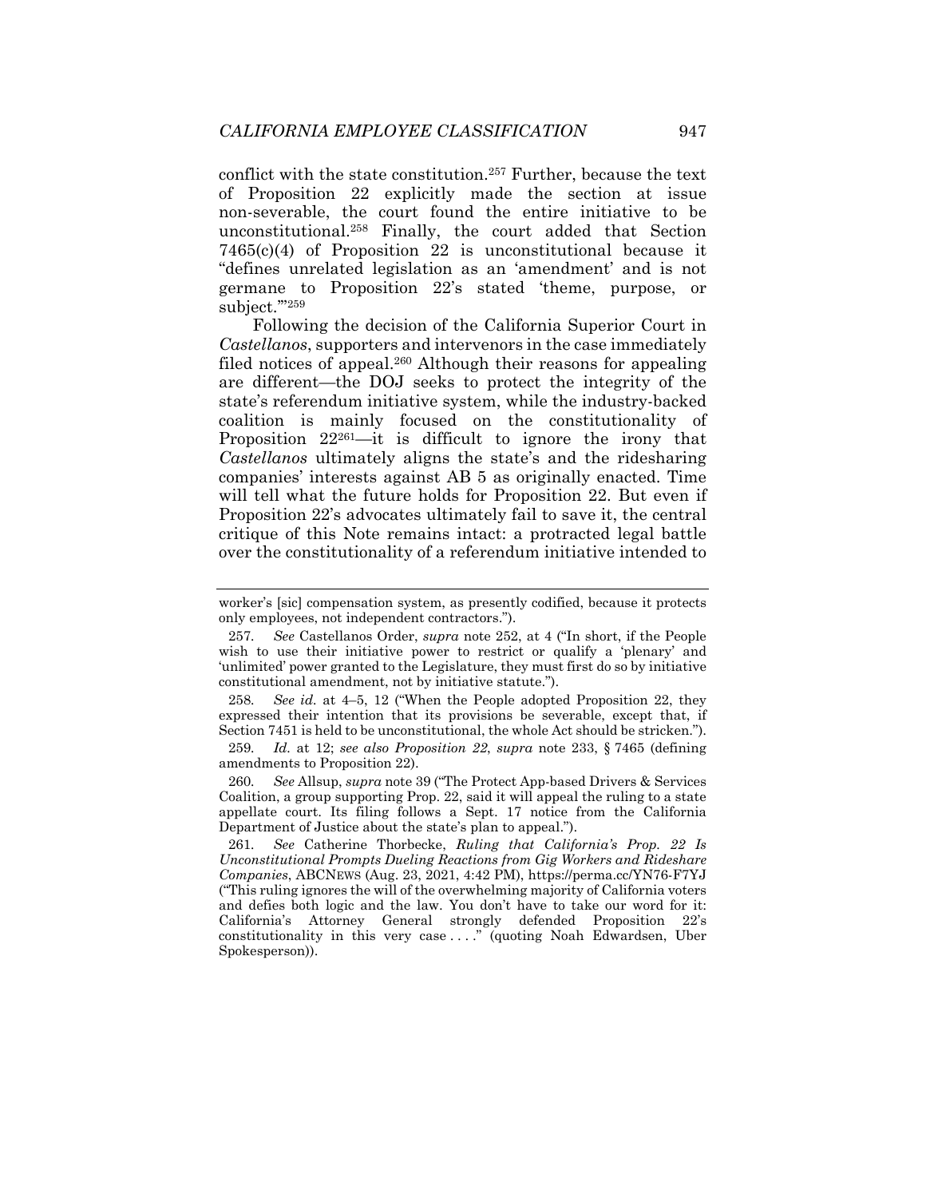conflict with the state constitution.[257] Further, because the text of Proposition 22 explicitly made the section at issue non-severable, the court found the entire initiative to be unconstitutional.[258] Finally, the court added that Section 7465(c)(4) of Proposition 22 is unconstitutional because it "defines unrelated legislation as an 'amendment' and is not germane to Proposition 22's stated 'theme, purpose, or subject.'"[259]

Following the decision of the California Superior Court in *Castellanos*, supporters and intervenors in the case immediately filed notices of appeal.[260] Although their reasons for appealing are different—the DOJ seeks to protect the integrity of the state's referendum initiative system, while the industry-backed coalition is mainly focused on the constitutionality of Proposition 22[261]—it is difficult to ignore the irony that *Castellanos* ultimately aligns the state's and the ridesharing companies' interests against AB 5 as originally enacted. Time will tell what the future holds for Proposition 22. But even if Proposition 22's advocates ultimately fail to save it, the central critique of this Note remains intact: a protracted legal battle over the constitutionality of a referendum initiative intended to

---

worker's [sic] compensation system, as presently codified, because it protects only employees, not independent contractors.").

257. *See* Castellanos Order, *supra* note 252, at 4 ("In short, if the People wish to use their initiative power to restrict or qualify a 'plenary' and 'unlimited' power granted to the Legislature, they must first do so by initiative constitutional amendment, not by initiative statute.").

258. *See id.* at 4–5, 12 ("When the People adopted Proposition 22, they expressed their intention that its provisions be severable, except that, if Section 7451 is held to be unconstitutional, the whole Act should be stricken.").

259. *Id.* at 12; *see also Proposition 22*, *supra* note 233, § 7465 (defining amendments to Proposition 22).

260. *See* Allsup, *supra* note 39 ("The Protect App-based Drivers & Services Coalition, a group supporting Prop. 22, said it will appeal the ruling to a state appellate court. Its filing follows a Sept. 17 notice from the California Department of Justice about the state's plan to appeal.").

261. *See* Catherine Thorbecke, *Ruling that California's Prop. 22 Is Unconstitutional Prompts Dueling Reactions from Gig Workers and Rideshare Companies*, ABCNEWS (Aug. 23, 2021, 4:42 PM), https://perma.cc/YN76-F7YJ ("This ruling ignores the will of the overwhelming majority of California voters and defies both logic and the law. You don't have to take our word for it: California's Attorney General strongly defended Proposition 22's constitutionality in this very case . . . ." (quoting Noah Edwardsen, Uber Spokesperson)).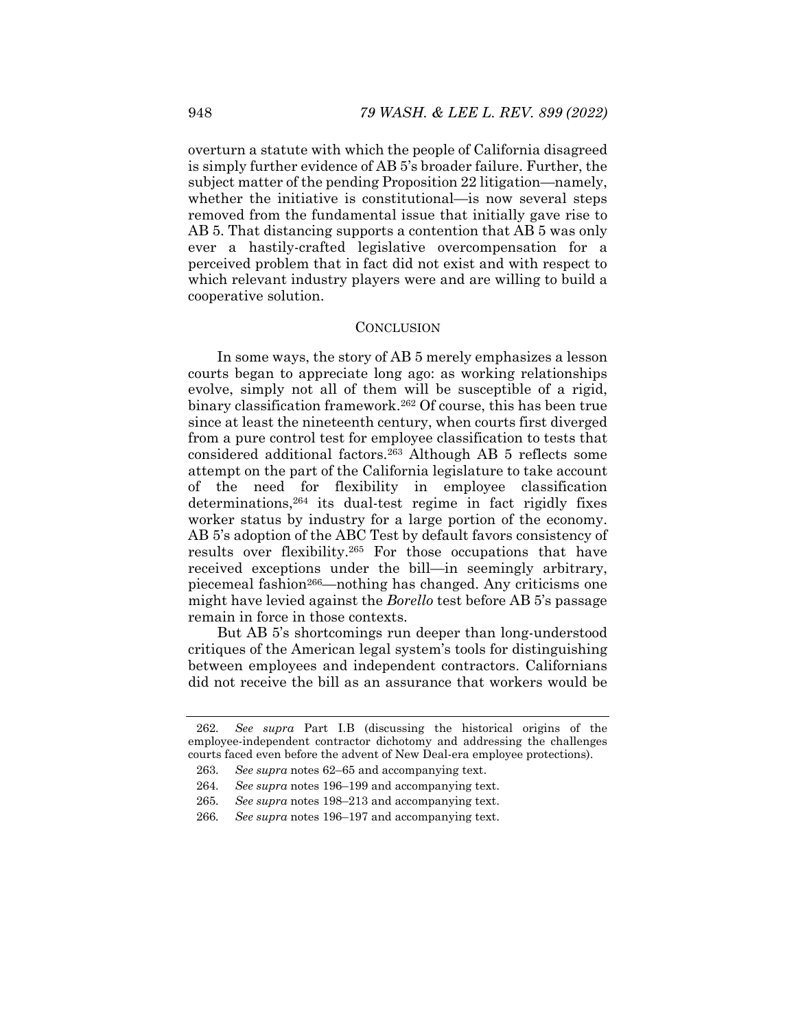overturn a statute with which the people of California disagreed is simply further evidence of AB 5's broader failure. Further, the subject matter of the pending Proposition 22 litigation—namely, whether the initiative is constitutional—is now several steps removed from the fundamental issue that initially gave rise to AB 5. That distancing supports a contention that AB 5 was only ever a hastily-crafted legislative overcompensation for a perceived problem that in fact did not exist and with respect to which relevant industry players were and are willing to build a cooperative solution.

## CONCLUSION

In some ways, the story of AB 5 merely emphasizes a lesson courts began to appreciate long ago: as working relationships evolve, simply not all of them will be susceptible of a rigid, binary classification framework.[262] Of course, this has been true since at least the nineteenth century, when courts first diverged from a pure control test for employee classification to tests that considered additional factors.[263] Although AB 5 reflects some attempt on the part of the California legislature to take account of the need for flexibility in employee classification determinations,[264] its dual-test regime in fact rigidly fixes worker status by industry for a large portion of the economy. AB 5's adoption of the ABC Test by default favors consistency of results over flexibility.[265] For those occupations that have received exceptions under the bill—in seemingly arbitrary, piecemeal fashion[266]—nothing has changed. Any criticisms one might have levied against the *Borello* test before AB 5's passage remain in force in those contexts.

But AB 5's shortcomings run deeper than long-understood critiques of the American legal system's tools for distinguishing between employees and independent contractors. Californians did not receive the bill as an assurance that workers would be

---

262. *See supra* Part I.B (discussing the historical origins of the employee-independent contractor dichotomy and addressing the challenges courts faced even before the advent of New Deal-era employee protections).

263. *See supra* notes 62–65 and accompanying text.

264. *See supra* notes 196–199 and accompanying text.

265. *See supra* notes 198–213 and accompanying text.

266. *See supra* notes 196–197 and accompanying text.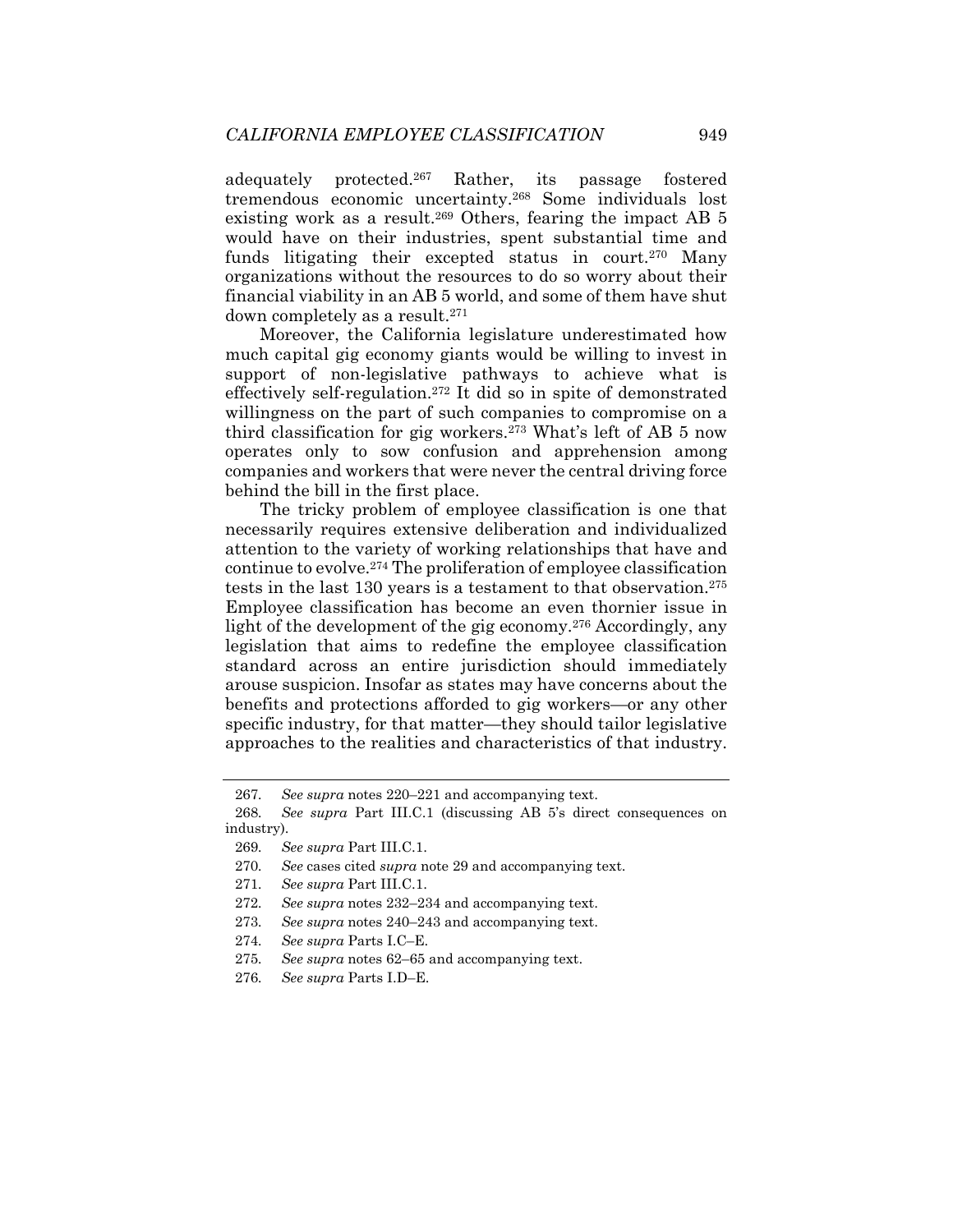adequately protected.[267] Rather, its passage fostered tremendous economic uncertainty.[268] Some individuals lost existing work as a result.[269] Others, fearing the impact AB 5 would have on their industries, spent substantial time and funds litigating their excepted status in court.[270] Many organizations without the resources to do so worry about their financial viability in an AB 5 world, and some of them have shut down completely as a result.[271]

Moreover, the California legislature underestimated how much capital gig economy giants would be willing to invest in support of non-legislative pathways to achieve what is effectively self-regulation.[272] It did so in spite of demonstrated willingness on the part of such companies to compromise on a third classification for gig workers.[273] What's left of AB 5 now operates only to sow confusion and apprehension among companies and workers that were never the central driving force behind the bill in the first place.

The tricky problem of employee classification is one that necessarily requires extensive deliberation and individualized attention to the variety of working relationships that have and continue to evolve.[274] The proliferation of employee classification tests in the last 130 years is a testament to that observation.[275] Employee classification has become an even thornier issue in light of the development of the gig economy.[276] Accordingly, any legislation that aims to redefine the employee classification standard across an entire jurisdiction should immediately arouse suspicion. Insofar as states may have concerns about the benefits and protections afforded to gig workers—or any other specific industry, for that matter—they should tailor legislative approaches to the realities and characteristics of that industry.

---

267. *See supra* notes 220–221 and accompanying text.

268. *See supra* Part III.C.1 (discussing AB 5's direct consequences on industry).

269. *See supra* Part III.C.1.

270. *See* cases cited *supra* note 29 and accompanying text.

271. *See supra* Part III.C.1.

272. *See supra* notes 232–234 and accompanying text.

273. *See supra* notes 240–243 and accompanying text.

274. *See supra* Parts I.C–E.

275. *See supra* notes 62–65 and accompanying text.

276. *See supra* Parts I.D–E.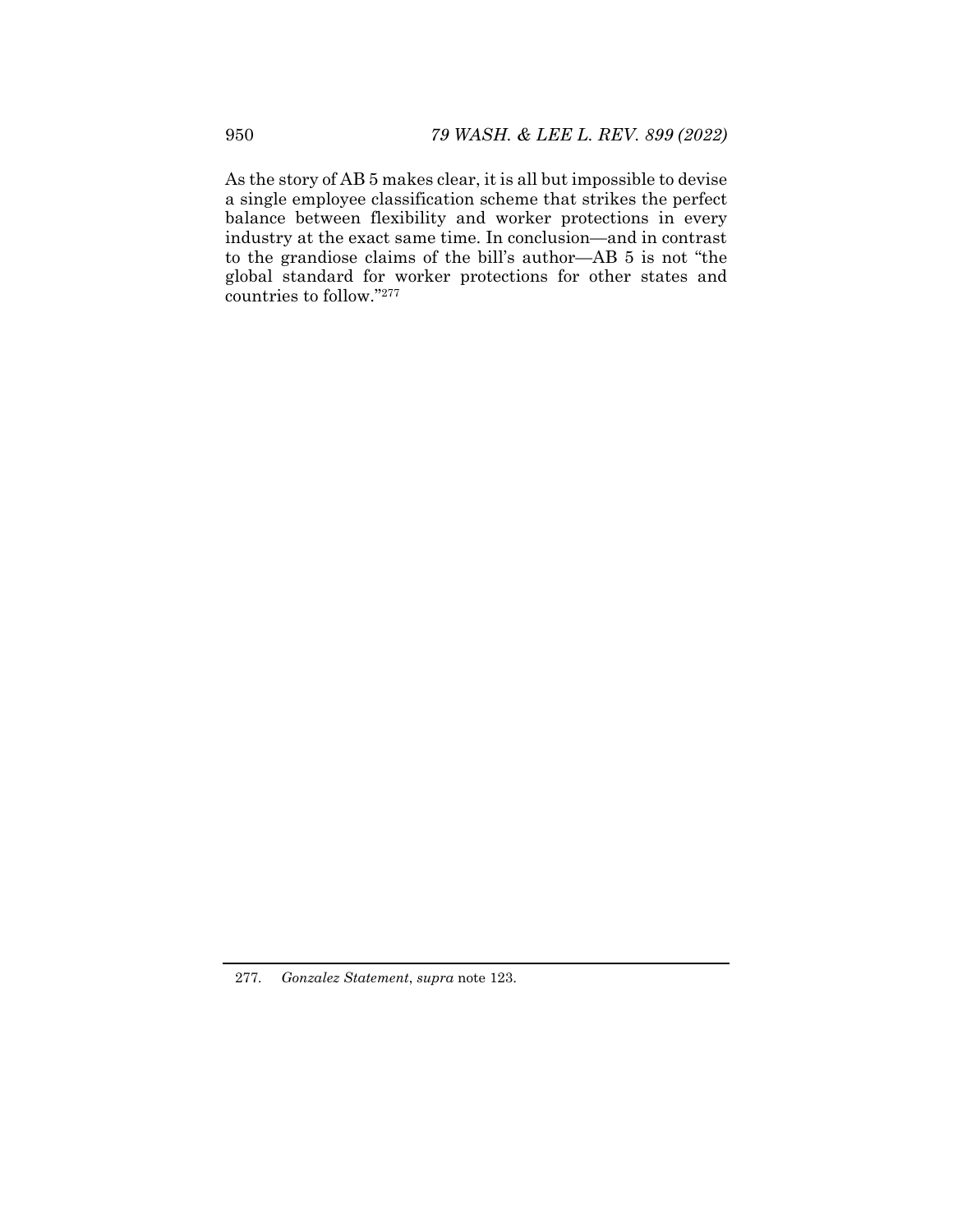As the story of AB 5 makes clear, it is all but impossible to devise a single employee classification scheme that strikes the perfect balance between flexibility and worker protections in every industry at the exact same time. In conclusion—and in contrast to the grandiose claims of the bill's author—AB 5 is not "the global standard for worker protections for other states and countries to follow."[277]

---

277. *Gonzalez Statement*, *supra* note 123.